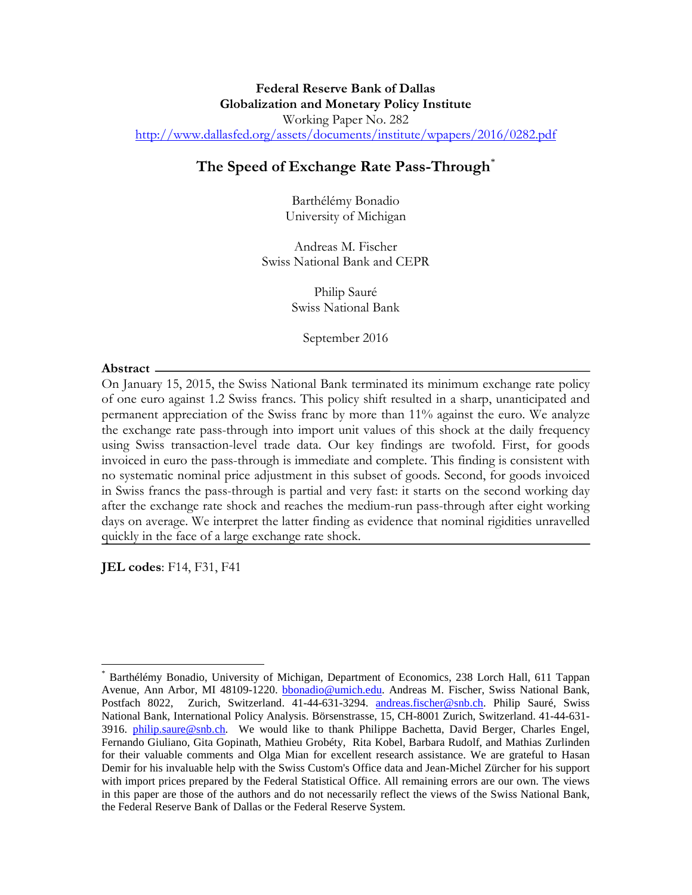**Federal Reserve Bank of Dallas**
**Globalization and Monetary Policy Institute**
Working Paper No. 282
http://www.dallasfed.org/assets/documents/institute/wpapers/2016/0282.pdf

# The Speed of Exchange Rate Pass-Through[*]

Barthélémy Bonadio
University of Michigan

Andreas M. Fischer
Swiss National Bank and CEPR

Philip Sauré
Swiss National Bank

September 2016

**Abstract**

On January 15, 2015, the Swiss National Bank terminated its minimum exchange rate policy of one euro against 1.2 Swiss francs. This policy shift resulted in a sharp, unanticipated and permanent appreciation of the Swiss franc by more than 11% against the euro. We analyze the exchange rate pass-through into import unit values of this shock at the daily frequency using Swiss transaction-level trade data. Our key findings are twofold. First, for goods invoiced in euro the pass-through is immediate and complete. This finding is consistent with no systematic nominal price adjustment in this subset of goods. Second, for goods invoiced in Swiss francs the pass-through is partial and very fast: it starts on the second working day after the exchange rate shock and reaches the medium-run pass-through after eight working days on average. We interpret the latter finding as evidence that nominal rigidities unravelled quickly in the face of a large exchange rate shock.

**JEL codes**: F14, F31, F41

[*] Barthélémy Bonadio, University of Michigan, Department of Economics, 238 Lorch Hall, 611 Tappan Avenue, Ann Arbor, MI 48109-1220. bbonadio@umich.edu. Andreas M. Fischer, Swiss National Bank, Postfach 8022, Zurich, Switzerland. 41-44-631-3294. andreas.fischer@snb.ch. Philip Sauré, Swiss National Bank, International Policy Analysis. Börsenstrasse, 15, CH-8001 Zurich, Switzerland. 41-44-631-3916. philip.saure@snb.ch. We would like to thank Philippe Bachetta, David Berger, Charles Engel, Fernando Giuliano, Gita Gopinath, Mathieu Grobéty, Rita Kobel, Barbara Rudolf, and Mathias Zurlinden for their valuable comments and Olga Mian for excellent research assistance. We are grateful to Hasan Demir for his invaluable help with the Swiss Custom's Office data and Jean-Michel Zürcher for his support with import prices prepared by the Federal Statistical Office. All remaining errors are our own. The views in this paper are those of the authors and do not necessarily reflect the views of the Swiss National Bank, the Federal Reserve Bank of Dallas or the Federal Reserve System.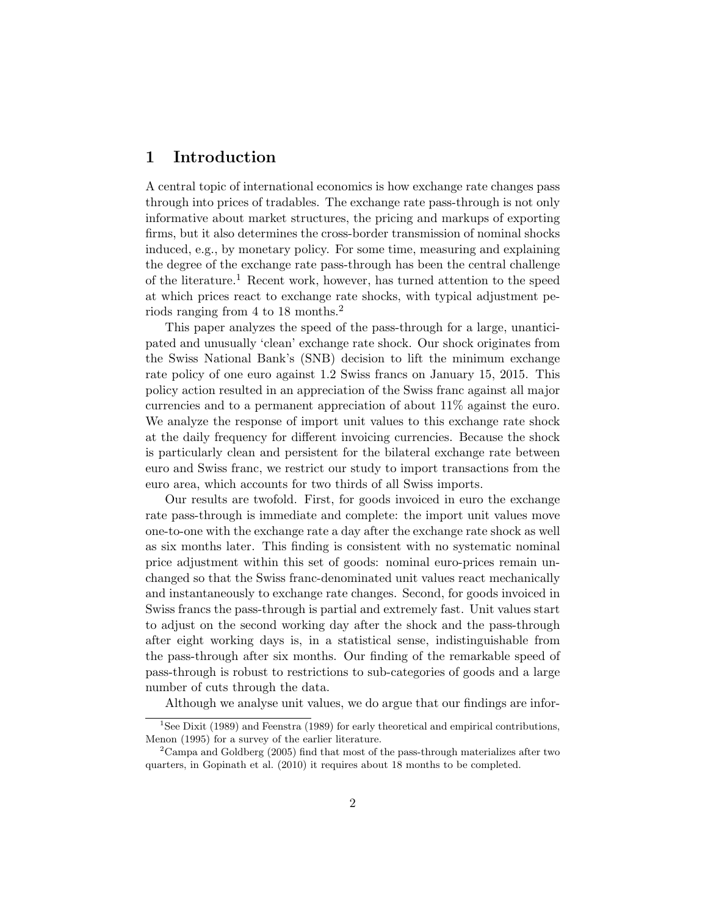# 1 Introduction

A central topic of international economics is how exchange rate changes pass through into prices of tradables. The exchange rate pass-through is not only informative about market structures, the pricing and markups of exporting firms, but it also determines the cross-border transmission of nominal shocks induced, e.g., by monetary policy. For some time, measuring and explaining the degree of the exchange rate pass-through has been the central challenge of the literature.[1] Recent work, however, has turned attention to the speed at which prices react to exchange rate shocks, with typical adjustment periods ranging from 4 to 18 months.[2]

This paper analyzes the speed of the pass-through for a large, unanticipated and unusually 'clean' exchange rate shock. Our shock originates from the Swiss National Bank's (SNB) decision to lift the minimum exchange rate policy of one euro against 1.2 Swiss francs on January 15, 2015. This policy action resulted in an appreciation of the Swiss franc against all major currencies and to a permanent appreciation of about 11% against the euro. We analyze the response of import unit values to this exchange rate shock at the daily frequency for different invoicing currencies. Because the shock is particularly clean and persistent for the bilateral exchange rate between euro and Swiss franc, we restrict our study to import transactions from the euro area, which accounts for two thirds of all Swiss imports.

Our results are twofold. First, for goods invoiced in euro the exchange rate pass-through is immediate and complete: the import unit values move one-to-one with the exchange rate a day after the exchange rate shock as well as six months later. This finding is consistent with no systematic nominal price adjustment within this set of goods: nominal euro-prices remain unchanged so that the Swiss franc-denominated unit values react mechanically and instantaneously to exchange rate changes. Second, for goods invoiced in Swiss francs the pass-through is partial and extremely fast. Unit values start to adjust on the second working day after the shock and the pass-through after eight working days is, in a statistical sense, indistinguishable from the pass-through after six months. Our finding of the remarkable speed of pass-through is robust to restrictions to sub-categories of goods and a large number of cuts through the data.

Although we analyse unit values, we do argue that our findings are infor-

[1] See Dixit (1989) and Feenstra (1989) for early theoretical and empirical contributions, Menon (1995) for a survey of the earlier literature.

[2] Campa and Goldberg (2005) find that most of the pass-through materializes after two quarters, in Gopinath et al. (2010) it requires about 18 months to be completed.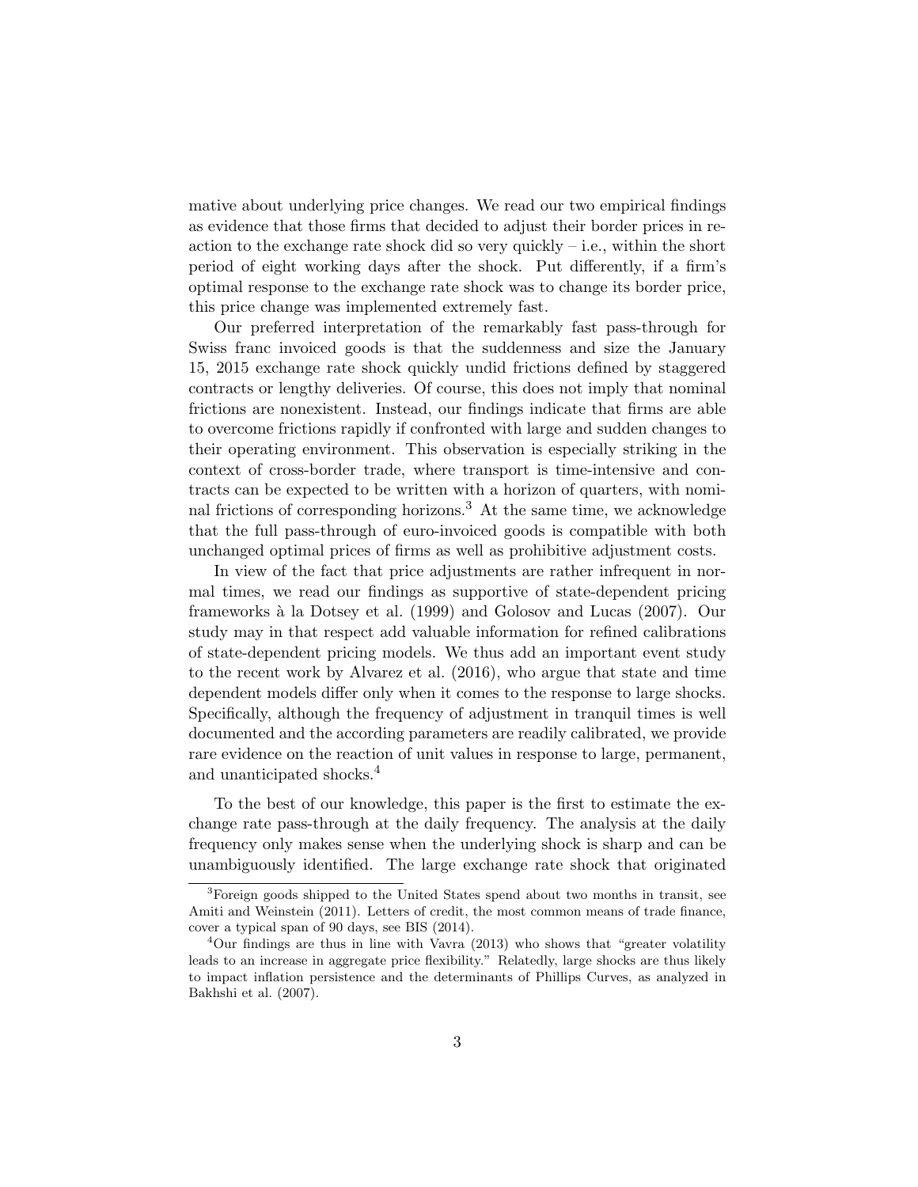mative about underlying price changes. We read our two empirical findings as evidence that those firms that decided to adjust their border prices in reaction to the exchange rate shock did so very quickly – i.e., within the short period of eight working days after the shock. Put differently, if a firm's optimal response to the exchange rate shock was to change its border price, this price change was implemented extremely fast.

Our preferred interpretation of the remarkably fast pass-through for Swiss franc invoiced goods is that the suddenness and size the January 15, 2015 exchange rate shock quickly undid frictions defined by staggered contracts or lengthy deliveries. Of course, this does not imply that nominal frictions are nonexistent. Instead, our findings indicate that firms are able to overcome frictions rapidly if confronted with large and sudden changes to their operating environment. This observation is especially striking in the context of cross-border trade, where transport is time-intensive and contracts can be expected to be written with a horizon of quarters, with nominal frictions of corresponding horizons.[3] At the same time, we acknowledge that the full pass-through of euro-invoiced goods is compatible with both unchanged optimal prices of firms as well as prohibitive adjustment costs.

In view of the fact that price adjustments are rather infrequent in normal times, we read our findings as supportive of state-dependent pricing frameworks à la Dotsey et al. (1999) and Golosov and Lucas (2007). Our study may in that respect add valuable information for refined calibrations of state-dependent pricing models. We thus add an important event study to the recent work by Alvarez et al. (2016), who argue that state and time dependent models differ only when it comes to the response to large shocks. Specifically, although the frequency of adjustment in tranquil times is well documented and the according parameters are readily calibrated, we provide rare evidence on the reaction of unit values in response to large, permanent, and unanticipated shocks.[4]

To the best of our knowledge, this paper is the first to estimate the exchange rate pass-through at the daily frequency. The analysis at the daily frequency only makes sense when the underlying shock is sharp and can be unambiguously identified. The large exchange rate shock that originated

[3] Foreign goods shipped to the United States spend about two months in transit, see Amiti and Weinstein (2011). Letters of credit, the most common means of trade finance, cover a typical span of 90 days, see BIS (2014).

[4] Our findings are thus in line with Vavra (2013) who shows that "greater volatility leads to an increase in aggregate price flexibility." Relatedly, large shocks are thus likely to impact inflation persistence and the determinants of Phillips Curves, as analyzed in Bakhshi et al. (2007).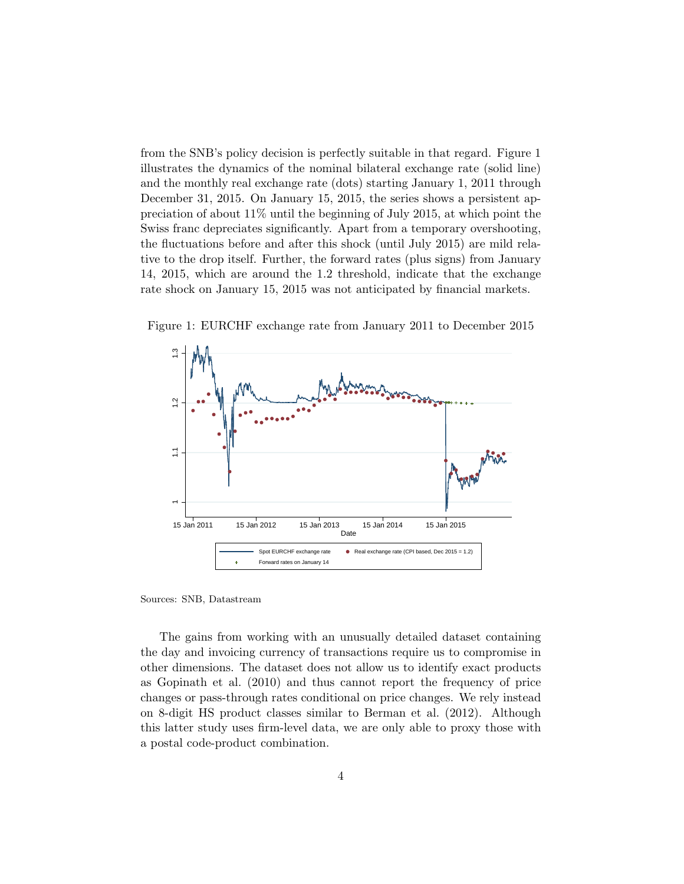from the SNB's policy decision is perfectly suitable in that regard. Figure 1 illustrates the dynamics of the nominal bilateral exchange rate (solid line) and the monthly real exchange rate (dots) starting January 1, 2011 through December 31, 2015. On January 15, 2015, the series shows a persistent appreciation of about 11% until the beginning of July 2015, at which point the Swiss franc depreciates significantly. Apart from a temporary overshooting, the fluctuations before and after this shock (until July 2015) are mild relative to the drop itself. Further, the forward rates (plus signs) from January 14, 2015, which are around the 1.2 threshold, indicate that the exchange rate shock on January 15, 2015 was not anticipated by financial markets.

Figure 1: EURCHF exchange rate from January 2011 to December 2015

Sources: SNB, Datastream

The gains from working with an unusually detailed dataset containing the day and invoicing currency of transactions require us to compromise in other dimensions. The dataset does not allow us to identify exact products as Gopinath et al. (2010) and thus cannot report the frequency of price changes or pass-through rates conditional on price changes. We rely instead on 8-digit HS product classes similar to Berman et al. (2012). Although this latter study uses firm-level data, we are only able to proxy those with a postal code-product combination.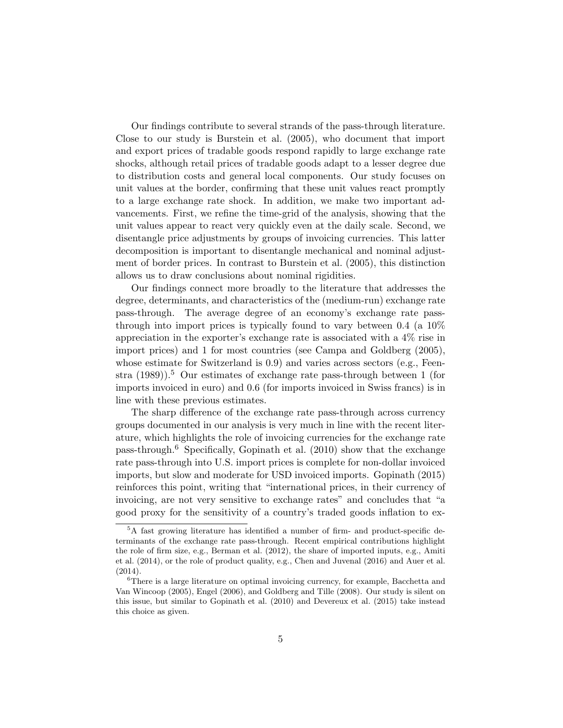Our findings contribute to several strands of the pass-through literature. Close to our study is Burstein et al. (2005), who document that import and export prices of tradable goods respond rapidly to large exchange rate shocks, although retail prices of tradable goods adapt to a lesser degree due to distribution costs and general local components. Our study focuses on unit values at the border, confirming that these unit values react promptly to a large exchange rate shock. In addition, we make two important advancements. First, we refine the time-grid of the analysis, showing that the unit values appear to react very quickly even at the daily scale. Second, we disentangle price adjustments by groups of invoicing currencies. This latter decomposition is important to disentangle mechanical and nominal adjustment of border prices. In contrast to Burstein et al. (2005), this distinction allows us to draw conclusions about nominal rigidities.

Our findings connect more broadly to the literature that addresses the degree, determinants, and characteristics of the (medium-run) exchange rate pass-through. The average degree of an economy's exchange rate pass-through into import prices is typically found to vary between 0.4 (a 10% appreciation in the exporter's exchange rate is associated with a 4% rise in import prices) and 1 for most countries (see Campa and Goldberg (2005), whose estimate for Switzerland is 0.9) and varies across sectors (e.g., Feenstra (1989)).[5] Our estimates of exchange rate pass-through between 1 (for imports invoiced in euro) and 0.6 (for imports invoiced in Swiss francs) is in line with these previous estimates.

The sharp difference of the exchange rate pass-through across currency groups documented in our analysis is very much in line with the recent literature, which highlights the role of invoicing currencies for the exchange rate pass-through.[6] Specifically, Gopinath et al. (2010) show that the exchange rate pass-through into U.S. import prices is complete for non-dollar invoiced imports, but slow and moderate for USD invoiced imports. Gopinath (2015) reinforces this point, writing that "international prices, in their currency of invoicing, are not very sensitive to exchange rates" and concludes that "a good proxy for the sensitivity of a country's traded goods inflation to ex-

[5] A fast growing literature has identified a number of firm- and product-specific determinants of the exchange rate pass-through. Recent empirical contributions highlight the role of firm size, e.g., Berman et al. (2012), the share of imported inputs, e.g., Amiti et al. (2014), or the role of product quality, e.g., Chen and Juvenal (2016) and Auer et al. (2014).

[6] There is a large literature on optimal invoicing currency, for example, Bacchetta and Van Wincoop (2005), Engel (2006), and Goldberg and Tille (2008). Our study is silent on this issue, but similar to Gopinath et al. (2010) and Devereux et al. (2015) take instead this choice as given.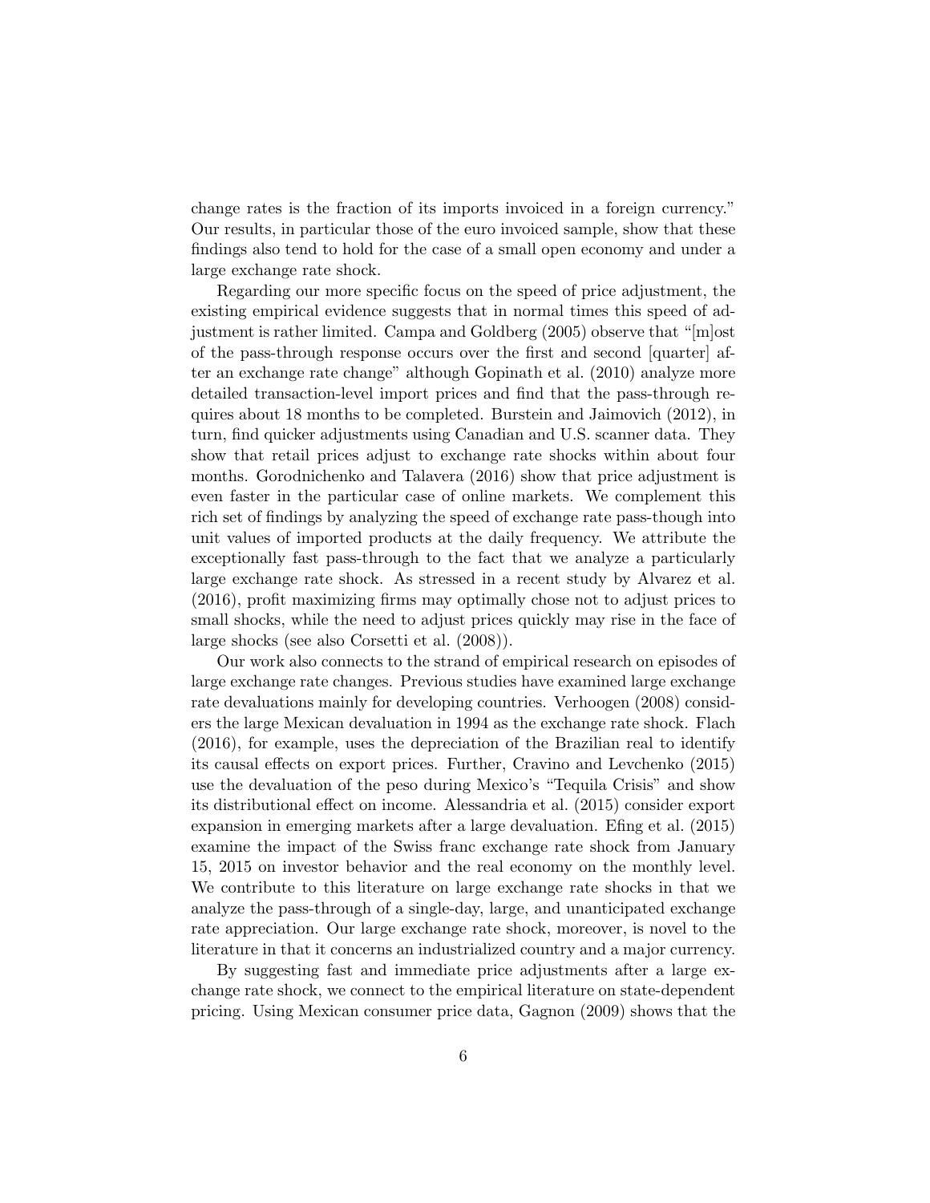change rates is the fraction of its imports invoiced in a foreign currency." Our results, in particular those of the euro invoiced sample, show that these findings also tend to hold for the case of a small open economy and under a large exchange rate shock.

Regarding our more specific focus on the speed of price adjustment, the existing empirical evidence suggests that in normal times this speed of adjustment is rather limited. Campa and Goldberg (2005) observe that "[m]ost of the pass-through response occurs over the first and second [quarter] after an exchange rate change" although Gopinath et al. (2010) analyze more detailed transaction-level import prices and find that the pass-through requires about 18 months to be completed. Burstein and Jaimovich (2012), in turn, find quicker adjustments using Canadian and U.S. scanner data. They show that retail prices adjust to exchange rate shocks within about four months. Gorodnichenko and Talavera (2016) show that price adjustment is even faster in the particular case of online markets. We complement this rich set of findings by analyzing the speed of exchange rate pass-though into unit values of imported products at the daily frequency. We attribute the exceptionally fast pass-through to the fact that we analyze a particularly large exchange rate shock. As stressed in a recent study by Alvarez et al. (2016), profit maximizing firms may optimally chose not to adjust prices to small shocks, while the need to adjust prices quickly may rise in the face of large shocks (see also Corsetti et al. (2008)).

Our work also connects to the strand of empirical research on episodes of large exchange rate changes. Previous studies have examined large exchange rate devaluations mainly for developing countries. Verhoogen (2008) considers the large Mexican devaluation in 1994 as the exchange rate shock. Flach (2016), for example, uses the depreciation of the Brazilian real to identify its causal effects on export prices. Further, Cravino and Levchenko (2015) use the devaluation of the peso during Mexico's "Tequila Crisis" and show its distributional effect on income. Alessandria et al. (2015) consider export expansion in emerging markets after a large devaluation. Efing et al. (2015) examine the impact of the Swiss franc exchange rate shock from January 15, 2015 on investor behavior and the real economy on the monthly level. We contribute to this literature on large exchange rate shocks in that we analyze the pass-through of a single-day, large, and unanticipated exchange rate appreciation. Our large exchange rate shock, moreover, is novel to the literature in that it concerns an industrialized country and a major currency.

By suggesting fast and immediate price adjustments after a large exchange rate shock, we connect to the empirical literature on state-dependent pricing. Using Mexican consumer price data, Gagnon (2009) shows that the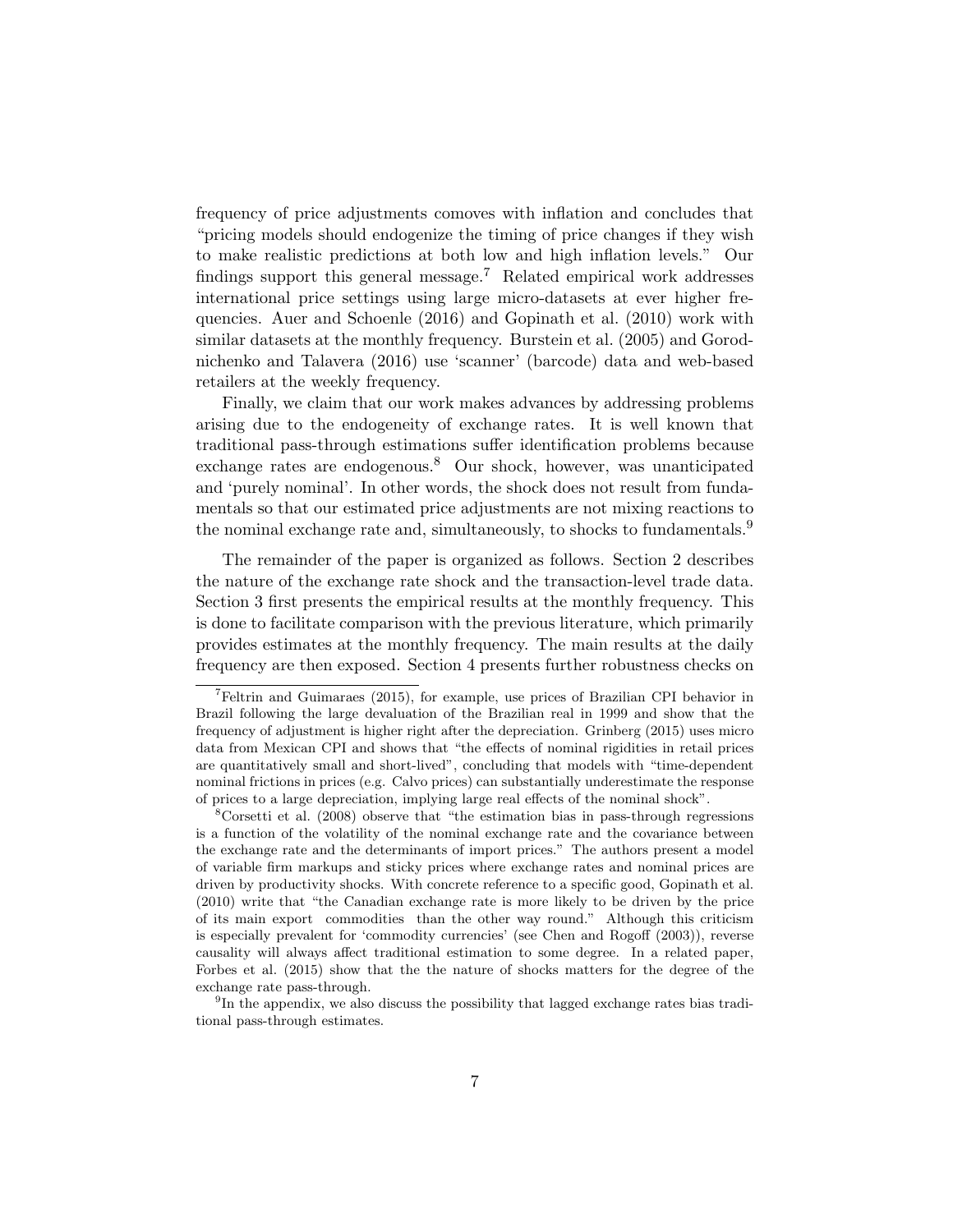frequency of price adjustments comoves with inflation and concludes that "pricing models should endogenize the timing of price changes if they wish to make realistic predictions at both low and high inflation levels." Our findings support this general message.[7] Related empirical work addresses international price settings using large micro-datasets at ever higher frequencies. Auer and Schoenle (2016) and Gopinath et al. (2010) work with similar datasets at the monthly frequency. Burstein et al. (2005) and Gorodnichenko and Talavera (2016) use 'scanner' (barcode) data and web-based retailers at the weekly frequency.

Finally, we claim that our work makes advances by addressing problems arising due to the endogeneity of exchange rates. It is well known that traditional pass-through estimations suffer identification problems because exchange rates are endogenous.[8] Our shock, however, was unanticipated and 'purely nominal'. In other words, the shock does not result from fundamentals so that our estimated price adjustments are not mixing reactions to the nominal exchange rate and, simultaneously, to shocks to fundamentals.[9]

The remainder of the paper is organized as follows. Section 2 describes the nature of the exchange rate shock and the transaction-level trade data. Section 3 first presents the empirical results at the monthly frequency. This is done to facilitate comparison with the previous literature, which primarily provides estimates at the monthly frequency. The main results at the daily frequency are then exposed. Section 4 presents further robustness checks on

[7] Feltrin and Guimaraes (2015), for example, use prices of Brazilian CPI behavior in Brazil following the large devaluation of the Brazilian real in 1999 and show that the frequency of adjustment is higher right after the depreciation. Grinberg (2015) uses micro data from Mexican CPI and shows that "the effects of nominal rigidities in retail prices are quantitatively small and short-lived", concluding that models with "time-dependent nominal frictions in prices (e.g. Calvo prices) can substantially underestimate the response of prices to a large depreciation, implying large real effects of the nominal shock".

[8] Corsetti et al. (2008) observe that "the estimation bias in pass-through regressions is a function of the volatility of the nominal exchange rate and the covariance between the exchange rate and the determinants of import prices." The authors present a model of variable firm markups and sticky prices where exchange rates and nominal prices are driven by productivity shocks. With concrete reference to a specific good, Gopinath et al. (2010) write that "the Canadian exchange rate is more likely to be driven by the price of its main export commodities than the other way round." Although this criticism is especially prevalent for 'commodity currencies' (see Chen and Rogoff (2003)), reverse causality will always affect traditional estimation to some degree. In a related paper, Forbes et al. (2015) show that the the nature of shocks matters for the degree of the exchange rate pass-through.

[9] In the appendix, we also discuss the possibility that lagged exchange rates bias traditional pass-through estimates.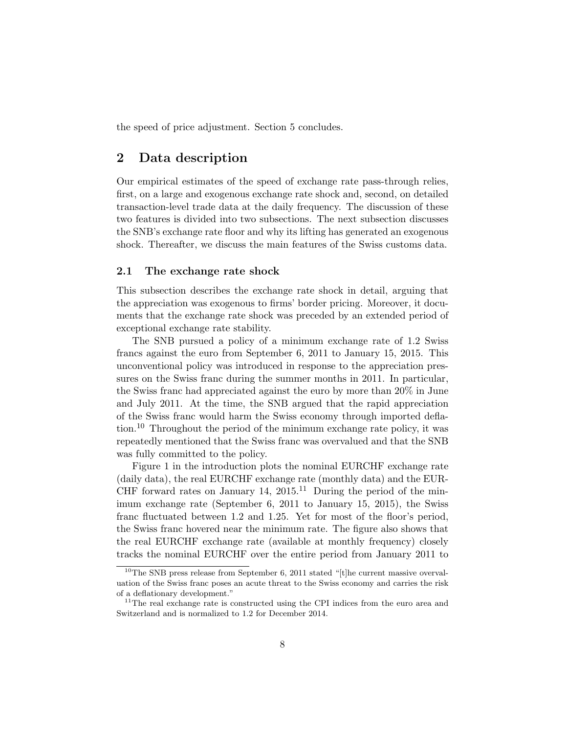the speed of price adjustment. Section 5 concludes.

## 2 Data description

Our empirical estimates of the speed of exchange rate pass-through relies, first, on a large and exogenous exchange rate shock and, second, on detailed transaction-level trade data at the daily frequency. The discussion of these two features is divided into two subsections. The next subsection discusses the SNB's exchange rate floor and why its lifting has generated an exogenous shock. Thereafter, we discuss the main features of the Swiss customs data.

### 2.1 The exchange rate shock

This subsection describes the exchange rate shock in detail, arguing that the appreciation was exogenous to firms' border pricing. Moreover, it documents that the exchange rate shock was preceded by an extended period of exceptional exchange rate stability.

The SNB pursued a policy of a minimum exchange rate of 1.2 Swiss francs against the euro from September 6, 2011 to January 15, 2015. This unconventional policy was introduced in response to the appreciation pressures on the Swiss franc during the summer months in 2011. In particular, the Swiss franc had appreciated against the euro by more than 20% in June and July 2011. At the time, the SNB argued that the rapid appreciation of the Swiss franc would harm the Swiss economy through imported deflation.[10] Throughout the period of the minimum exchange rate policy, it was repeatedly mentioned that the Swiss franc was overvalued and that the SNB was fully committed to the policy.

Figure 1 in the introduction plots the nominal EURCHF exchange rate (daily data), the real EURCHF exchange rate (monthly data) and the EURCHF forward rates on January 14, 2015.[11] During the period of the minimum exchange rate (September 6, 2011 to January 15, 2015), the Swiss franc fluctuated between 1.2 and 1.25. Yet for most of the floor's period, the Swiss franc hovered near the minimum rate. The figure also shows that the real EURCHF exchange rate (available at monthly frequency) closely tracks the nominal EURCHF over the entire period from January 2011 to

[10] The SNB press release from September 6, 2011 stated "[t]he current massive overvaluation of the Swiss franc poses an acute threat to the Swiss economy and carries the risk of a deflationary development."

[11] The real exchange rate is constructed using the CPI indices from the euro area and Switzerland and is normalized to 1.2 for December 2014.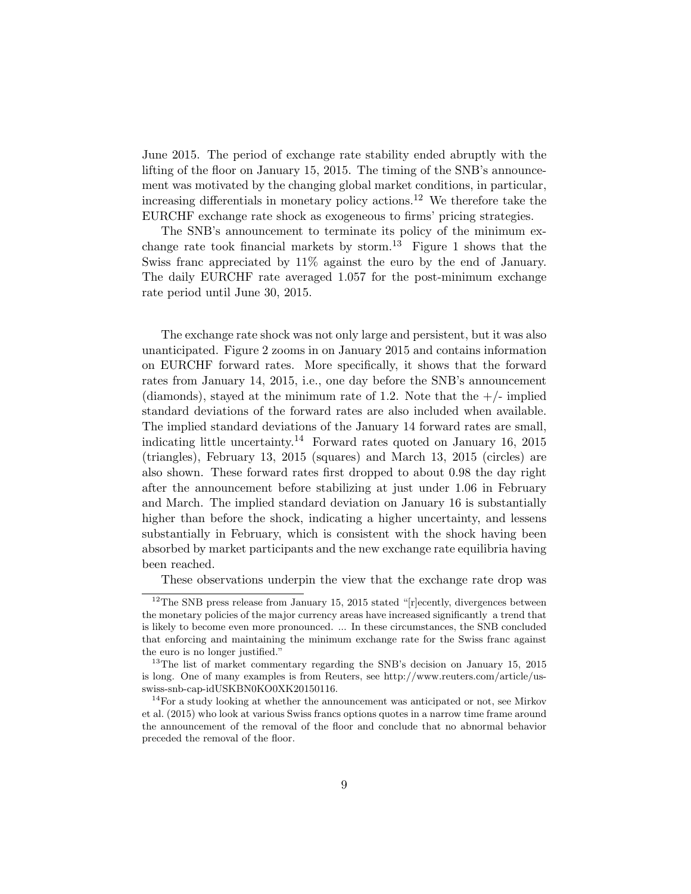June 2015. The period of exchange rate stability ended abruptly with the lifting of the floor on January 15, 2015. The timing of the SNB's announcement was motivated by the changing global market conditions, in particular, increasing differentials in monetary policy actions.[12] We therefore take the EURCHF exchange rate shock as exogeneous to firms' pricing strategies.

The SNB's announcement to terminate its policy of the minimum exchange rate took financial markets by storm.[13] Figure 1 shows that the Swiss franc appreciated by 11% against the euro by the end of January. The daily EURCHF rate averaged 1.057 for the post-minimum exchange rate period until June 30, 2015.

The exchange rate shock was not only large and persistent, but it was also unanticipated. Figure 2 zooms in on January 2015 and contains information on EURCHF forward rates. More specifically, it shows that the forward rates from January 14, 2015, i.e., one day before the SNB's announcement (diamonds), stayed at the minimum rate of 1.2. Note that the +/- implied standard deviations of the forward rates are also included when available. The implied standard deviations of the January 14 forward rates are small, indicating little uncertainty.[14] Forward rates quoted on January 16, 2015 (triangles), February 13, 2015 (squares) and March 13, 2015 (circles) are also shown. These forward rates first dropped to about 0.98 the day right after the announcement before stabilizing at just under 1.06 in February and March. The implied standard deviation on January 16 is substantially higher than before the shock, indicating a higher uncertainty, and lessens substantially in February, which is consistent with the shock having been absorbed by market participants and the new exchange rate equilibria having been reached.

These observations underpin the view that the exchange rate drop was

[12] The SNB press release from January 15, 2015 stated "[r]ecently, divergences between the monetary policies of the major currency areas have increased significantly a trend that is likely to become even more pronounced. ... In these circumstances, the SNB concluded that enforcing and maintaining the minimum exchange rate for the Swiss franc against the euro is no longer justified."

[13] The list of market commentary regarding the SNB's decision on January 15, 2015 is long. One of many examples is from Reuters, see http://www.reuters.com/article/us-swiss-snb-cap-idUSKBN0KO0XK20150116.

[14] For a study looking at whether the announcement was anticipated or not, see Mirkov et al. (2015) who look at various Swiss francs options quotes in a narrow time frame around the announcement of the removal of the floor and conclude that no abnormal behavior preceded the removal of the floor.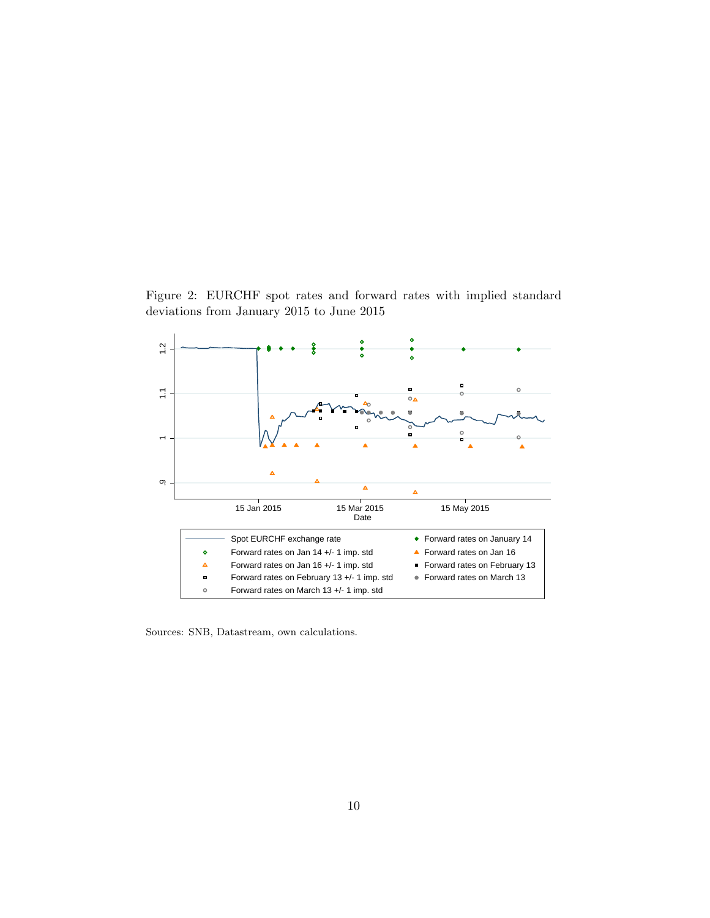Figure 2: EURCHF spot rates and forward rates with implied standard deviations from January 2015 to June 2015

Sources: SNB, Datastream, own calculations.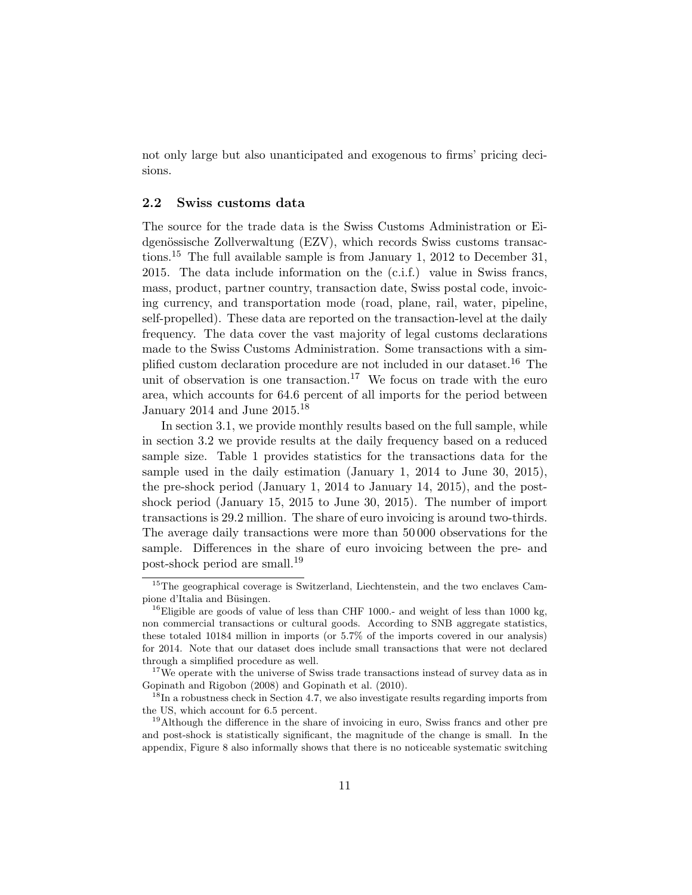not only large but also unanticipated and exogenous to firms' pricing decisions.

### 2.2 Swiss customs data

The source for the trade data is the Swiss Customs Administration or Eidgenössische Zollverwaltung (EZV), which records Swiss customs transactions.[15] The full available sample is from January 1, 2012 to December 31, 2015. The data include information on the (c.i.f.) value in Swiss francs, mass, product, partner country, transaction date, Swiss postal code, invoicing currency, and transportation mode (road, plane, rail, water, pipeline, self-propelled). These data are reported on the transaction-level at the daily frequency. The data cover the vast majority of legal customs declarations made to the Swiss Customs Administration. Some transactions with a simplified custom declaration procedure are not included in our dataset.[16] The unit of observation is one transaction.[17] We focus on trade with the euro area, which accounts for 64.6 percent of all imports for the period between January 2014 and June 2015.[18]

In section 3.1, we provide monthly results based on the full sample, while in section 3.2 we provide results at the daily frequency based on a reduced sample size. Table 1 provides statistics for the transactions data for the sample used in the daily estimation (January 1, 2014 to June 30, 2015), the pre-shock period (January 1, 2014 to January 14, 2015), and the post-shock period (January 15, 2015 to June 30, 2015). The number of import transactions is 29.2 million. The share of euro invoicing is around two-thirds. The average daily transactions were more than 50 000 observations for the sample. Differences in the share of euro invoicing between the pre- and post-shock period are small.[19]

[15] The geographical coverage is Switzerland, Liechtenstein, and the two enclaves Campione d'Italia and Büsingen.

[16] Eligible are goods of value of less than CHF 1000.- and weight of less than 1000 kg, non commercial transactions or cultural goods. According to SNB aggregate statistics, these totaled 10184 million in imports (or 5.7% of the imports covered in our analysis) for 2014. Note that our dataset does include small transactions that were not declared through a simplified procedure as well.

[17] We operate with the universe of Swiss trade transactions instead of survey data as in Gopinath and Rigobon (2008) and Gopinath et al. (2010).

[18] In a robustness check in Section 4.7, we also investigate results regarding imports from the US, which account for 6.5 percent.

[19] Although the difference in the share of invoicing in euro, Swiss francs and other pre and post-shock is statistically significant, the magnitude of the change is small. In the appendix, Figure 8 also informally shows that there is no noticeable systematic switching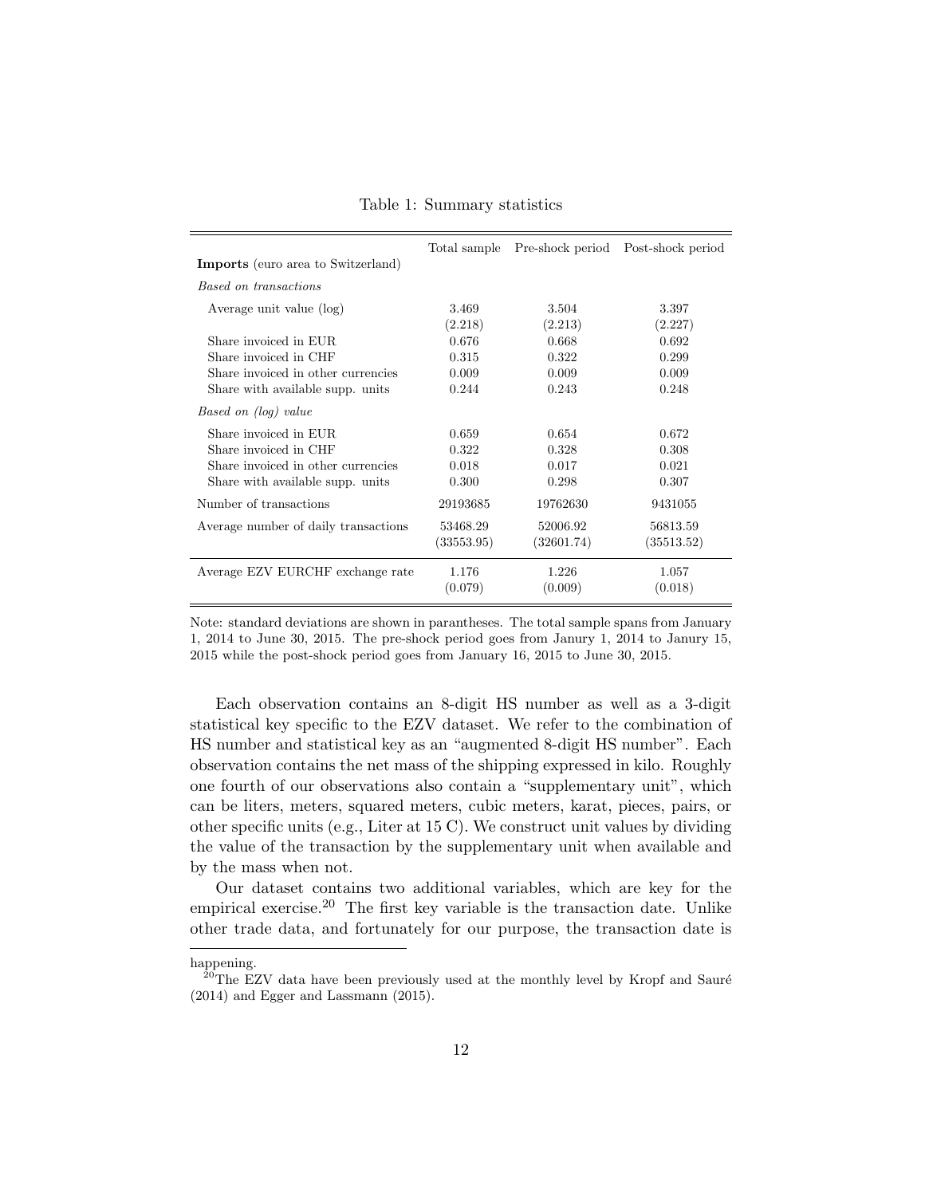Table 1: Summary statistics

| | Total sample | Pre-shock period | Post-shock period |
|---|---|---|---|
| **Imports** (euro area to Switzerland) | | | |
| *Based on transactions* | | | |
| Average unit value (log) | 3.469 | 3.504 | 3.397 |
| | (2.218) | (2.213) | (2.227) |
| Share invoiced in EUR | 0.676 | 0.668 | 0.692 |
| Share invoiced in CHF | 0.315 | 0.322 | 0.299 |
| Share invoiced in other currencies | 0.009 | 0.009 | 0.009 |
| Share with available supp. units | 0.244 | 0.243 | 0.248 |
| *Based on (log) value* | | | |
| Share invoiced in EUR | 0.659 | 0.654 | 0.672 |
| Share invoiced in CHF | 0.322 | 0.328 | 0.308 |
| Share invoiced in other currencies | 0.018 | 0.017 | 0.021 |
| Share with available supp. units | 0.300 | 0.298 | 0.307 |
| Number of transactions | 29193685 | 19762630 | 9431055 |
| Average number of daily transactions | 53468.29 | 52006.92 | 56813.59 |
| | (33553.95) | (32601.74) | (35513.52) |
| Average EZV EURCHF exchange rate | 1.176 | 1.226 | 1.057 |
| | (0.079) | (0.009) | (0.018) |

Note: standard deviations are shown in parantheses. The total sample spans from January 1, 2014 to June 30, 2015. The pre-shock period goes from Janury 1, 2014 to Janury 15, 2015 while the post-shock period goes from January 16, 2015 to June 30, 2015.

Each observation contains an 8-digit HS number as well as a 3-digit statistical key specific to the EZV dataset. We refer to the combination of HS number and statistical key as an "augmented 8-digit HS number". Each observation contains the net mass of the shipping expressed in kilo. Roughly one fourth of our observations also contain a "supplementary unit", which can be liters, meters, squared meters, cubic meters, karat, pieces, pairs, or other specific units (e.g., Liter at 15 C). We construct unit values by dividing the value of the transaction by the supplementary unit when available and by the mass when not.

Our dataset contains two additional variables, which are key for the empirical exercise.[20] The first key variable is the transaction date. Unlike other trade data, and fortunately for our purpose, the transaction date is

happening.

[20]The EZV data have been previously used at the monthly level by Kropf and Sauré (2014) and Egger and Lassmann (2015).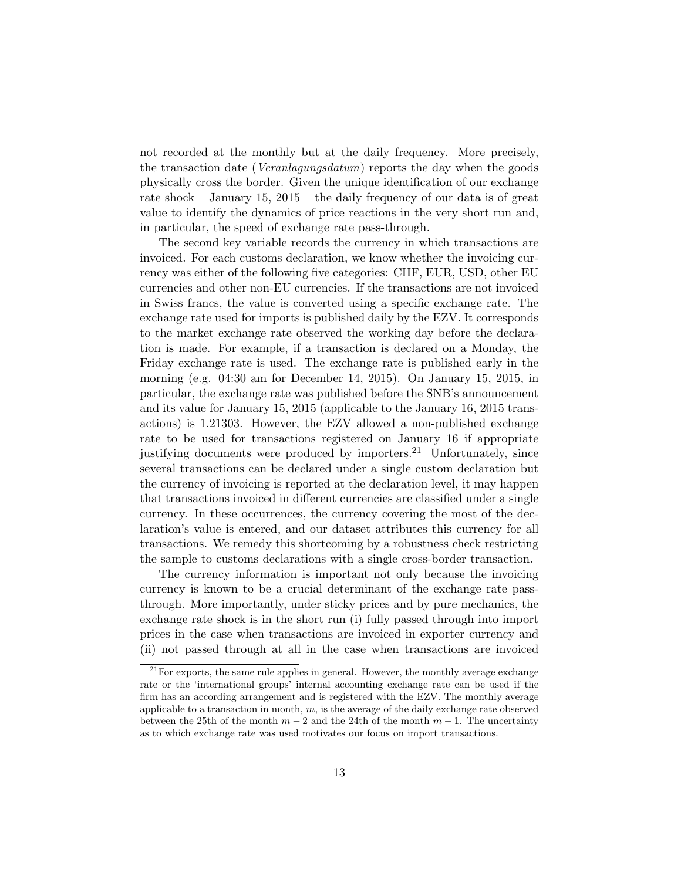not recorded at the monthly but at the daily frequency. More precisely, the transaction date (*Veranlagungsdatum*) reports the day when the goods physically cross the border. Given the unique identification of our exchange rate shock – January 15, 2015 – the daily frequency of our data is of great value to identify the dynamics of price reactions in the very short run and, in particular, the speed of exchange rate pass-through.

The second key variable records the currency in which transactions are invoiced. For each customs declaration, we know whether the invoicing currency was either of the following five categories: CHF, EUR, USD, other EU currencies and other non-EU currencies. If the transactions are not invoiced in Swiss francs, the value is converted using a specific exchange rate. The exchange rate used for imports is published daily by the EZV. It corresponds to the market exchange rate observed the working day before the declaration is made. For example, if a transaction is declared on a Monday, the Friday exchange rate is used. The exchange rate is published early in the morning (e.g. 04:30 am for December 14, 2015). On January 15, 2015, in particular, the exchange rate was published before the SNB's announcement and its value for January 15, 2015 (applicable to the January 16, 2015 transactions) is 1.21303. However, the EZV allowed a non-published exchange rate to be used for transactions registered on January 16 if appropriate justifying documents were produced by importers.[21] Unfortunately, since several transactions can be declared under a single custom declaration but the currency of invoicing is reported at the declaration level, it may happen that transactions invoiced in different currencies are classified under a single currency. In these occurrences, the currency covering the most of the declaration's value is entered, and our dataset attributes this currency for all transactions. We remedy this shortcoming by a robustness check restricting the sample to customs declarations with a single cross-border transaction.

The currency information is important not only because the invoicing currency is known to be a crucial determinant of the exchange rate pass-through. More importantly, under sticky prices and by pure mechanics, the exchange rate shock is in the short run (i) fully passed through into import prices in the case when transactions are invoiced in exporter currency and (ii) not passed through at all in the case when transactions are invoiced

[21] For exports, the same rule applies in general. However, the monthly average exchange rate or the 'international groups' internal accounting exchange rate can be used if the firm has an according arrangement and is registered with the EZV. The monthly average applicable to a transaction in month, $m$, is the average of the daily exchange rate observed between the 25th of the month $m-2$ and the 24th of the month $m-1$. The uncertainty as to which exchange rate was used motivates our focus on import transactions.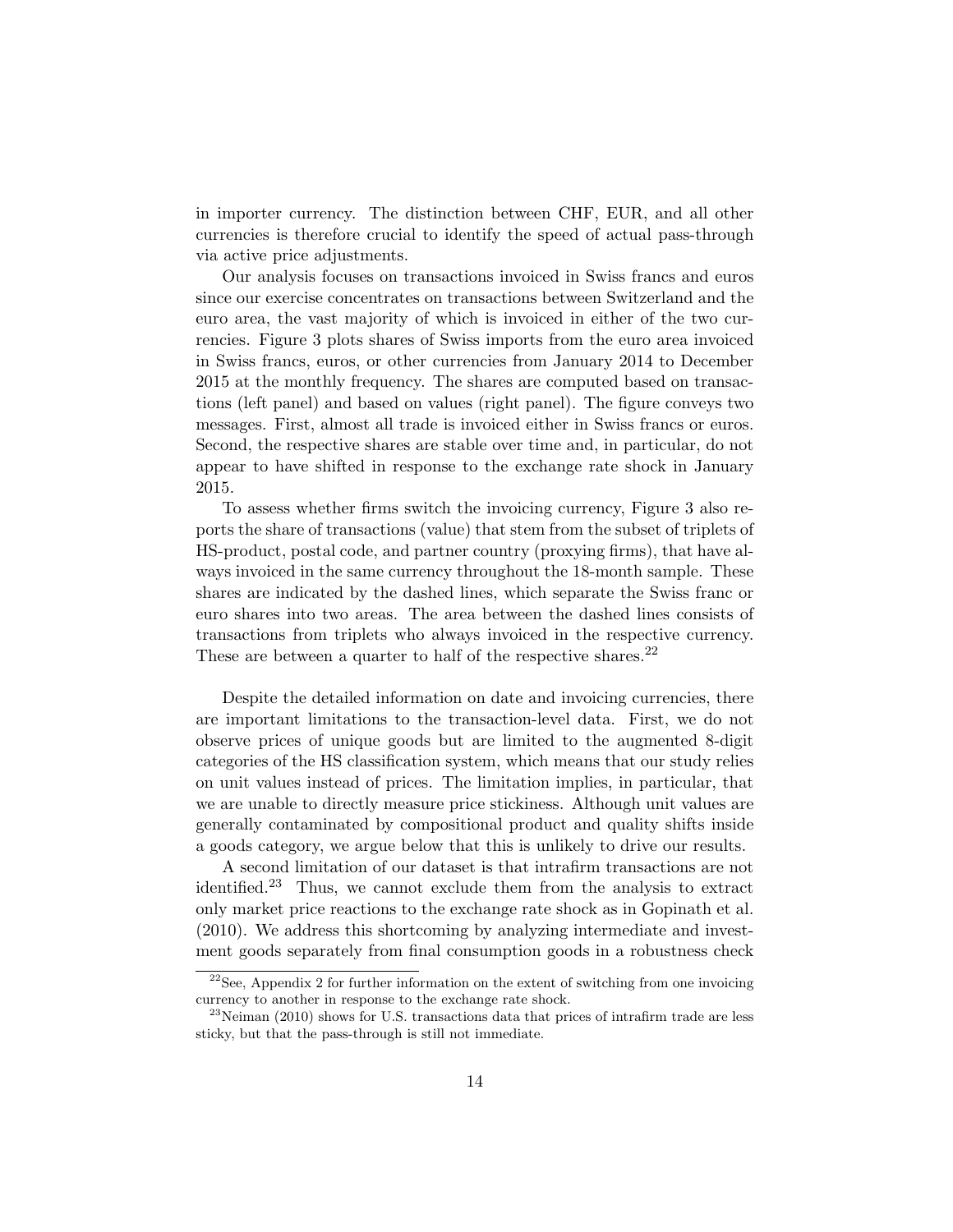in importer currency. The distinction between CHF, EUR, and all other currencies is therefore crucial to identify the speed of actual pass-through via active price adjustments.

Our analysis focuses on transactions invoiced in Swiss francs and euros since our exercise concentrates on transactions between Switzerland and the euro area, the vast majority of which is invoiced in either of the two currencies. Figure 3 plots shares of Swiss imports from the euro area invoiced in Swiss francs, euros, or other currencies from January 2014 to December 2015 at the monthly frequency. The shares are computed based on transactions (left panel) and based on values (right panel). The figure conveys two messages. First, almost all trade is invoiced either in Swiss francs or euros. Second, the respective shares are stable over time and, in particular, do not appear to have shifted in response to the exchange rate shock in January 2015.

To assess whether firms switch the invoicing currency, Figure 3 also reports the share of transactions (value) that stem from the subset of triplets of HS-product, postal code, and partner country (proxying firms), that have always invoiced in the same currency throughout the 18-month sample. These shares are indicated by the dashed lines, which separate the Swiss franc or euro shares into two areas. The area between the dashed lines consists of transactions from triplets who always invoiced in the respective currency. These are between a quarter to half of the respective shares.[22]

Despite the detailed information on date and invoicing currencies, there are important limitations to the transaction-level data. First, we do not observe prices of unique goods but are limited to the augmented 8-digit categories of the HS classification system, which means that our study relies on unit values instead of prices. The limitation implies, in particular, that we are unable to directly measure price stickiness. Although unit values are generally contaminated by compositional product and quality shifts inside a goods category, we argue below that this is unlikely to drive our results.

A second limitation of our dataset is that intrafirm transactions are not identified.[23] Thus, we cannot exclude them from the analysis to extract only market price reactions to the exchange rate shock as in Gopinath et al. (2010). We address this shortcoming by analyzing intermediate and investment goods separately from final consumption goods in a robustness check

[22]See, Appendix 2 for further information on the extent of switching from one invoicing currency to another in response to the exchange rate shock.

[23]Neiman (2010) shows for U.S. transactions data that prices of intrafirm trade are less sticky, but that the pass-through is still not immediate.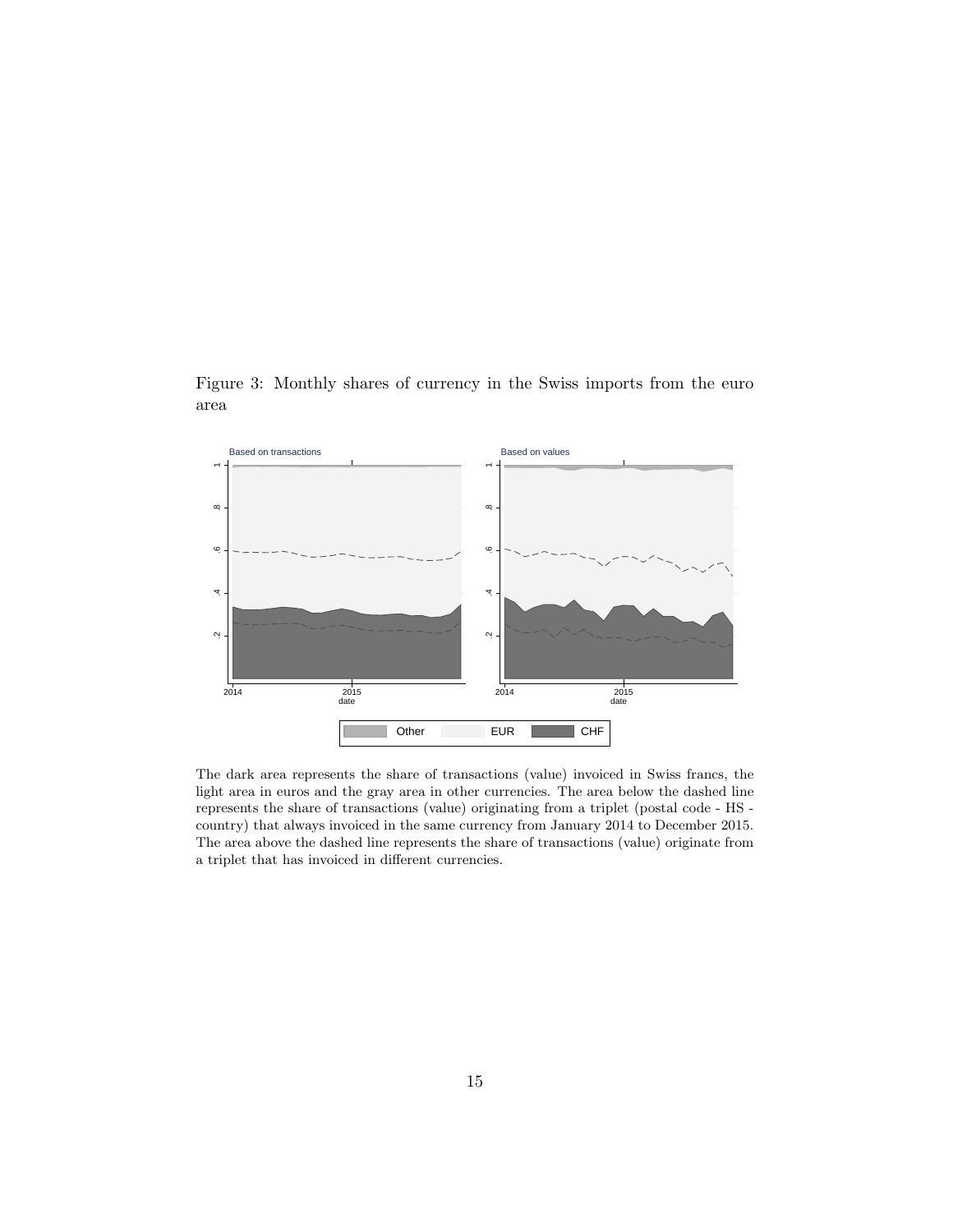Figure 3: Monthly shares of currency in the Swiss imports from the euro area

The dark area represents the share of transactions (value) invoiced in Swiss francs, the light area in euros and the gray area in other currencies. The area below the dashed line represents the share of transactions (value) originating from a triplet (postal code - HS - country) that always invoiced in the same currency from January 2014 to December 2015. The area above the dashed line represents the share of transactions (value) originate from a triplet that has invoiced in different currencies.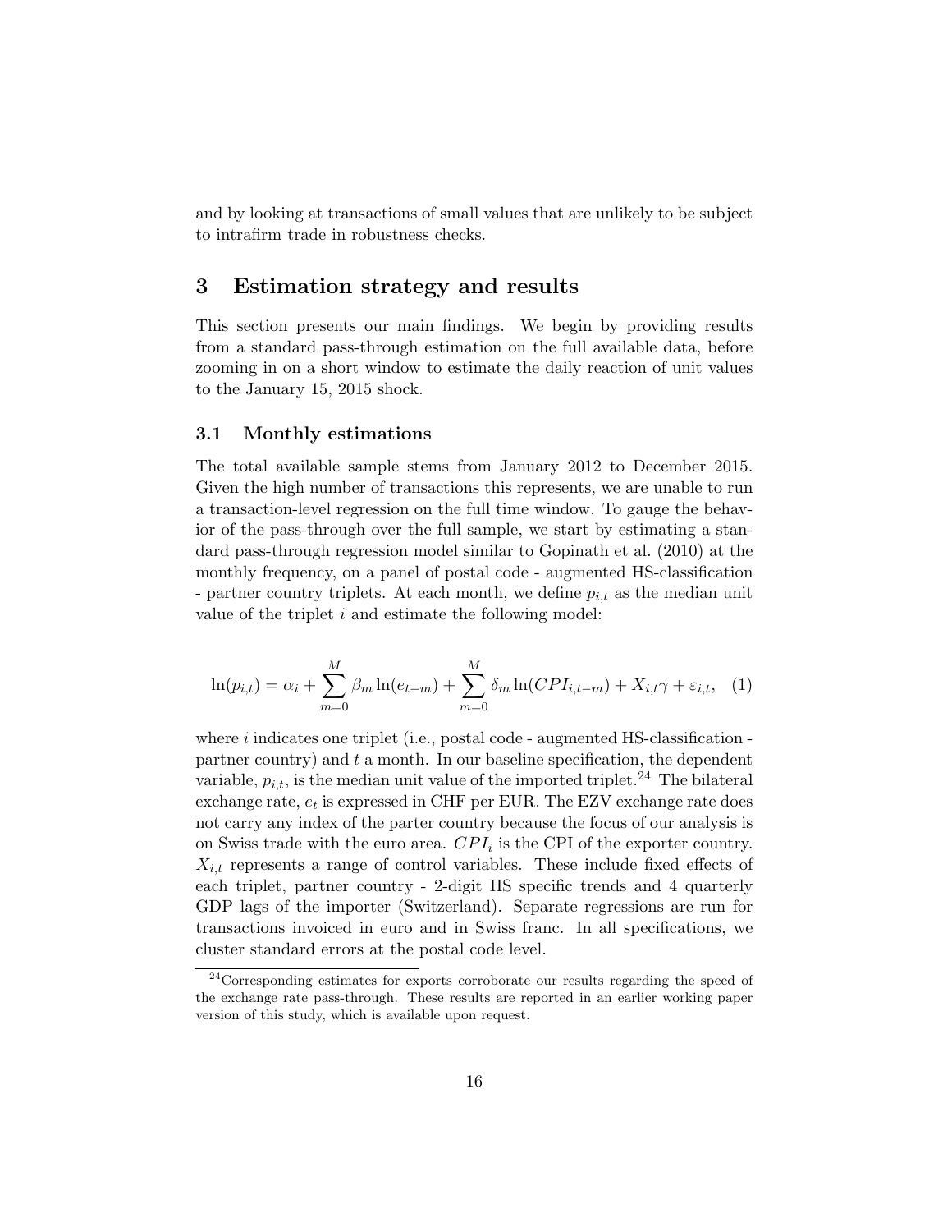and by looking at transactions of small values that are unlikely to be subject to intrafirm trade in robustness checks.

# 3 Estimation strategy and results

This section presents our main findings. We begin by providing results from a standard pass-through estimation on the full available data, before zooming in on a short window to estimate the daily reaction of unit values to the January 15, 2015 shock.

## 3.1 Monthly estimations

The total available sample stems from January 2012 to December 2015. Given the high number of transactions this represents, we are unable to run a transaction-level regression on the full time window. To gauge the behavior of the pass-through over the full sample, we start by estimating a standard pass-through regression model similar to Gopinath et al. (2010) at the monthly frequency, on a panel of postal code - augmented HS-classification - partner country triplets. At each month, we define $p_{i,t}$ as the median unit value of the triplet $i$ and estimate the following model:

$$\ln(p_{i,t}) = \alpha_i + \sum_{m=0}^{M} \beta_m \ln(e_{t-m}) + \sum_{m=0}^{M} \delta_m \ln(CPI_{i,t-m}) + X_{i,t}\gamma + \varepsilon_{i,t}, \quad (1)$$

where $i$ indicates one triplet (i.e., postal code - augmented HS-classification - partner country) and $t$ a month. In our baseline specification, the dependent variable, $p_{i,t}$, is the median unit value of the imported triplet.[24] The bilateral exchange rate, $e_t$ is expressed in CHF per EUR. The EZV exchange rate does not carry any index of the parter country because the focus of our analysis is on Swiss trade with the euro area. $CPI_i$ is the CPI of the exporter country. $X_{i,t}$ represents a range of control variables. These include fixed effects of each triplet, partner country - 2-digit HS specific trends and 4 quarterly GDP lags of the importer (Switzerland). Separate regressions are run for transactions invoiced in euro and in Swiss franc. In all specifications, we cluster standard errors at the postal code level.

[24] Corresponding estimates for exports corroborate our results regarding the speed of the exchange rate pass-through. These results are reported in an earlier working paper version of this study, which is available upon request.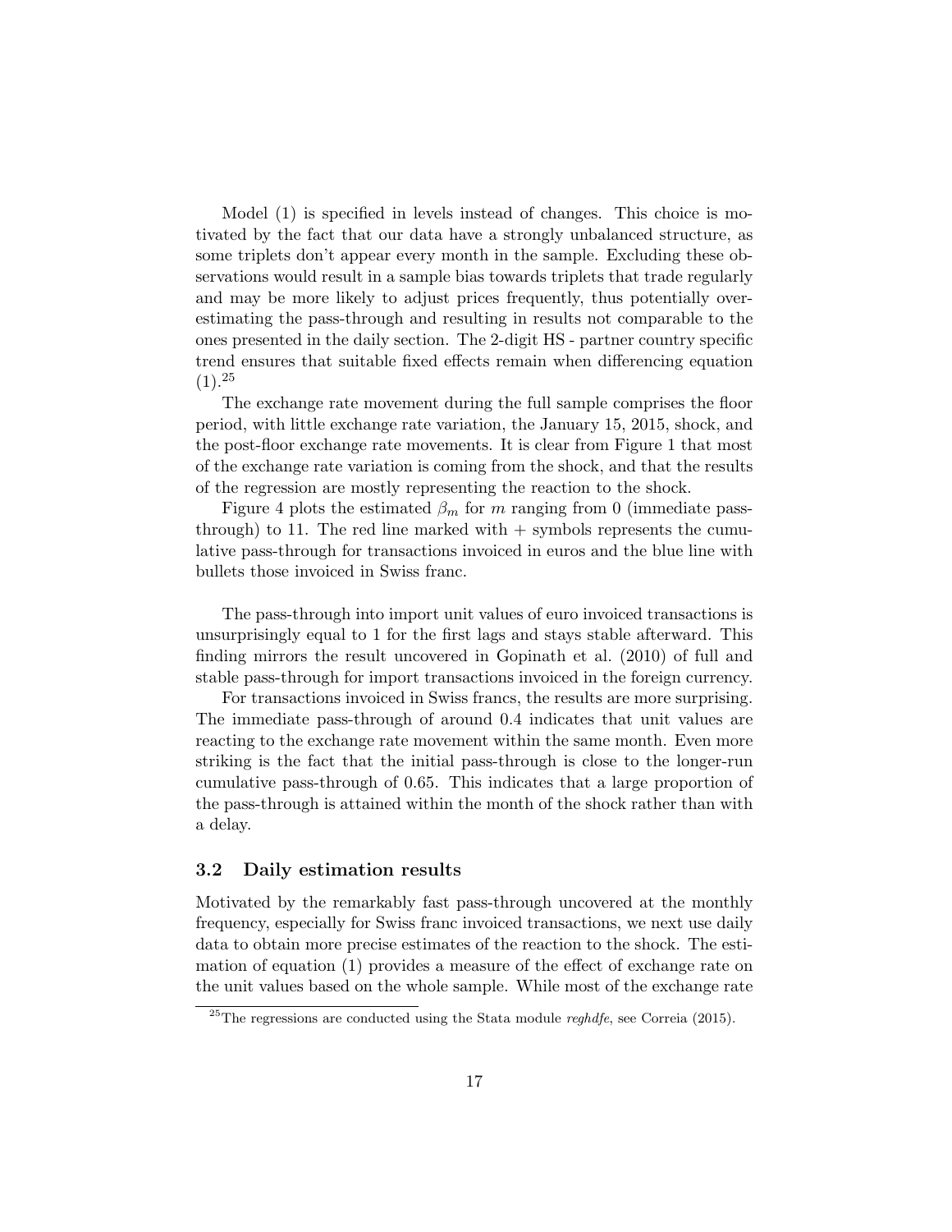Model (1) is specified in levels instead of changes. This choice is motivated by the fact that our data have a strongly unbalanced structure, as some triplets don't appear every month in the sample. Excluding these observations would result in a sample bias towards triplets that trade regularly and may be more likely to adjust prices frequently, thus potentially overestimating the pass-through and resulting in results not comparable to the ones presented in the daily section. The 2-digit HS - partner country specific trend ensures that suitable fixed effects remain when differencing equation (1).[25]

The exchange rate movement during the full sample comprises the floor period, with little exchange rate variation, the January 15, 2015, shock, and the post-floor exchange rate movements. It is clear from Figure 1 that most of the exchange rate variation is coming from the shock, and that the results of the regression are mostly representing the reaction to the shock.

Figure 4 plots the estimated $\beta_m$ for $m$ ranging from 0 (immediate pass-through) to 11. The red line marked with + symbols represents the cumulative pass-through for transactions invoiced in euros and the blue line with bullets those invoiced in Swiss franc.

The pass-through into import unit values of euro invoiced transactions is unsurprisingly equal to 1 for the first lags and stays stable afterward. This finding mirrors the result uncovered in Gopinath et al. (2010) of full and stable pass-through for import transactions invoiced in the foreign currency.

For transactions invoiced in Swiss francs, the results are more surprising. The immediate pass-through of around 0.4 indicates that unit values are reacting to the exchange rate movement within the same month. Even more striking is the fact that the initial pass-through is close to the longer-run cumulative pass-through of 0.65. This indicates that a large proportion of the pass-through is attained within the month of the shock rather than with a delay.

### 3.2 Daily estimation results

Motivated by the remarkably fast pass-through uncovered at the monthly frequency, especially for Swiss franc invoiced transactions, we next use daily data to obtain more precise estimates of the reaction to the shock. The estimation of equation (1) provides a measure of the effect of exchange rate on the unit values based on the whole sample. While most of the exchange rate

[25]The regressions are conducted using the Stata module *reghdfe*, see Correia (2015).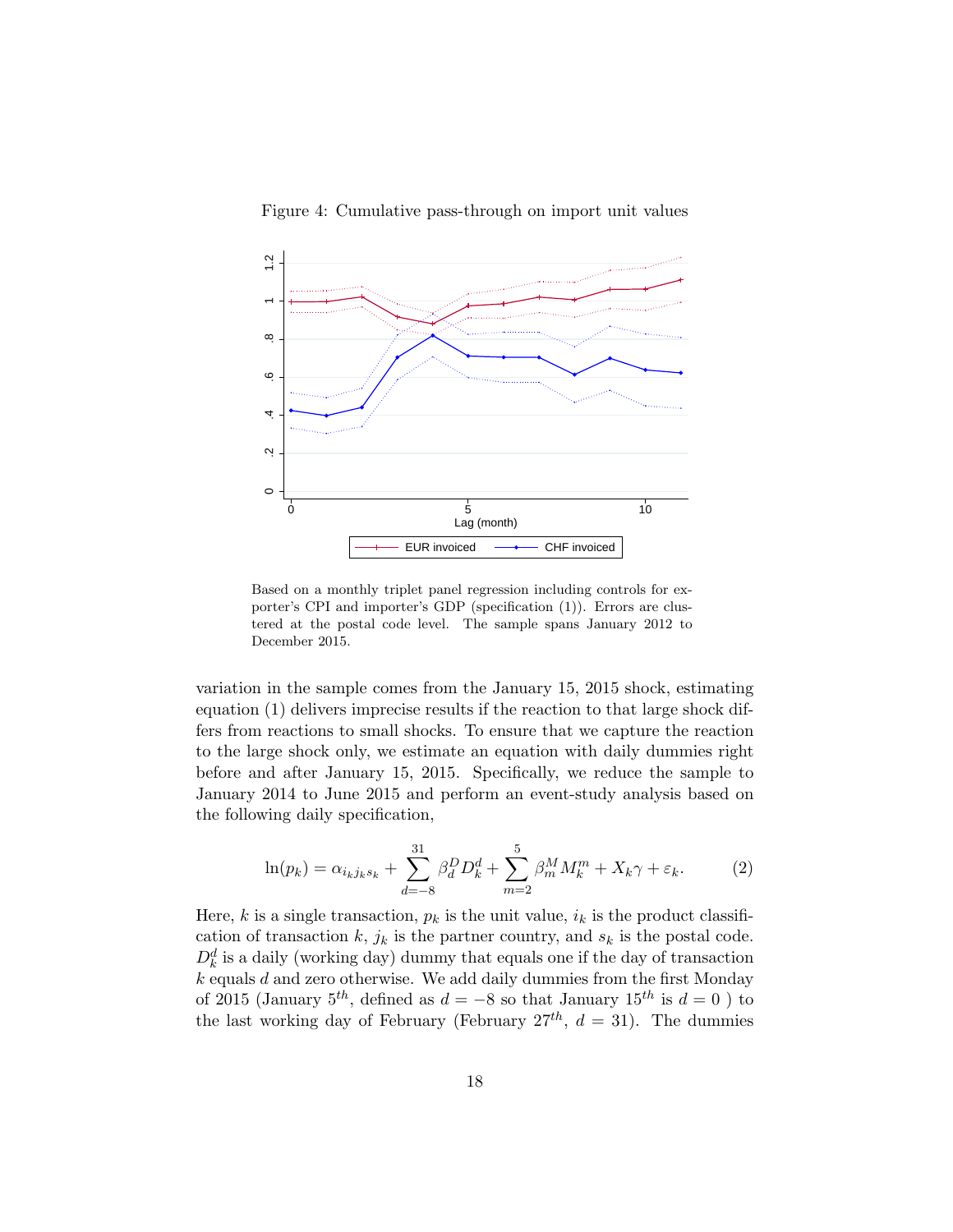Figure 4: Cumulative pass-through on import unit values

Based on a monthly triplet panel regression including controls for exporter's CPI and importer's GDP (specification (1)). Errors are clustered at the postal code level. The sample spans January 2012 to December 2015.

variation in the sample comes from the January 15, 2015 shock, estimating equation (1) delivers imprecise results if the reaction to that large shock differs from reactions to small shocks. To ensure that we capture the reaction to the large shock only, we estimate an equation with daily dummies right before and after January 15, 2015. Specifically, we reduce the sample to January 2014 to June 2015 and perform an event-study analysis based on the following daily specification,

$$\ln(p_k) = \alpha_{i_k j_k s_k} + \sum_{d=-8}^{31} \beta_d^D D_k^d + \sum_{m=2}^{5} \beta_m^M M_k^m + X_k \gamma + \varepsilon_k. \tag{2}$$

Here, $k$ is a single transaction, $p_k$ is the unit value, $i_k$ is the product classification of transaction $k$, $j_k$ is the partner country, and $s_k$ is the postal code. $D_k^d$ is a daily (working day) dummy that equals one if the day of transaction $k$ equals $d$ and zero otherwise. We add daily dummies from the first Monday of 2015 (January $5^{th}$, defined as $d = -8$ so that January $15^{th}$ is $d = 0$ ) to the last working day of February (February $27^{th}$, $d = 31$). The dummies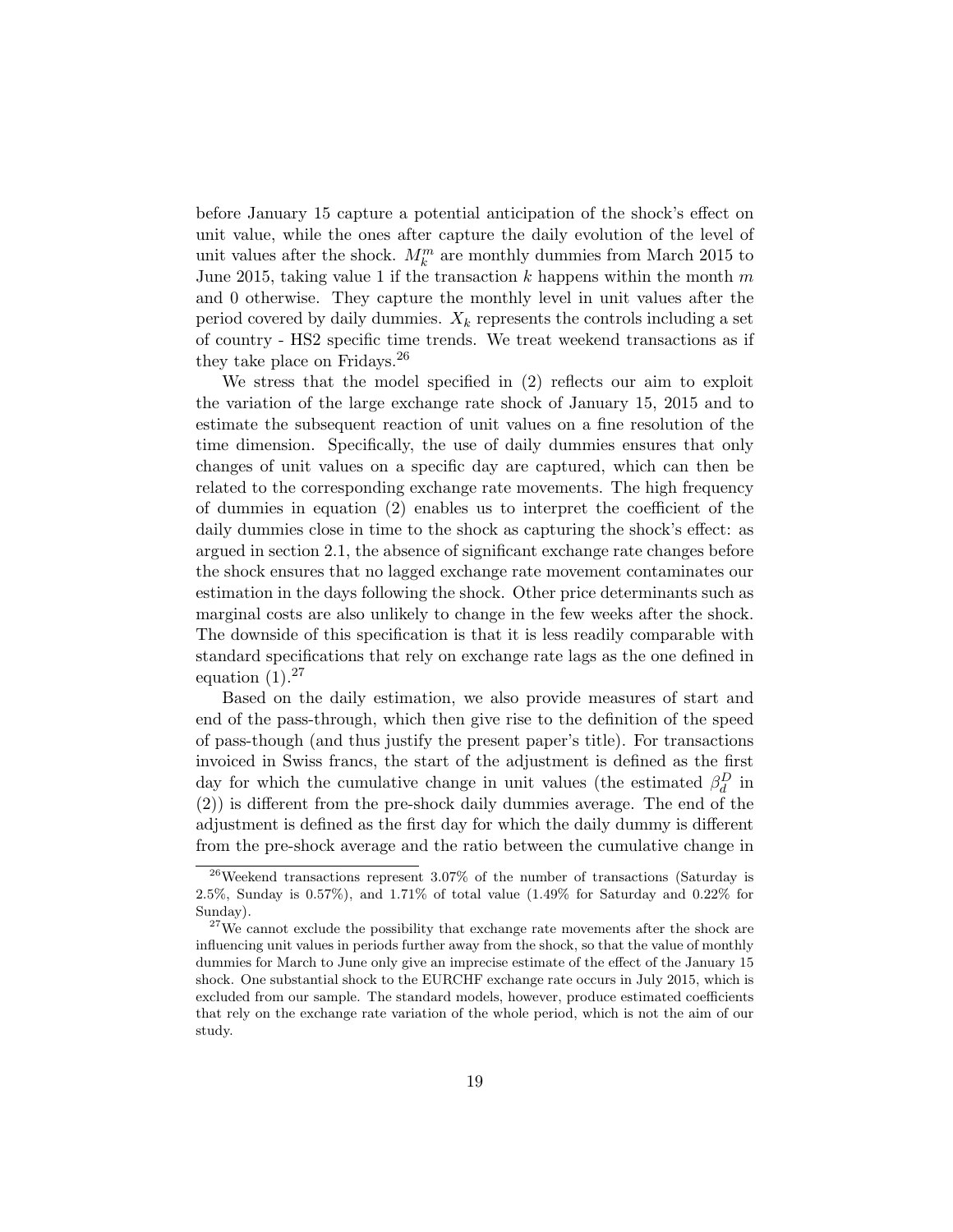before January 15 capture a potential anticipation of the shock's effect on unit value, while the ones after capture the daily evolution of the level of unit values after the shock. $M_k^m$ are monthly dummies from March 2015 to June 2015, taking value 1 if the transaction $k$ happens within the month $m$ and 0 otherwise. They capture the monthly level in unit values after the period covered by daily dummies. $X_k$ represents the controls including a set of country - HS2 specific time trends. We treat weekend transactions as if they take place on Fridays.[26]

We stress that the model specified in (2) reflects our aim to exploit the variation of the large exchange rate shock of January 15, 2015 and to estimate the subsequent reaction of unit values on a fine resolution of the time dimension. Specifically, the use of daily dummies ensures that only changes of unit values on a specific day are captured, which can then be related to the corresponding exchange rate movements. The high frequency of dummies in equation (2) enables us to interpret the coefficient of the daily dummies close in time to the shock as capturing the shock's effect: as argued in section 2.1, the absence of significant exchange rate changes before the shock ensures that no lagged exchange rate movement contaminates our estimation in the days following the shock. Other price determinants such as marginal costs are also unlikely to change in the few weeks after the shock. The downside of this specification is that it is less readily comparable with standard specifications that rely on exchange rate lags as the one defined in equation (1).[27]

Based on the daily estimation, we also provide measures of start and end of the pass-through, which then give rise to the definition of the speed of pass-though (and thus justify the present paper's title). For transactions invoiced in Swiss francs, the start of the adjustment is defined as the first day for which the cumulative change in unit values (the estimated $\beta_d^D$ in (2)) is different from the pre-shock daily dummies average. The end of the adjustment is defined as the first day for which the daily dummy is different from the pre-shock average and the ratio between the cumulative change in

[26] Weekend transactions represent 3.07% of the number of transactions (Saturday is 2.5%, Sunday is 0.57%), and 1.71% of total value (1.49% for Saturday and 0.22% for Sunday).

[27] We cannot exclude the possibility that exchange rate movements after the shock are influencing unit values in periods further away from the shock, so that the value of monthly dummies for March to June only give an imprecise estimate of the effect of the January 15 shock. One substantial shock to the EURCHF exchange rate occurs in July 2015, which is excluded from our sample. The standard models, however, produce estimated coefficients that rely on the exchange rate variation of the whole period, which is not the aim of our study.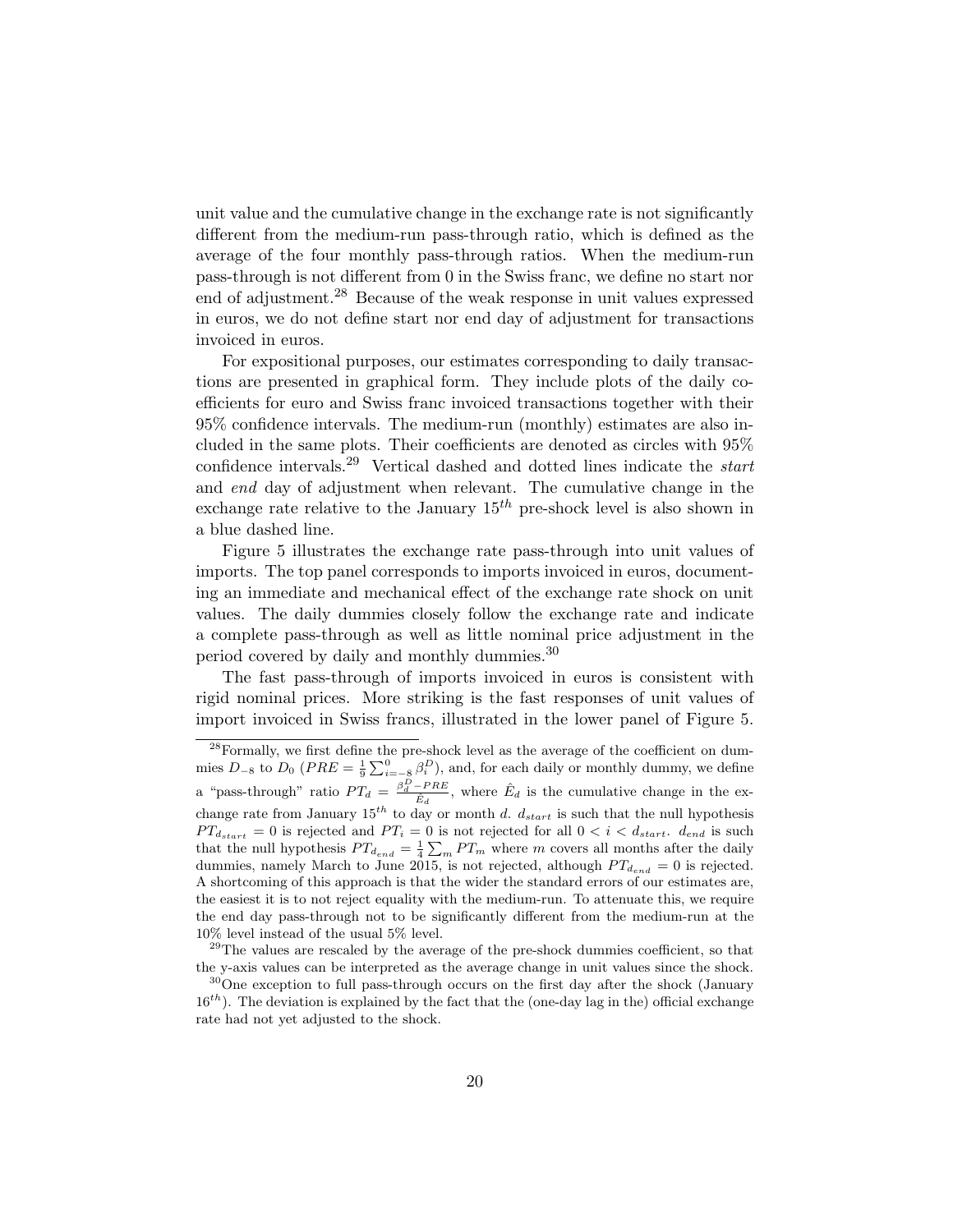unit value and the cumulative change in the exchange rate is not significantly different from the medium-run pass-through ratio, which is defined as the average of the four monthly pass-through ratios. When the medium-run pass-through is not different from 0 in the Swiss franc, we define no start nor end of adjustment.[28] Because of the weak response in unit values expressed in euros, we do not define start nor end day of adjustment for transactions invoiced in euros.

For expositional purposes, our estimates corresponding to daily transactions are presented in graphical form. They include plots of the daily coefficients for euro and Swiss franc invoiced transactions together with their 95% confidence intervals. The medium-run (monthly) estimates are also included in the same plots. Their coefficients are denoted as circles with 95% confidence intervals.[29] Vertical dashed and dotted lines indicate the *start* and *end* day of adjustment when relevant. The cumulative change in the exchange rate relative to the January $15^{th}$ pre-shock level is also shown in a blue dashed line.

Figure 5 illustrates the exchange rate pass-through into unit values of imports. The top panel corresponds to imports invoiced in euros, documenting an immediate and mechanical effect of the exchange rate shock on unit values. The daily dummies closely follow the exchange rate and indicate a complete pass-through as well as little nominal price adjustment in the period covered by daily and monthly dummies.[30]

The fast pass-through of imports invoiced in euros is consistent with rigid nominal prices. More striking is the fast responses of unit values of import invoiced in Swiss francs, illustrated in the lower panel of Figure 5.

---

[28] Formally, we first define the pre-shock level as the average of the coefficient on dummies $D_{-8}$ to $D_0$ ($PRE = \frac{1}{9}\sum_{i=-8}^{0}\beta_i^D$), and, for each daily or monthly dummy, we define a "pass-through" ratio $PT_d = \frac{\beta_d^D - PRE}{\hat{E}_d}$, where $\hat{E}_d$ is the cumulative change in the exchange rate from January $15^{th}$ to day or month $d$. $d_{start}$ is such that the null hypothesis $PT_{d_{start}} = 0$ is rejected and $PT_i = 0$ is not rejected for all $0 < i < d_{start}$. $d_{end}$ is such that the null hypothesis $PT_{d_{end}} = \frac{1}{4}\sum_m PT_m$ where $m$ covers all months after the daily dummies, namely March to June 2015, is not rejected, although $PT_{d_{end}} = 0$ is rejected. A shortcoming of this approach is that the wider the standard errors of our estimates are, the easiest it is to not reject equality with the medium-run. To attenuate this, we require the end day pass-through not to be significantly different from the medium-run at the 10% level instead of the usual 5% level.

[29] The values are rescaled by the average of the pre-shock dummies coefficient, so that the y-axis values can be interpreted as the average change in unit values since the shock.

[30] One exception to full pass-through occurs on the first day after the shock (January $16^{th}$). The deviation is explained by the fact that the (one-day lag in the) official exchange rate had not yet adjusted to the shock.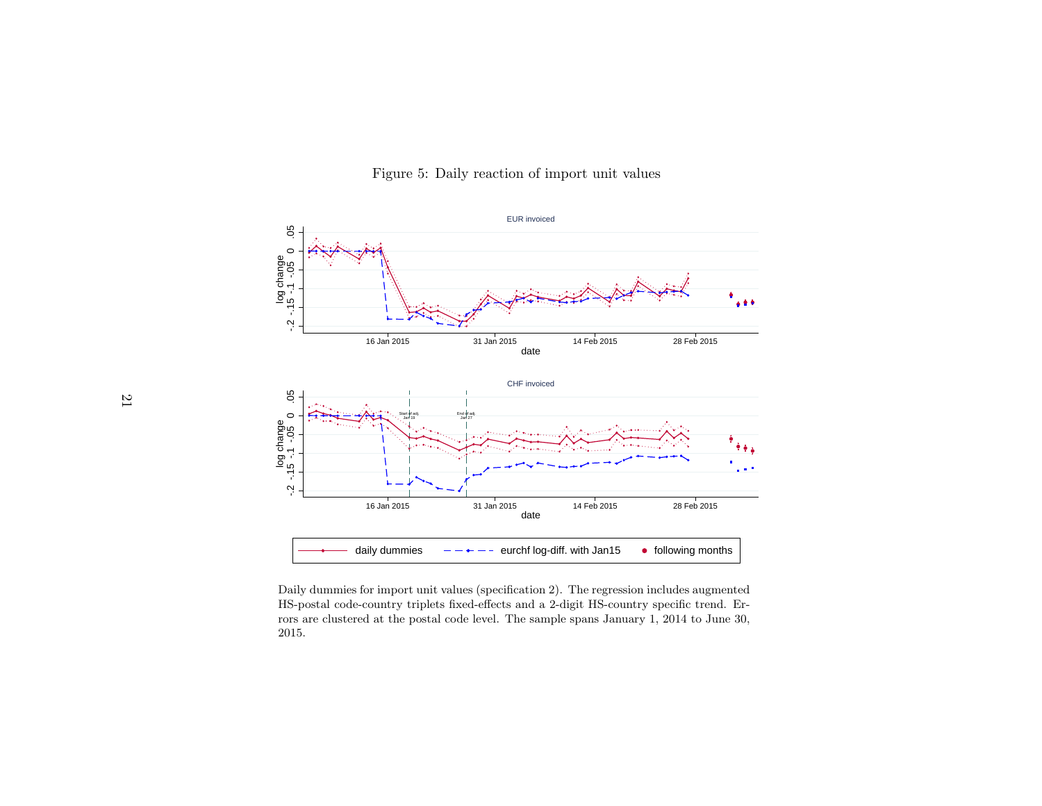Figure 5: Daily reaction of import unit values

Daily dummies for import unit values (specification 2). The regression includes augmented HS-postal code-country triplets fixed-effects and a 2-digit HS-country specific trend. Errors are clustered at the postal code level. The sample spans January 1, 2014 to June 30, 2015.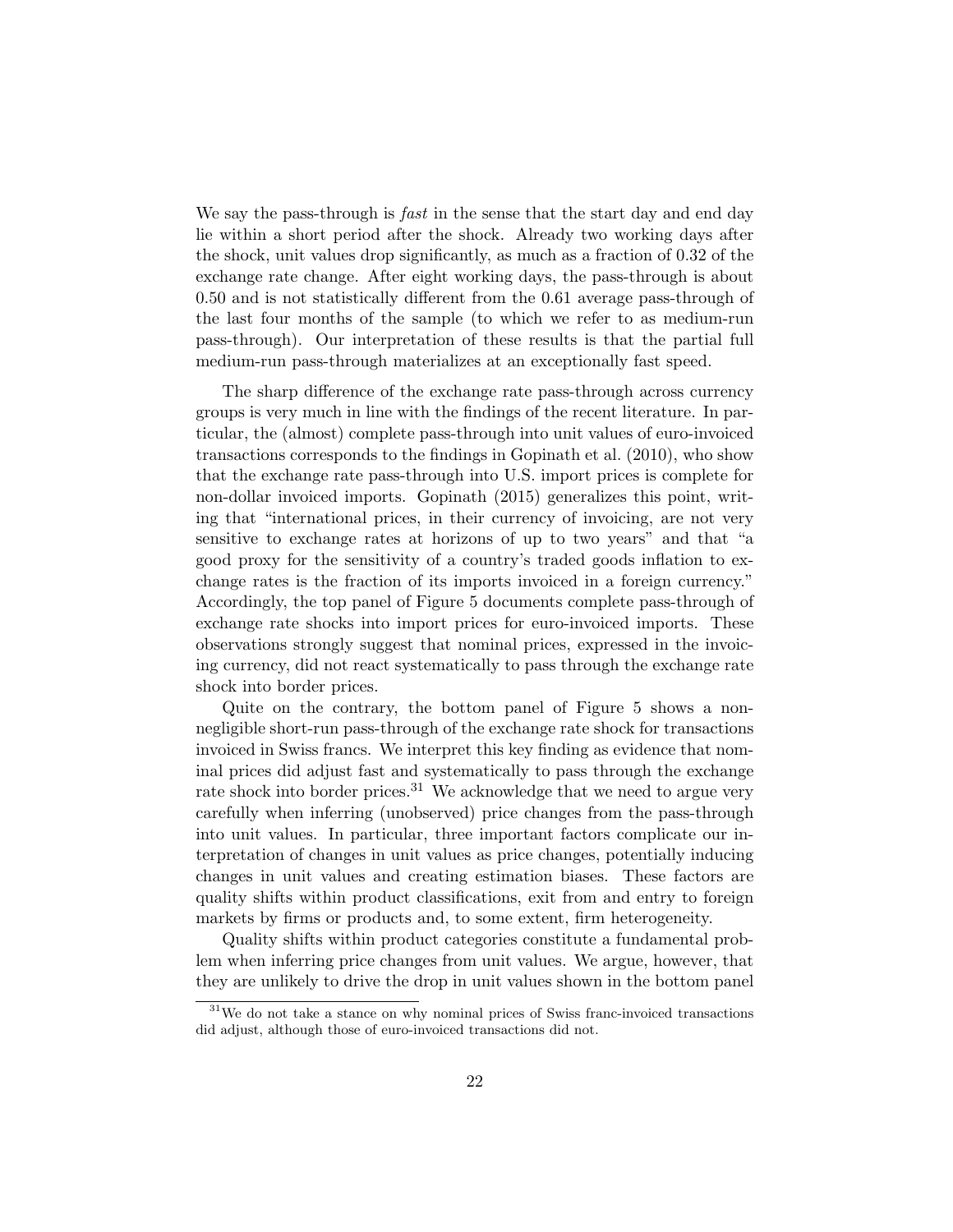We say the pass-through is *fast* in the sense that the start day and end day lie within a short period after the shock. Already two working days after the shock, unit values drop significantly, as much as a fraction of 0.32 of the exchange rate change. After eight working days, the pass-through is about 0.50 and is not statistically different from the 0.61 average pass-through of the last four months of the sample (to which we refer to as medium-run pass-through). Our interpretation of these results is that the partial full medium-run pass-through materializes at an exceptionally fast speed.

The sharp difference of the exchange rate pass-through across currency groups is very much in line with the findings of the recent literature. In particular, the (almost) complete pass-through into unit values of euro-invoiced transactions corresponds to the findings in Gopinath et al. (2010), who show that the exchange rate pass-through into U.S. import prices is complete for non-dollar invoiced imports. Gopinath (2015) generalizes this point, writing that "international prices, in their currency of invoicing, are not very sensitive to exchange rates at horizons of up to two years" and that "a good proxy for the sensitivity of a country's traded goods inflation to exchange rates is the fraction of its imports invoiced in a foreign currency." Accordingly, the top panel of Figure 5 documents complete pass-through of exchange rate shocks into import prices for euro-invoiced imports. These observations strongly suggest that nominal prices, expressed in the invoicing currency, did not react systematically to pass through the exchange rate shock into border prices.

Quite on the contrary, the bottom panel of Figure 5 shows a non-negligible short-run pass-through of the exchange rate shock for transactions invoiced in Swiss francs. We interpret this key finding as evidence that nominal prices did adjust fast and systematically to pass through the exchange rate shock into border prices.[31] We acknowledge that we need to argue very carefully when inferring (unobserved) price changes from the pass-through into unit values. In particular, three important factors complicate our interpretation of changes in unit values as price changes, potentially inducing changes in unit values and creating estimation biases. These factors are quality shifts within product classifications, exit from and entry to foreign markets by firms or products and, to some extent, firm heterogeneity.

Quality shifts within product categories constitute a fundamental problem when inferring price changes from unit values. We argue, however, that they are unlikely to drive the drop in unit values shown in the bottom panel

[31] We do not take a stance on why nominal prices of Swiss franc-invoiced transactions did adjust, although those of euro-invoiced transactions did not.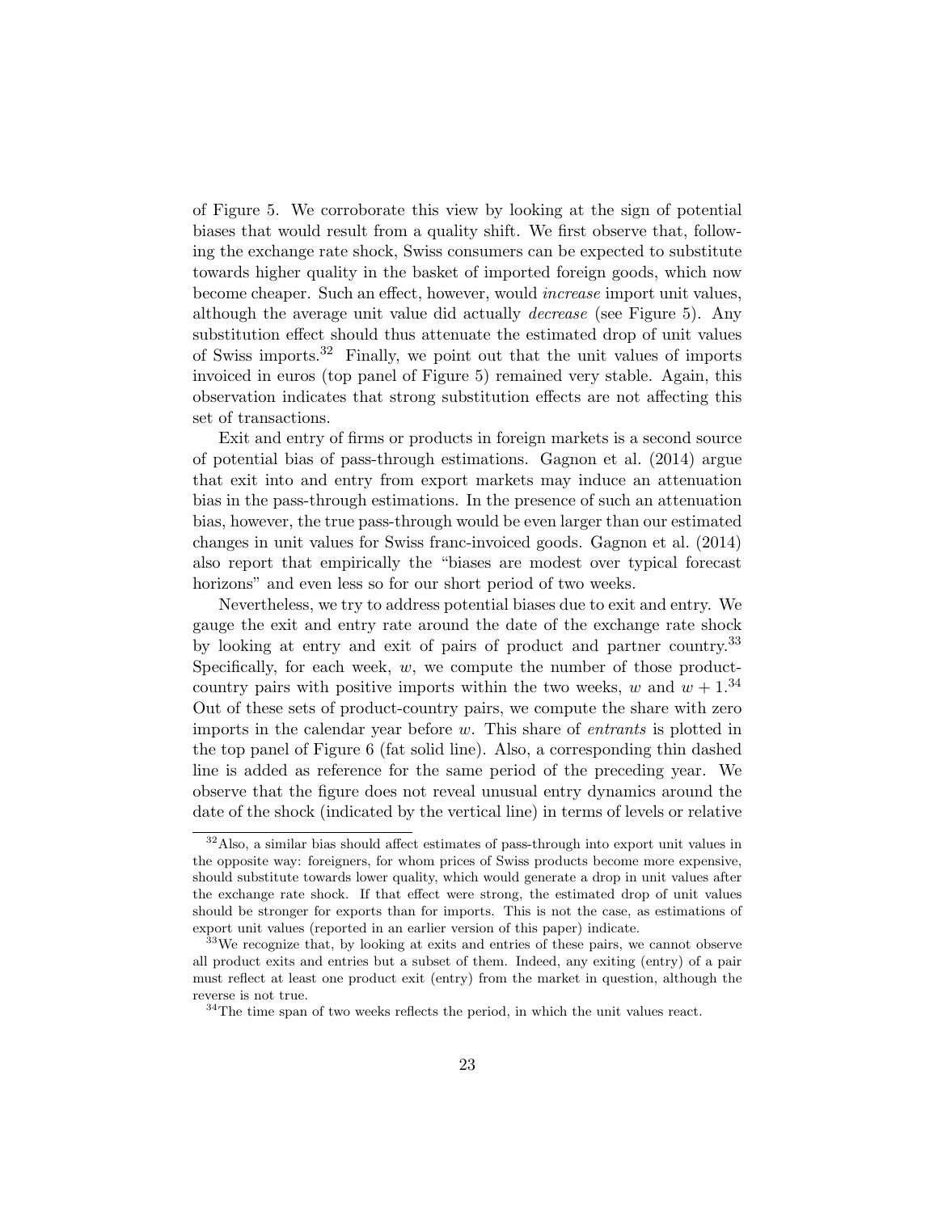of Figure 5. We corroborate this view by looking at the sign of potential biases that would result from a quality shift. We first observe that, following the exchange rate shock, Swiss consumers can be expected to substitute towards higher quality in the basket of imported foreign goods, which now become cheaper. Such an effect, however, would *increase* import unit values, although the average unit value did actually *decrease* (see Figure 5). Any substitution effect should thus attenuate the estimated drop of unit values of Swiss imports.[32] Finally, we point out that the unit values of imports invoiced in euros (top panel of Figure 5) remained very stable. Again, this observation indicates that strong substitution effects are not affecting this set of transactions.

Exit and entry of firms or products in foreign markets is a second source of potential bias of pass-through estimations. Gagnon et al. (2014) argue that exit into and entry from export markets may induce an attenuation bias in the pass-through estimations. In the presence of such an attenuation bias, however, the true pass-through would be even larger than our estimated changes in unit values for Swiss franc-invoiced goods. Gagnon et al. (2014) also report that empirically the "biases are modest over typical forecast horizons" and even less so for our short period of two weeks.

Nevertheless, we try to address potential biases due to exit and entry. We gauge the exit and entry rate around the date of the exchange rate shock by looking at entry and exit of pairs of product and partner country.[33] Specifically, for each week, $w$, we compute the number of those product-country pairs with positive imports within the two weeks, $w$ and $w+1$.[34] Out of these sets of product-country pairs, we compute the share with zero imports in the calendar year before $w$. This share of *entrants* is plotted in the top panel of Figure 6 (fat solid line). Also, a corresponding thin dashed line is added as reference for the same period of the preceding year. We observe that the figure does not reveal unusual entry dynamics around the date of the shock (indicated by the vertical line) in terms of levels or relative

[32] Also, a similar bias should affect estimates of pass-through into export unit values in the opposite way: foreigners, for whom prices of Swiss products become more expensive, should substitute towards lower quality, which would generate a drop in unit values after the exchange rate shock. If that effect were strong, the estimated drop of unit values should be stronger for exports than for imports. This is not the case, as estimations of export unit values (reported in an earlier version of this paper) indicate.

[33] We recognize that, by looking at exits and entries of these pairs, we cannot observe all product exits and entries but a subset of them. Indeed, any exiting (entry) of a pair must reflect at least one product exit (entry) from the market in question, although the reverse is not true.

[34] The time span of two weeks reflects the period, in which the unit values react.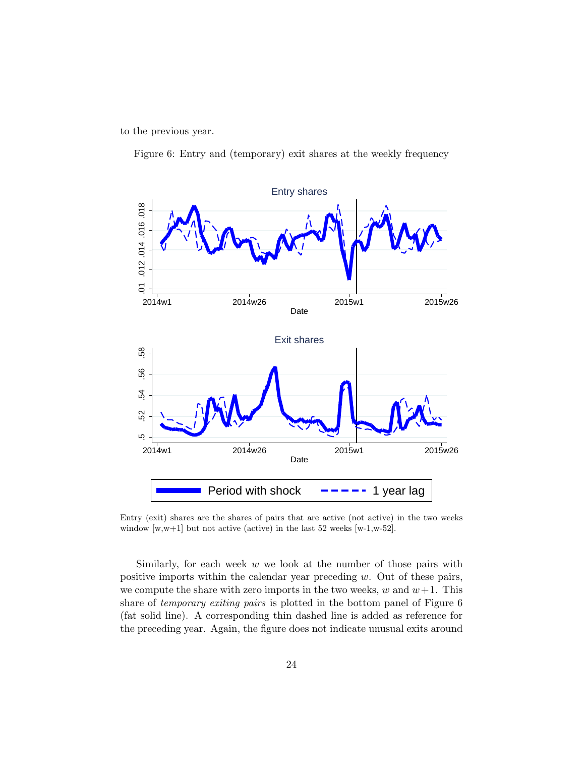to the previous year.

Figure 6: Entry and (temporary) exit shares at the weekly frequency

Entry (exit) shares are the shares of pairs that are active (not active) in the two weeks window [w,w+1] but not active (active) in the last 52 weeks [w-1,w-52].

Similarly, for each week $w$ we look at the number of those pairs with positive imports within the calendar year preceding $w$. Out of these pairs, we compute the share with zero imports in the two weeks, $w$ and $w+1$. This share of *temporary exiting pairs* is plotted in the bottom panel of Figure 6 (fat solid line). A corresponding thin dashed line is added as reference for the preceding year. Again, the figure does not indicate unusual exits around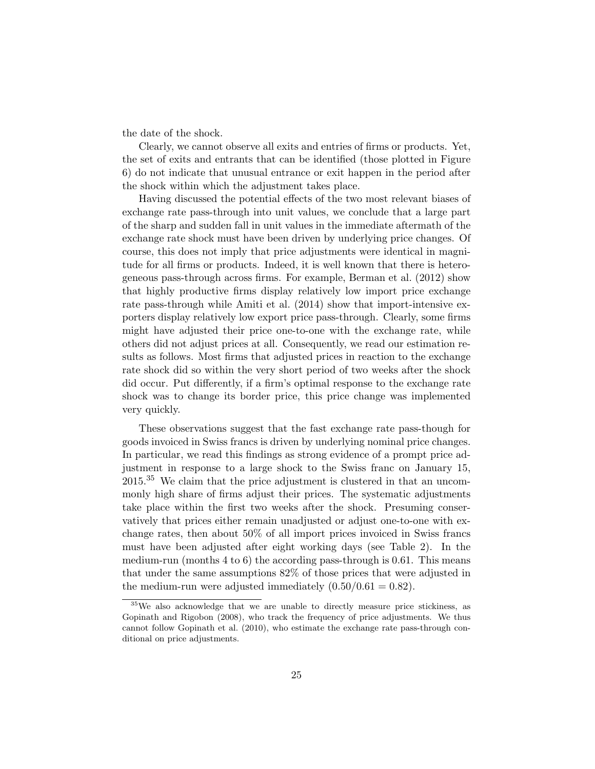the date of the shock.

Clearly, we cannot observe all exits and entries of firms or products. Yet, the set of exits and entrants that can be identified (those plotted in Figure 6) do not indicate that unusual entrance or exit happen in the period after the shock within which the adjustment takes place.

Having discussed the potential effects of the two most relevant biases of exchange rate pass-through into unit values, we conclude that a large part of the sharp and sudden fall in unit values in the immediate aftermath of the exchange rate shock must have been driven by underlying price changes. Of course, this does not imply that price adjustments were identical in magnitude for all firms or products. Indeed, it is well known that there is heterogeneous pass-through across firms. For example, Berman et al. (2012) show that highly productive firms display relatively low import price exchange rate pass-through while Amiti et al. (2014) show that import-intensive exporters display relatively low export price pass-through. Clearly, some firms might have adjusted their price one-to-one with the exchange rate, while others did not adjust prices at all. Consequently, we read our estimation results as follows. Most firms that adjusted prices in reaction to the exchange rate shock did so within the very short period of two weeks after the shock did occur. Put differently, if a firm's optimal response to the exchange rate shock was to change its border price, this price change was implemented very quickly.

These observations suggest that the fast exchange rate pass-though for goods invoiced in Swiss francs is driven by underlying nominal price changes. In particular, we read this findings as strong evidence of a prompt price adjustment in response to a large shock to the Swiss franc on January 15, 2015.[35] We claim that the price adjustment is clustered in that an uncommonly high share of firms adjust their prices. The systematic adjustments take place within the first two weeks after the shock. Presuming conservatively that prices either remain unadjusted or adjust one-to-one with exchange rates, then about 50% of all import prices invoiced in Swiss francs must have been adjusted after eight working days (see Table 2). In the medium-run (months 4 to 6) the according pass-through is 0.61. This means that under the same assumptions 82% of those prices that were adjusted in the medium-run were adjusted immediately ($0.50/0.61 = 0.82$).

[35] We also acknowledge that we are unable to directly measure price stickiness, as Gopinath and Rigobon (2008), who track the frequency of price adjustments. We thus cannot follow Gopinath et al. (2010), who estimate the exchange rate pass-through conditional on price adjustments.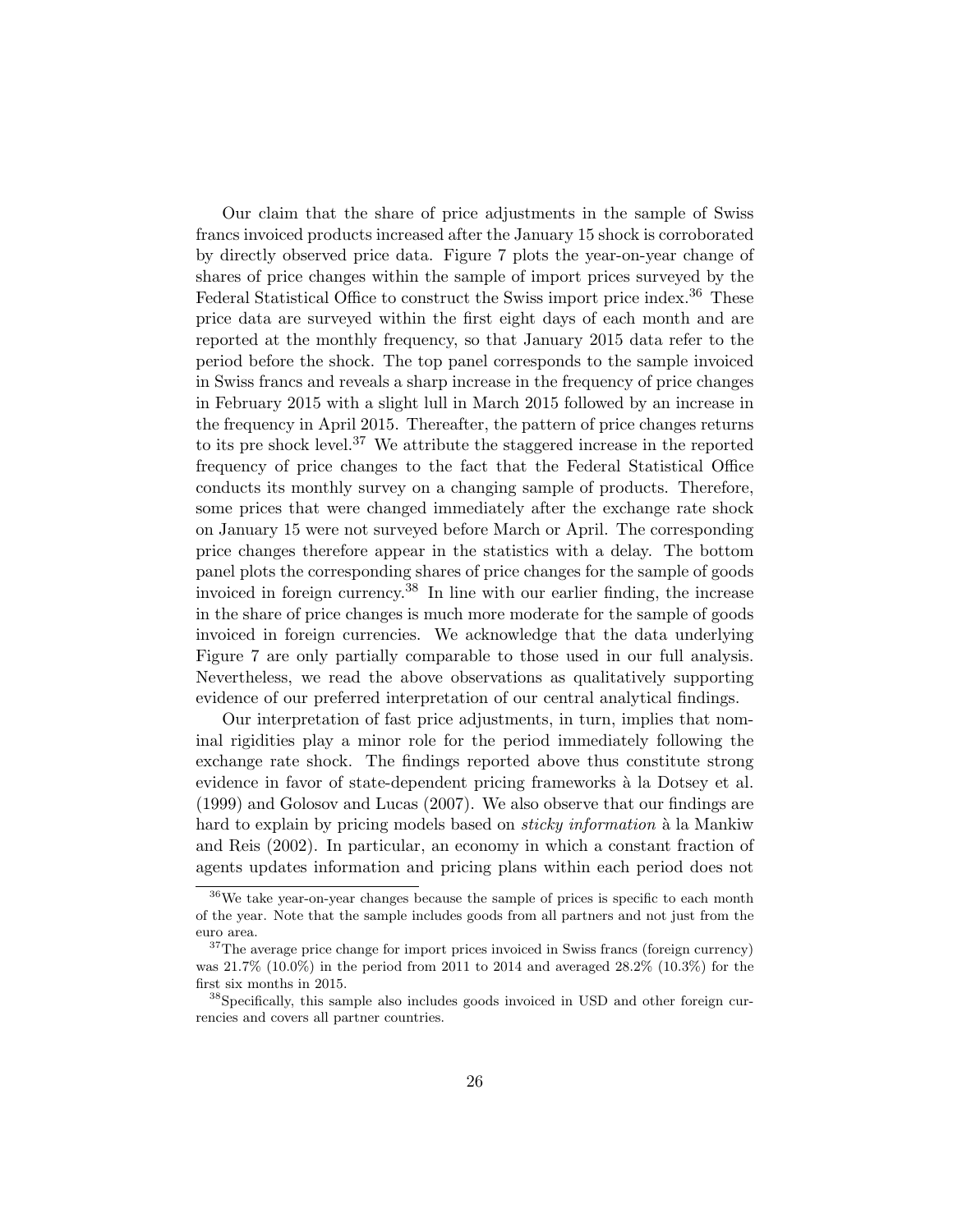Our claim that the share of price adjustments in the sample of Swiss francs invoiced products increased after the January 15 shock is corroborated by directly observed price data. Figure 7 plots the year-on-year change of shares of price changes within the sample of import prices surveyed by the Federal Statistical Office to construct the Swiss import price index.[36] These price data are surveyed within the first eight days of each month and are reported at the monthly frequency, so that January 2015 data refer to the period before the shock. The top panel corresponds to the sample invoiced in Swiss francs and reveals a sharp increase in the frequency of price changes in February 2015 with a slight lull in March 2015 followed by an increase in the frequency in April 2015. Thereafter, the pattern of price changes returns to its pre shock level.[37] We attribute the staggered increase in the reported frequency of price changes to the fact that the Federal Statistical Office conducts its monthly survey on a changing sample of products. Therefore, some prices that were changed immediately after the exchange rate shock on January 15 were not surveyed before March or April. The corresponding price changes therefore appear in the statistics with a delay. The bottom panel plots the corresponding shares of price changes for the sample of goods invoiced in foreign currency.[38] In line with our earlier finding, the increase in the share of price changes is much more moderate for the sample of goods invoiced in foreign currencies. We acknowledge that the data underlying Figure 7 are only partially comparable to those used in our full analysis. Nevertheless, we read the above observations as qualitatively supporting evidence of our preferred interpretation of our central analytical findings.

Our interpretation of fast price adjustments, in turn, implies that nominal rigidities play a minor role for the period immediately following the exchange rate shock. The findings reported above thus constitute strong evidence in favor of state-dependent pricing frameworks à la Dotsey et al. (1999) and Golosov and Lucas (2007). We also observe that our findings are hard to explain by pricing models based on *sticky information* à la Mankiw and Reis (2002). In particular, an economy in which a constant fraction of agents updates information and pricing plans within each period does not

---

[36] We take year-on-year changes because the sample of prices is specific to each month of the year. Note that the sample includes goods from all partners and not just from the euro area.

[37] The average price change for import prices invoiced in Swiss francs (foreign currency) was 21.7% (10.0%) in the period from 2011 to 2014 and averaged 28.2% (10.3%) for the first six months in 2015.

[38] Specifically, this sample also includes goods invoiced in USD and other foreign currencies and covers all partner countries.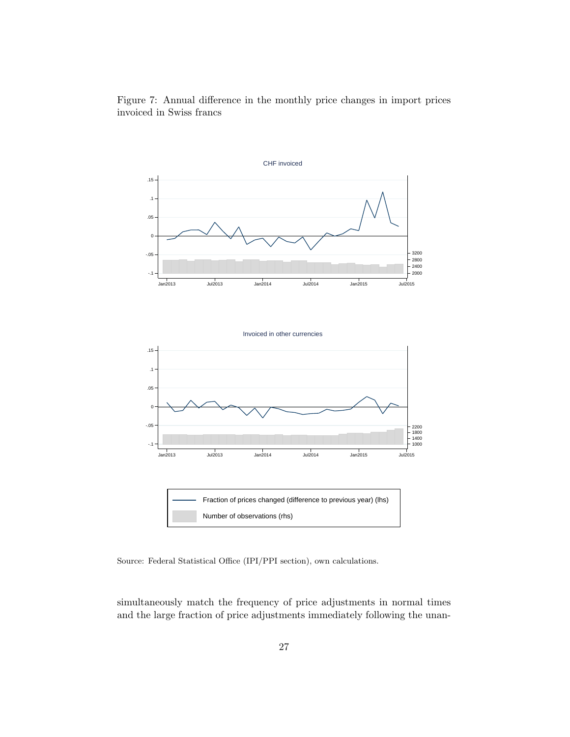Figure 7: Annual difference in the monthly price changes in import prices invoiced in Swiss francs

Source: Federal Statistical Office (IPI/PPI section), own calculations.

simultaneously match the frequency of price adjustments in normal times and the large fraction of price adjustments immediately following the unan-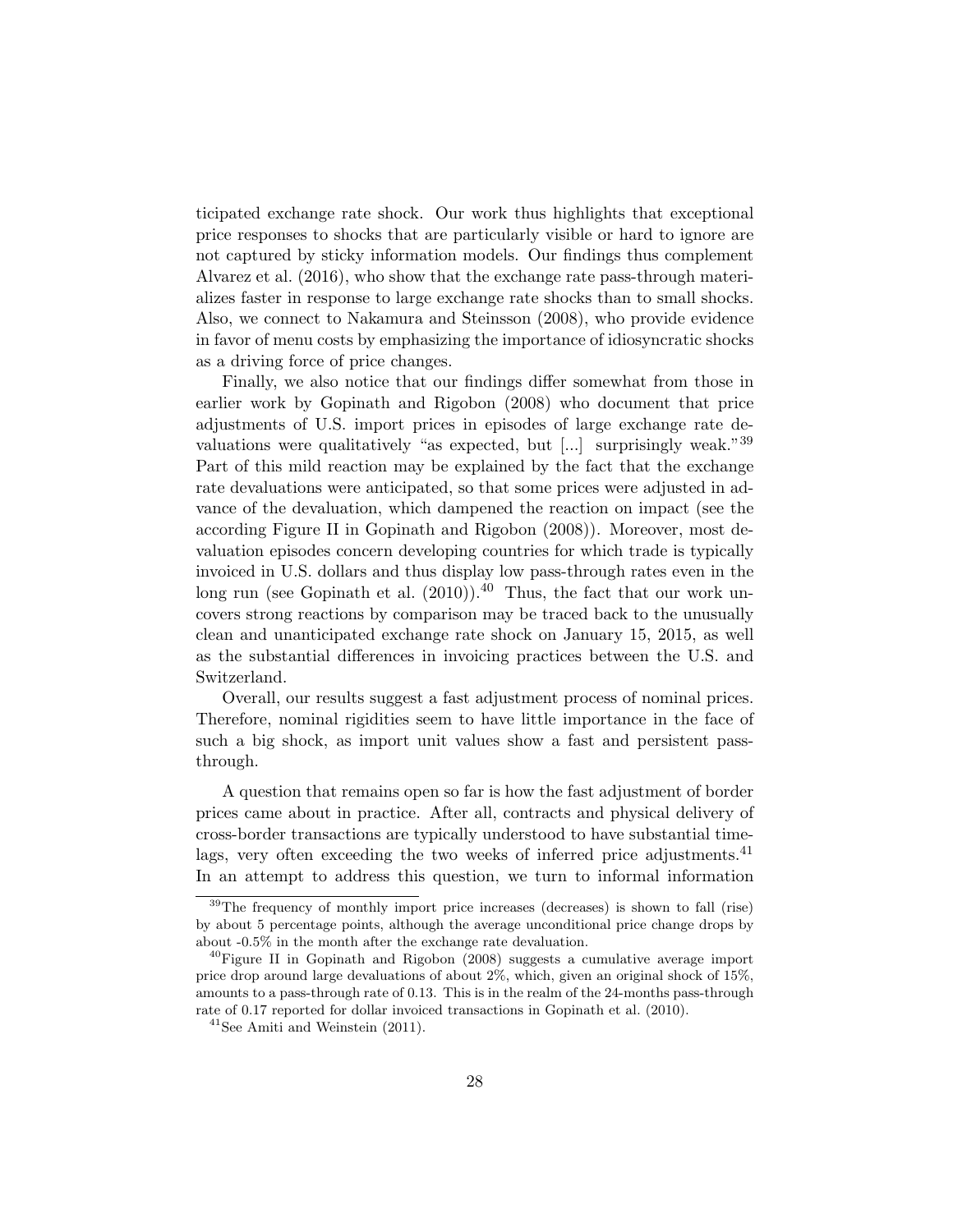ticipated exchange rate shock. Our work thus highlights that exceptional price responses to shocks that are particularly visible or hard to ignore are not captured by sticky information models. Our findings thus complement Alvarez et al. (2016), who show that the exchange rate pass-through materializes faster in response to large exchange rate shocks than to small shocks. Also, we connect to Nakamura and Steinsson (2008), who provide evidence in favor of menu costs by emphasizing the importance of idiosyncratic shocks as a driving force of price changes.

Finally, we also notice that our findings differ somewhat from those in earlier work by Gopinath and Rigobon (2008) who document that price adjustments of U.S. import prices in episodes of large exchange rate devaluations were qualitatively "as expected, but [...] surprisingly weak."[39] Part of this mild reaction may be explained by the fact that the exchange rate devaluations were anticipated, so that some prices were adjusted in advance of the devaluation, which dampened the reaction on impact (see the according Figure II in Gopinath and Rigobon (2008)). Moreover, most devaluation episodes concern developing countries for which trade is typically invoiced in U.S. dollars and thus display low pass-through rates even in the long run (see Gopinath et al. (2010)).[40] Thus, the fact that our work uncovers strong reactions by comparison may be traced back to the unusually clean and unanticipated exchange rate shock on January 15, 2015, as well as the substantial differences in invoicing practices between the U.S. and Switzerland.

Overall, our results suggest a fast adjustment process of nominal prices. Therefore, nominal rigidities seem to have little importance in the face of such a big shock, as import unit values show a fast and persistent pass-through.

A question that remains open so far is how the fast adjustment of border prices came about in practice. After all, contracts and physical delivery of cross-border transactions are typically understood to have substantial time-lags, very often exceeding the two weeks of inferred price adjustments.[41] In an attempt to address this question, we turn to informal information

[39] The frequency of monthly import price increases (decreases) is shown to fall (rise) by about 5 percentage points, although the average unconditional price change drops by about -0.5% in the month after the exchange rate devaluation.

[40] Figure II in Gopinath and Rigobon (2008) suggests a cumulative average import price drop around large devaluations of about 2%, which, given an original shock of 15%, amounts to a pass-through rate of 0.13. This is in the realm of the 24-months pass-through rate of 0.17 reported for dollar invoiced transactions in Gopinath et al. (2010).

[41] See Amiti and Weinstein (2011).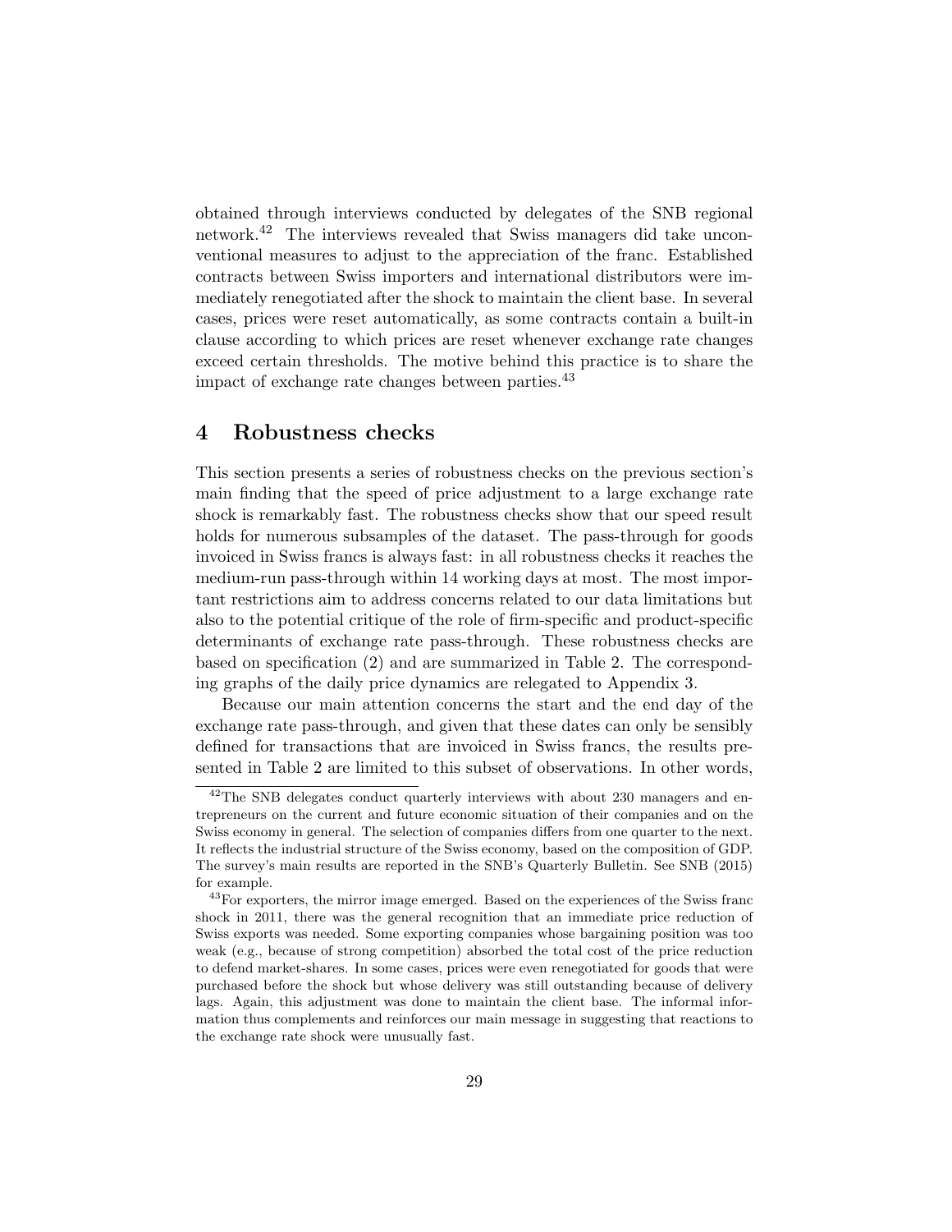obtained through interviews conducted by delegates of the SNB regional network.[42] The interviews revealed that Swiss managers did take unconventional measures to adjust to the appreciation of the franc. Established contracts between Swiss importers and international distributors were immediately renegotiated after the shock to maintain the client base. In several cases, prices were reset automatically, as some contracts contain a built-in clause according to which prices are reset whenever exchange rate changes exceed certain thresholds. The motive behind this practice is to share the impact of exchange rate changes between parties.[43]

## 4 Robustness checks

This section presents a series of robustness checks on the previous section's main finding that the speed of price adjustment to a large exchange rate shock is remarkably fast. The robustness checks show that our speed result holds for numerous subsamples of the dataset. The pass-through for goods invoiced in Swiss francs is always fast: in all robustness checks it reaches the medium-run pass-through within 14 working days at most. The most important restrictions aim to address concerns related to our data limitations but also to the potential critique of the role of firm-specific and product-specific determinants of exchange rate pass-through. These robustness checks are based on specification (2) and are summarized in Table 2. The corresponding graphs of the daily price dynamics are relegated to Appendix 3.

Because our main attention concerns the start and the end day of the exchange rate pass-through, and given that these dates can only be sensibly defined for transactions that are invoiced in Swiss francs, the results presented in Table 2 are limited to this subset of observations. In other words,

[42] The SNB delegates conduct quarterly interviews with about 230 managers and entrepreneurs on the current and future economic situation of their companies and on the Swiss economy in general. The selection of companies differs from one quarter to the next. It reflects the industrial structure of the Swiss economy, based on the composition of GDP. The survey's main results are reported in the SNB's Quarterly Bulletin. See SNB (2015) for example.

[43] For exporters, the mirror image emerged. Based on the experiences of the Swiss franc shock in 2011, there was the general recognition that an immediate price reduction of Swiss exports was needed. Some exporting companies whose bargaining position was too weak (e.g., because of strong competition) absorbed the total cost of the price reduction to defend market-shares. In some cases, prices were even renegotiated for goods that were purchased before the shock but whose delivery was still outstanding because of delivery lags. Again, this adjustment was done to maintain the client base. The informal information thus complements and reinforces our main message in suggesting that reactions to the exchange rate shock were unusually fast.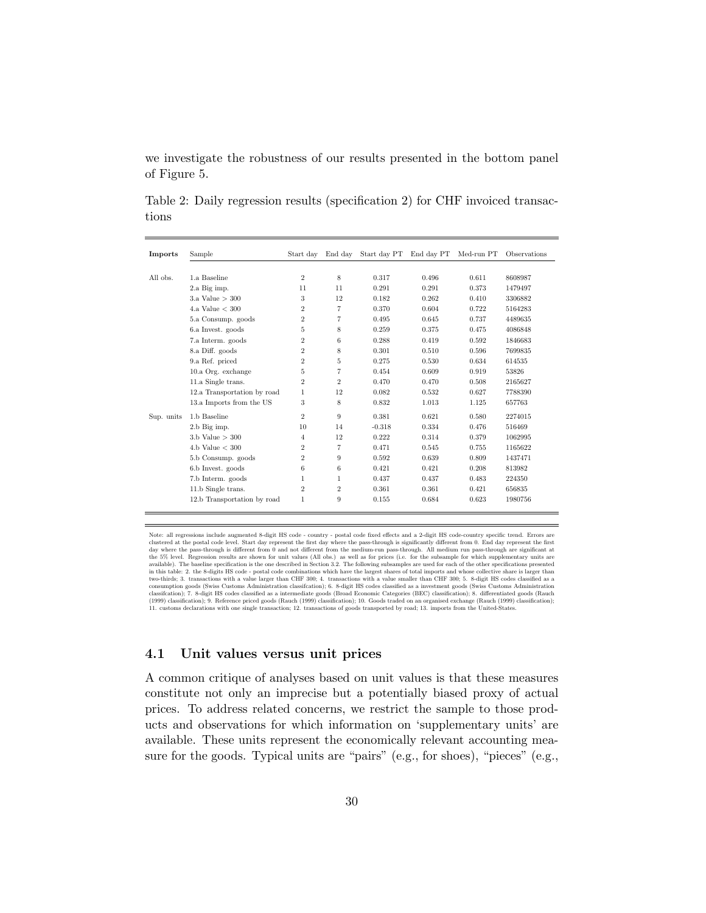we investigate the robustness of our results presented in the bottom panel of Figure 5.

Table 2: Daily regression results (specification 2) for CHF invoiced transactions

| **Imports** | Sample | Start day | End day | Start day PT | End day PT | Med-run PT | Observations |
|---|---|---|---|---|---|---|---|
| All obs. | 1.a Baseline | 2 | 8 | 0.317 | 0.496 | 0.611 | 8608987 |
| | 2.a Big imp. | 11 | 11 | 0.291 | 0.291 | 0.373 | 1479497 |
| | 3.a Value > 300 | 3 | 12 | 0.182 | 0.262 | 0.410 | 3306882 |
| | 4.a Value < 300 | 2 | 7 | 0.370 | 0.604 | 0.722 | 5164283 |
| | 5.a Consump. goods | 2 | 7 | 0.495 | 0.645 | 0.737 | 4489635 |
| | 6.a Invest. goods | 5 | 8 | 0.259 | 0.375 | 0.475 | 4086848 |
| | 7.a Interm. goods | 2 | 6 | 0.288 | 0.419 | 0.592 | 1846683 |
| | 8.a Diff. goods | 2 | 8 | 0.301 | 0.510 | 0.596 | 7699835 |
| | 9.a Ref. priced | 2 | 5 | 0.275 | 0.530 | 0.634 | 614535 |
| | 10.a Org. exchange | 5 | 7 | 0.454 | 0.609 | 0.919 | 53826 |
| | 11.a Single trans. | 2 | 2 | 0.470 | 0.470 | 0.508 | 2165627 |
| | 12.a Transportation by road | 1 | 12 | 0.082 | 0.532 | 0.627 | 7788390 |
| | 13.a Imports from the US | 3 | 8 | 0.832 | 1.013 | 1.125 | 657763 |
| Sup. units | 1.b Baseline | 2 | 9 | 0.381 | 0.621 | 0.580 | 2274015 |
| | 2.b Big imp. | 10 | 14 | -0.318 | 0.334 | 0.476 | 516469 |
| | 3.b Value > 300 | 4 | 12 | 0.222 | 0.314 | 0.379 | 1062995 |
| | 4.b Value < 300 | 2 | 7 | 0.471 | 0.545 | 0.755 | 1165622 |
| | 5.b Consump. goods | 2 | 9 | 0.592 | 0.639 | 0.809 | 1437471 |
| | 6.b Invest. goods | 6 | 6 | 0.421 | 0.421 | 0.208 | 813982 |
| | 7.b Interm. goods | 1 | 1 | 0.437 | 0.437 | 0.483 | 224350 |
| | 11.b Single trans. | 2 | 2 | 0.361 | 0.361 | 0.421 | 656835 |
| | 12.b Transportation by road | 1 | 9 | 0.155 | 0.684 | 0.623 | 1980756 |

Note: all regressions include augmented 8-digit HS code - country - postal code fixed effects and a 2-digit HS code-country specific trend. Errors are clustered at the postal code level. Start day represent the first day where the pass-through is significantly different from 0. End day represent the first day where the pass-through is different from 0 and not different from the medium-run pass-through. All medium run pass-through are significant at the 5% level. Regression results are shown for unit values (All obs.) as well as for prices (i.e. for the subsample for which supplementary units are available). The baseline specification is the one described in Section 3.2. The following subsamples are used for each of the other specifications presented in this table: 2. the 8-digits HS code - postal code combinations which have the largest shares of total imports and whose collective share is larger than two-thirds; 3. transactions with a value larger than CHF 300; 4. transactions with a value smaller than CHF 300; 5. 8-digit HS codes classified as a consumption goods (Swiss Customs Administration classifcation); 6. 8-digit HS codes classified as a investment goods (Swiss Customs Administration classifcation); 7. 8-digit HS codes classified as a intermediate goods (Broad Economic Categories (BEC) classification); 8. differentiated goods (Rauch (1999) classification); 9. Reference priced goods (Rauch (1999) classification); 10. Goods traded on an organised exchange (Rauch (1999) classification); 11. customs declarations with one single transaction; 12. transactions of goods transported by road; 13. imports from the United-States.

### 4.1 Unit values versus unit prices

A common critique of analyses based on unit values is that these measures constitute not only an imprecise but a potentially biased proxy of actual prices. To address related concerns, we restrict the sample to those products and observations for which information on 'supplementary units' are available. These units represent the economically relevant accounting measure for the goods. Typical units are "pairs" (e.g., for shoes), "pieces" (e.g.,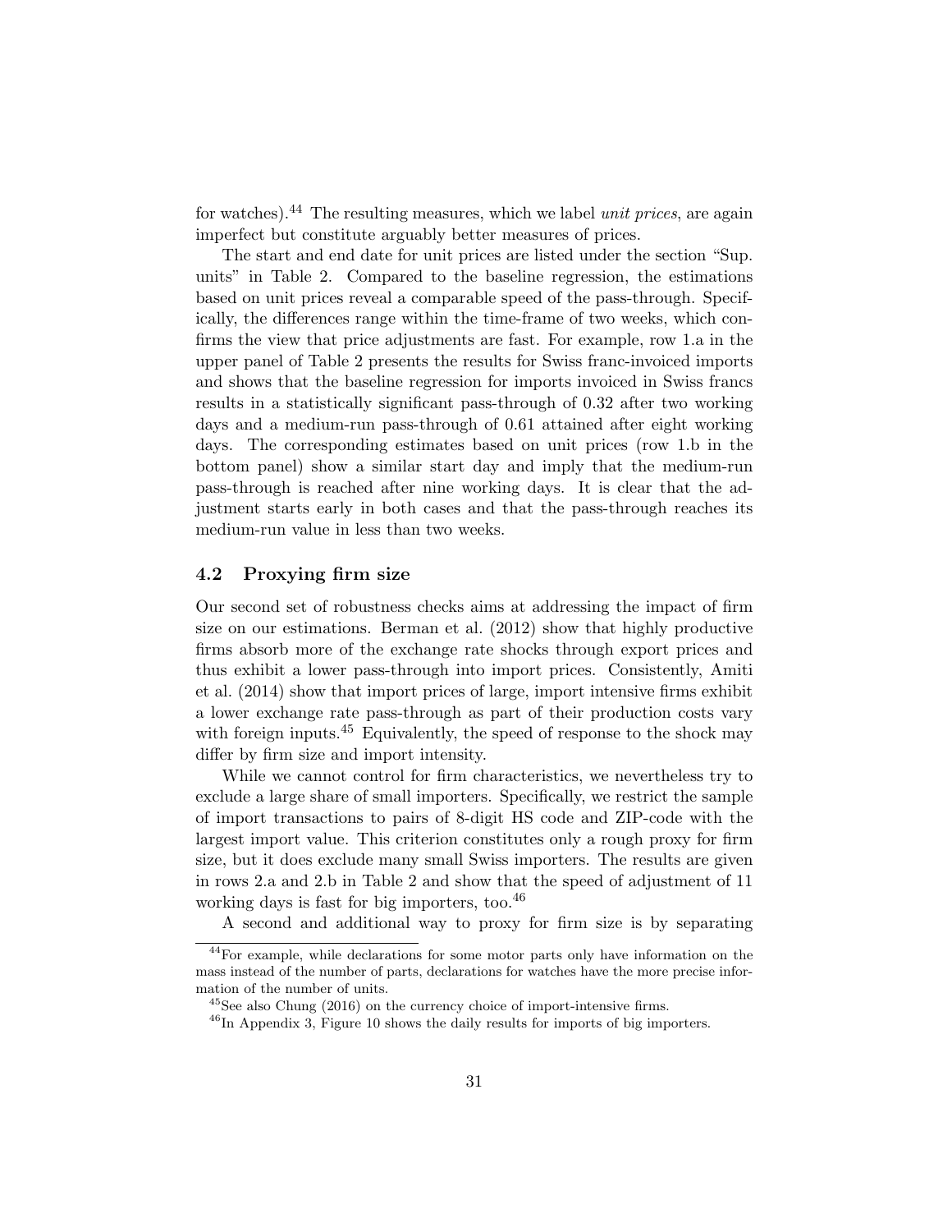for watches).[44] The resulting measures, which we label *unit prices*, are again imperfect but constitute arguably better measures of prices.

The start and end date for unit prices are listed under the section "Sup. units" in Table 2. Compared to the baseline regression, the estimations based on unit prices reveal a comparable speed of the pass-through. Specifically, the differences range within the time-frame of two weeks, which confirms the view that price adjustments are fast. For example, row 1.a in the upper panel of Table 2 presents the results for Swiss franc-invoiced imports and shows that the baseline regression for imports invoiced in Swiss francs results in a statistically significant pass-through of 0.32 after two working days and a medium-run pass-through of 0.61 attained after eight working days. The corresponding estimates based on unit prices (row 1.b in the bottom panel) show a similar start day and imply that the medium-run pass-through is reached after nine working days. It is clear that the adjustment starts early in both cases and that the pass-through reaches its medium-run value in less than two weeks.

## 4.2 Proxying firm size

Our second set of robustness checks aims at addressing the impact of firm size on our estimations. Berman et al. (2012) show that highly productive firms absorb more of the exchange rate shocks through export prices and thus exhibit a lower pass-through into import prices. Consistently, Amiti et al. (2014) show that import prices of large, import intensive firms exhibit a lower exchange rate pass-through as part of their production costs vary with foreign inputs.[45] Equivalently, the speed of response to the shock may differ by firm size and import intensity.

While we cannot control for firm characteristics, we nevertheless try to exclude a large share of small importers. Specifically, we restrict the sample of import transactions to pairs of 8-digit HS code and ZIP-code with the largest import value. This criterion constitutes only a rough proxy for firm size, but it does exclude many small Swiss importers. The results are given in rows 2.a and 2.b in Table 2 and show that the speed of adjustment of 11 working days is fast for big importers, too.[46]

A second and additional way to proxy for firm size is by separating

[44] For example, while declarations for some motor parts only have information on the mass instead of the number of parts, declarations for watches have the more precise information of the number of units.

[45] See also Chung (2016) on the currency choice of import-intensive firms.

[46] In Appendix 3, Figure 10 shows the daily results for imports of big importers.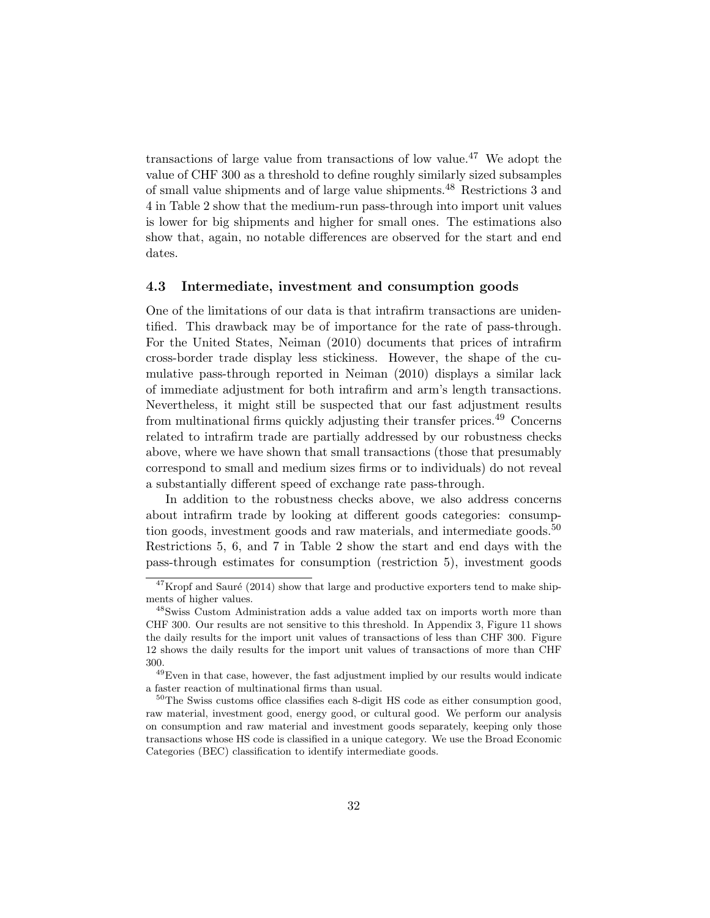transactions of large value from transactions of low value.[47] We adopt the value of CHF 300 as a threshold to define roughly similarly sized subsamples of small value shipments and of large value shipments.[48] Restrictions 3 and 4 in Table 2 show that the medium-run pass-through into import unit values is lower for big shipments and higher for small ones. The estimations also show that, again, no notable differences are observed for the start and end dates.

### 4.3 Intermediate, investment and consumption goods

One of the limitations of our data is that intrafirm transactions are unidentified. This drawback may be of importance for the rate of pass-through. For the United States, Neiman (2010) documents that prices of intrafirm cross-border trade display less stickiness. However, the shape of the cumulative pass-through reported in Neiman (2010) displays a similar lack of immediate adjustment for both intrafirm and arm's length transactions. Nevertheless, it might still be suspected that our fast adjustment results from multinational firms quickly adjusting their transfer prices.[49] Concerns related to intrafirm trade are partially addressed by our robustness checks above, where we have shown that small transactions (those that presumably correspond to small and medium sizes firms or to individuals) do not reveal a substantially different speed of exchange rate pass-through.

In addition to the robustness checks above, we also address concerns about intrafirm trade by looking at different goods categories: consumption goods, investment goods and raw materials, and intermediate goods.[50] Restrictions 5, 6, and 7 in Table 2 show the start and end days with the pass-through estimates for consumption (restriction 5), investment goods

[47] Kropf and Sauré (2014) show that large and productive exporters tend to make shipments of higher values.

[48] Swiss Custom Administration adds a value added tax on imports worth more than CHF 300. Our results are not sensitive to this threshold. In Appendix 3, Figure 11 shows the daily results for the import unit values of transactions of less than CHF 300. Figure 12 shows the daily results for the import unit values of transactions of more than CHF 300.

[49] Even in that case, however, the fast adjustment implied by our results would indicate a faster reaction of multinational firms than usual.

[50] The Swiss customs office classifies each 8-digit HS code as either consumption good, raw material, investment good, energy good, or cultural good. We perform our analysis on consumption and raw material and investment goods separately, keeping only those transactions whose HS code is classified in a unique category. We use the Broad Economic Categories (BEC) classification to identify intermediate goods.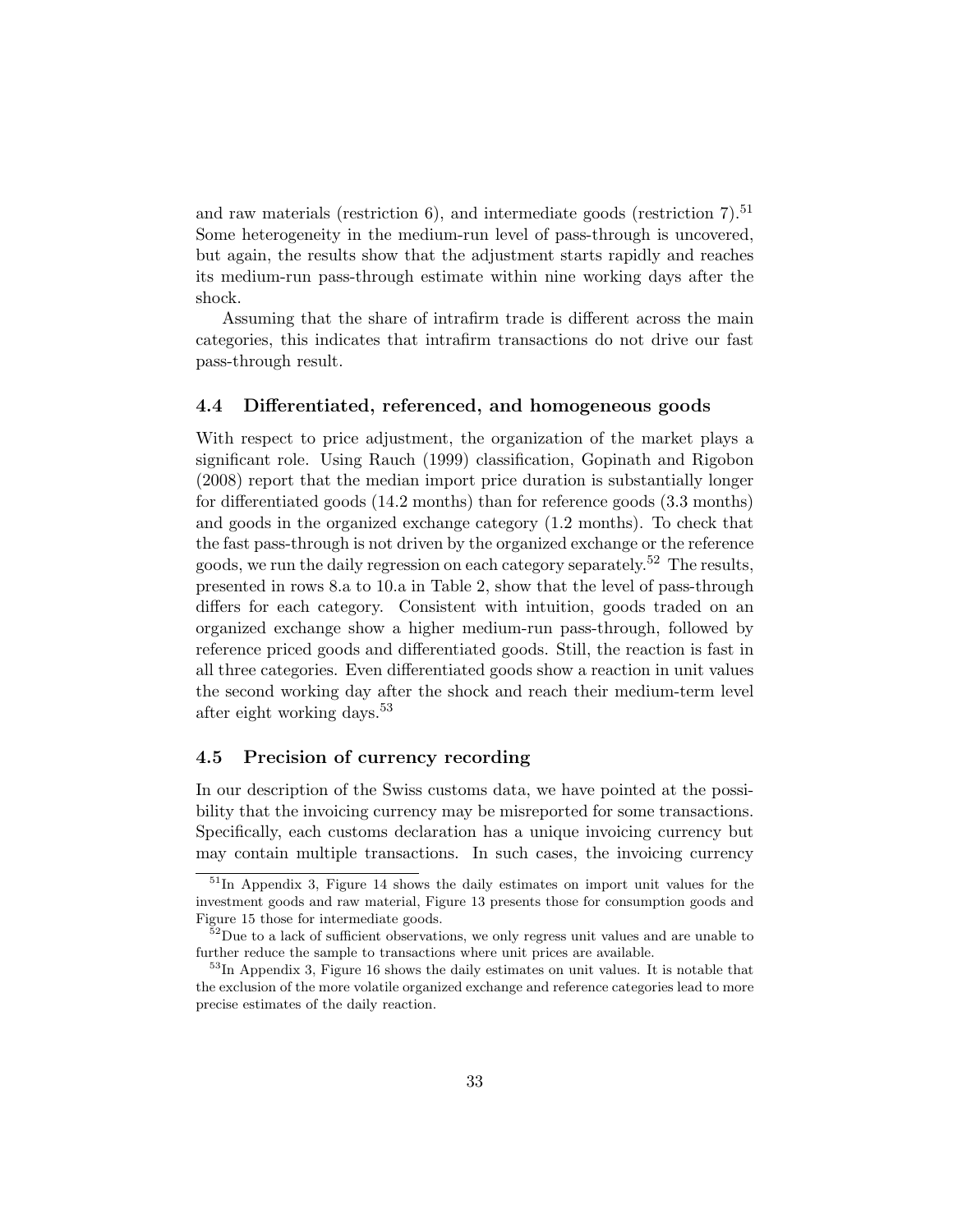and raw materials (restriction 6), and intermediate goods (restriction 7).[51] Some heterogeneity in the medium-run level of pass-through is uncovered, but again, the results show that the adjustment starts rapidly and reaches its medium-run pass-through estimate within nine working days after the shock.

Assuming that the share of intrafirm trade is different across the main categories, this indicates that intrafirm transactions do not drive our fast pass-through result.

### 4.4 Differentiated, referenced, and homogeneous goods

With respect to price adjustment, the organization of the market plays a significant role. Using Rauch (1999) classification, Gopinath and Rigobon (2008) report that the median import price duration is substantially longer for differentiated goods (14.2 months) than for reference goods (3.3 months) and goods in the organized exchange category (1.2 months). To check that the fast pass-through is not driven by the organized exchange or the reference goods, we run the daily regression on each category separately.[52] The results, presented in rows 8.a to 10.a in Table 2, show that the level of pass-through differs for each category. Consistent with intuition, goods traded on an organized exchange show a higher medium-run pass-through, followed by reference priced goods and differentiated goods. Still, the reaction is fast in all three categories. Even differentiated goods show a reaction in unit values the second working day after the shock and reach their medium-term level after eight working days.[53]

### 4.5 Precision of currency recording

In our description of the Swiss customs data, we have pointed at the possibility that the invoicing currency may be misreported for some transactions. Specifically, each customs declaration has a unique invoicing currency but may contain multiple transactions. In such cases, the invoicing currency

---

[51] In Appendix 3, Figure 14 shows the daily estimates on import unit values for the investment goods and raw material, Figure 13 presents those for consumption goods and Figure 15 those for intermediate goods.

[52] Due to a lack of sufficient observations, we only regress unit values and are unable to further reduce the sample to transactions where unit prices are available.

[53] In Appendix 3, Figure 16 shows the daily estimates on unit values. It is notable that the exclusion of the more volatile organized exchange and reference categories lead to more precise estimates of the daily reaction.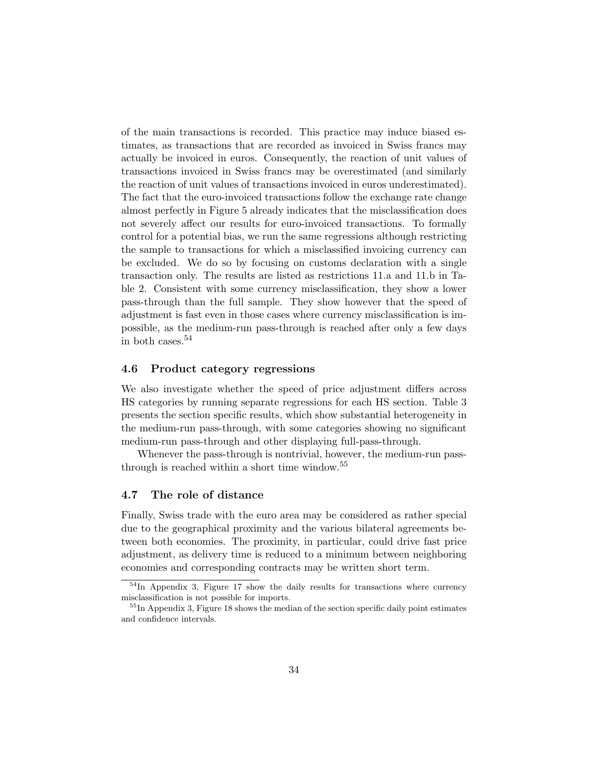of the main transactions is recorded. This practice may induce biased estimates, as transactions that are recorded as invoiced in Swiss francs may actually be invoiced in euros. Consequently, the reaction of unit values of transactions invoiced in Swiss francs may be overestimated (and similarly the reaction of unit values of transactions invoiced in euros underestimated). The fact that the euro-invoiced transactions follow the exchange rate change almost perfectly in Figure 5 already indicates that the misclassification does not severely affect our results for euro-invoiced transactions. To formally control for a potential bias, we run the same regressions although restricting the sample to transactions for which a misclassified invoicing currency can be excluded. We do so by focusing on customs declaration with a single transaction only. The results are listed as restrictions 11.a and 11.b in Table 2. Consistent with some currency misclassification, they show a lower pass-through than the full sample. They show however that the speed of adjustment is fast even in those cases where currency misclassification is impossible, as the medium-run pass-through is reached after only a few days in both cases.[54]

### 4.6 Product category regressions

We also investigate whether the speed of price adjustment differs across HS categories by running separate regressions for each HS section. Table 3 presents the section specific results, which show substantial heterogeneity in the medium-run pass-through, with some categories showing no significant medium-run pass-through and other displaying full-pass-through.

Whenever the pass-through is nontrivial, however, the medium-run pass-through is reached within a short time window.[55]

### 4.7 The role of distance

Finally, Swiss trade with the euro area may be considered as rather special due to the geographical proximity and the various bilateral agreements between both economies. The proximity, in particular, could drive fast price adjustment, as delivery time is reduced to a minimum between neighboring economies and corresponding contracts may be written short term.

[54] In Appendix 3, Figure 17 show the daily results for transactions where currency misclassification is not possible for imports.

[55] In Appendix 3, Figure 18 shows the median of the section specific daily point estimates and confidence intervals.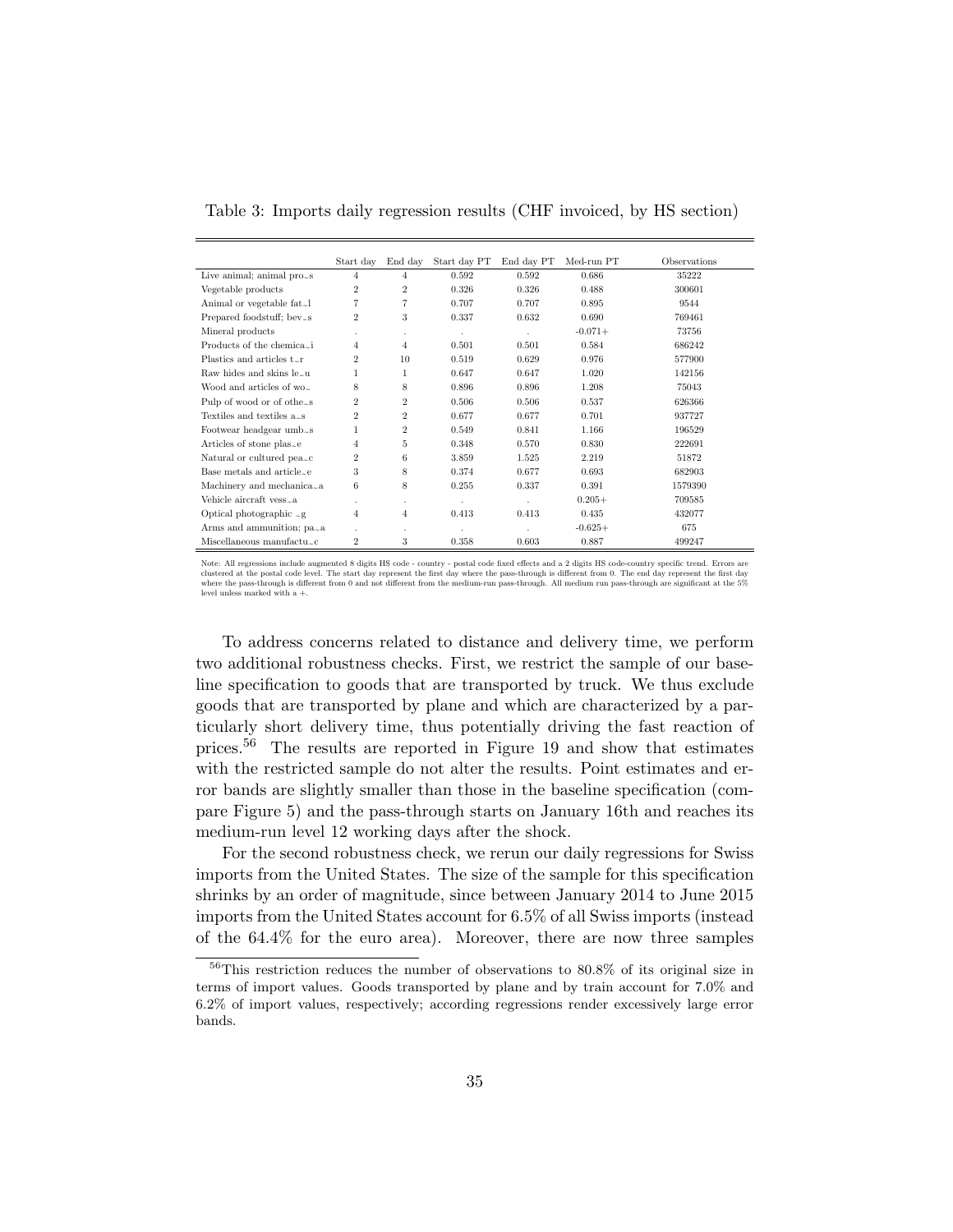Table 3: Imports daily regression results (CHF invoiced, by HS section)

| | Start day | End day | Start day PT | End day PT | Med-run PT | Observations |
|---|---|---|---|---|---|---|
| Live animal; animal pro_s | 4 | 4 | 0.592 | 0.592 | 0.686 | 35222 |
| Vegetable products | 2 | 2 | 0.326 | 0.326 | 0.488 | 300601 |
| Animal or vegetable fat_l | 7 | 7 | 0.707 | 0.707 | 0.895 | 9544 |
| Prepared foodstuff; bev_s | 2 | 3 | 0.337 | 0.632 | 0.690 | 769461 |
| Mineral products | . | . | . | . | -0.071+ | 73756 |
| Products of the chemica_i | 4 | 4 | 0.501 | 0.501 | 0.584 | 686242 |
| Plastics and articles t_r | 2 | 10 | 0.519 | 0.629 | 0.976 | 577900 |
| Raw hides and skins le_u | 1 | 1 | 0.647 | 0.647 | 1.020 | 142156 |
| Wood and articles of wo_ | 8 | 8 | 0.896 | 0.896 | 1.208 | 75043 |
| Pulp of wood or of othe_s | 2 | 2 | 0.506 | 0.506 | 0.537 | 626366 |
| Textiles and textiles a_s | 2 | 2 | 0.677 | 0.677 | 0.701 | 937727 |
| Footwear headgear umb_s | 1 | 2 | 0.549 | 0.841 | 1.166 | 196529 |
| Articles of stone plas_e | 4 | 5 | 0.348 | 0.570 | 0.830 | 222691 |
| Natural or cultured pea_c | 2 | 6 | 3.859 | 1.525 | 2.219 | 51872 |
| Base metals and article_e | 3 | 8 | 0.374 | 0.677 | 0.693 | 682903 |
| Machinery and mechanica_a | 6 | 8 | 0.255 | 0.337 | 0.391 | 1579390 |
| Vehicle aircraft vess_a | . | . | . | . | 0.205+ | 709585 |
| Optical photographic _g | 4 | 4 | 0.413 | 0.413 | 0.435 | 432077 |
| Arms and ammunition; pa_a | . | . | . | . | -0.625+ | 675 |
| Miscellaneous manufactu_c | 2 | 3 | 0.358 | 0.603 | 0.887 | 499247 |

Note: All regressions include augmented 8 digits HS code - country - postal code fixed effects and a 2 digits HS code-country specific trend. Errors are clustered at the postal code level. The start day represent the first day where the pass-through is different from 0. The end day represent the first day where the pass-through is different from 0 and not different from the medium-run pass-through. All medium run pass-through are significant at the 5% level unless marked with a +.

To address concerns related to distance and delivery time, we perform two additional robustness checks. First, we restrict the sample of our baseline specification to goods that are transported by truck. We thus exclude goods that are transported by plane and which are characterized by a particularly short delivery time, thus potentially driving the fast reaction of prices.[56] The results are reported in Figure 19 and show that estimates with the restricted sample do not alter the results. Point estimates and error bands are slightly smaller than those in the baseline specification (compare Figure 5) and the pass-through starts on January 16th and reaches its medium-run level 12 working days after the shock.

For the second robustness check, we rerun our daily regressions for Swiss imports from the United States. The size of the sample for this specification shrinks by an order of magnitude, since between January 2014 to June 2015 imports from the United States account for 6.5% of all Swiss imports (instead of the 64.4% for the euro area). Moreover, there are now three samples

[56] This restriction reduces the number of observations to 80.8% of its original size in terms of import values. Goods transported by plane and by train account for 7.0% and 6.2% of import values, respectively; according regressions render excessively large error bands.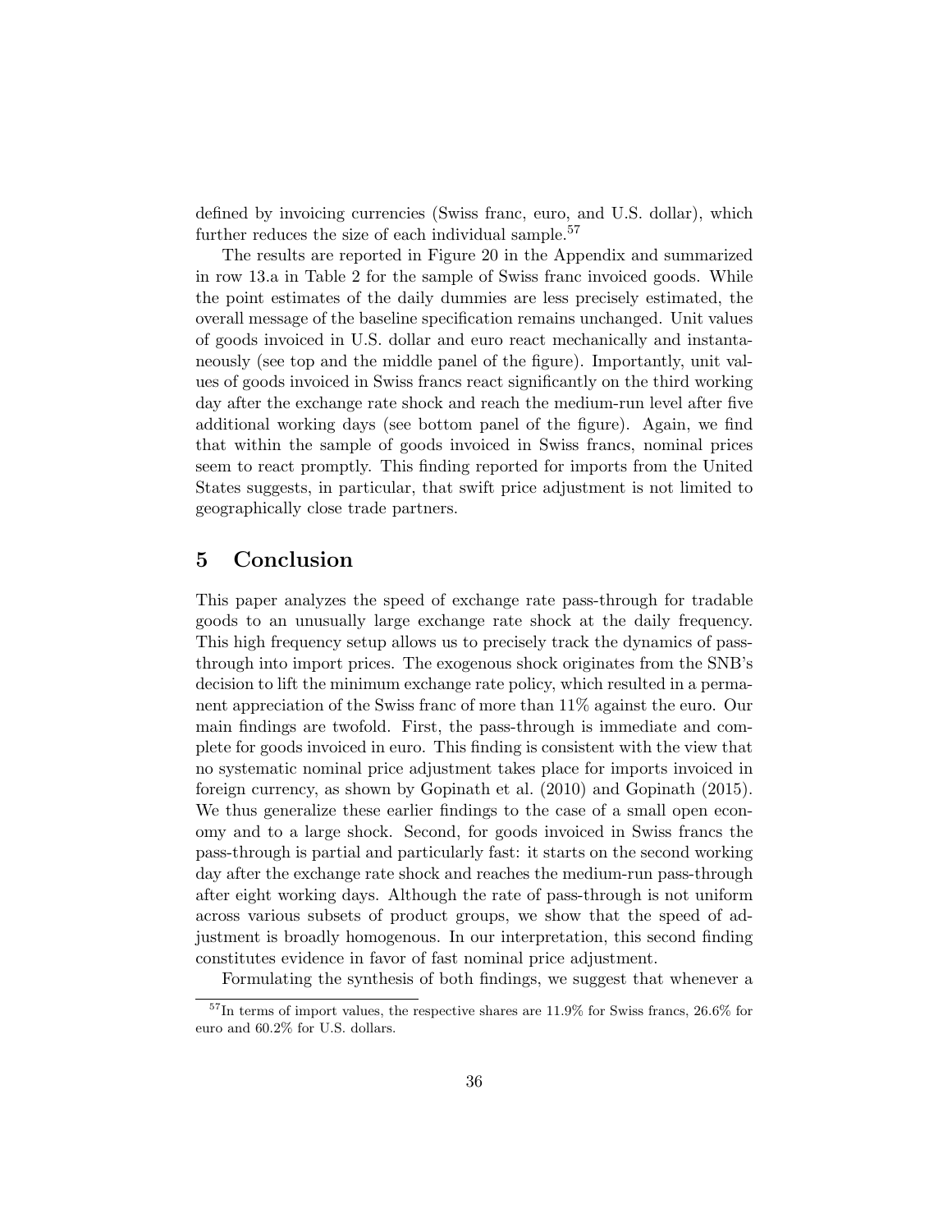defined by invoicing currencies (Swiss franc, euro, and U.S. dollar), which further reduces the size of each individual sample.[57]

The results are reported in Figure 20 in the Appendix and summarized in row 13.a in Table 2 for the sample of Swiss franc invoiced goods. While the point estimates of the daily dummies are less precisely estimated, the overall message of the baseline specification remains unchanged. Unit values of goods invoiced in U.S. dollar and euro react mechanically and instantaneously (see top and the middle panel of the figure). Importantly, unit values of goods invoiced in Swiss francs react significantly on the third working day after the exchange rate shock and reach the medium-run level after five additional working days (see bottom panel of the figure). Again, we find that within the sample of goods invoiced in Swiss francs, nominal prices seem to react promptly. This finding reported for imports from the United States suggests, in particular, that swift price adjustment is not limited to geographically close trade partners.

## 5 Conclusion

This paper analyzes the speed of exchange rate pass-through for tradable goods to an unusually large exchange rate shock at the daily frequency. This high frequency setup allows us to precisely track the dynamics of pass-through into import prices. The exogenous shock originates from the SNB's decision to lift the minimum exchange rate policy, which resulted in a permanent appreciation of the Swiss franc of more than 11% against the euro. Our main findings are twofold. First, the pass-through is immediate and complete for goods invoiced in euro. This finding is consistent with the view that no systematic nominal price adjustment takes place for imports invoiced in foreign currency, as shown by Gopinath et al. (2010) and Gopinath (2015). We thus generalize these earlier findings to the case of a small open economy and to a large shock. Second, for goods invoiced in Swiss francs the pass-through is partial and particularly fast: it starts on the second working day after the exchange rate shock and reaches the medium-run pass-through after eight working days. Although the rate of pass-through is not uniform across various subsets of product groups, we show that the speed of adjustment is broadly homogenous. In our interpretation, this second finding constitutes evidence in favor of fast nominal price adjustment.

Formulating the synthesis of both findings, we suggest that whenever a

[57] In terms of import values, the respective shares are 11.9% for Swiss francs, 26.6% for euro and 60.2% for U.S. dollars.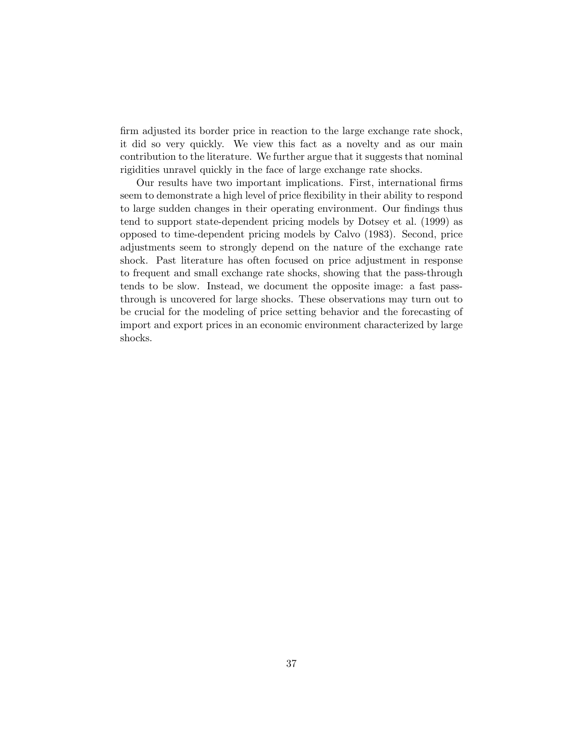firm adjusted its border price in reaction to the large exchange rate shock, it did so very quickly. We view this fact as a novelty and as our main contribution to the literature. We further argue that it suggests that nominal rigidities unravel quickly in the face of large exchange rate shocks.

Our results have two important implications. First, international firms seem to demonstrate a high level of price flexibility in their ability to respond to large sudden changes in their operating environment. Our findings thus tend to support state-dependent pricing models by Dotsey et al. (1999) as opposed to time-dependent pricing models by Calvo (1983). Second, price adjustments seem to strongly depend on the nature of the exchange rate shock. Past literature has often focused on price adjustment in response to frequent and small exchange rate shocks, showing that the pass-through tends to be slow. Instead, we document the opposite image: a fast pass-through is uncovered for large shocks. These observations may turn out to be crucial for the modeling of price setting behavior and the forecasting of import and export prices in an economic environment characterized by large shocks.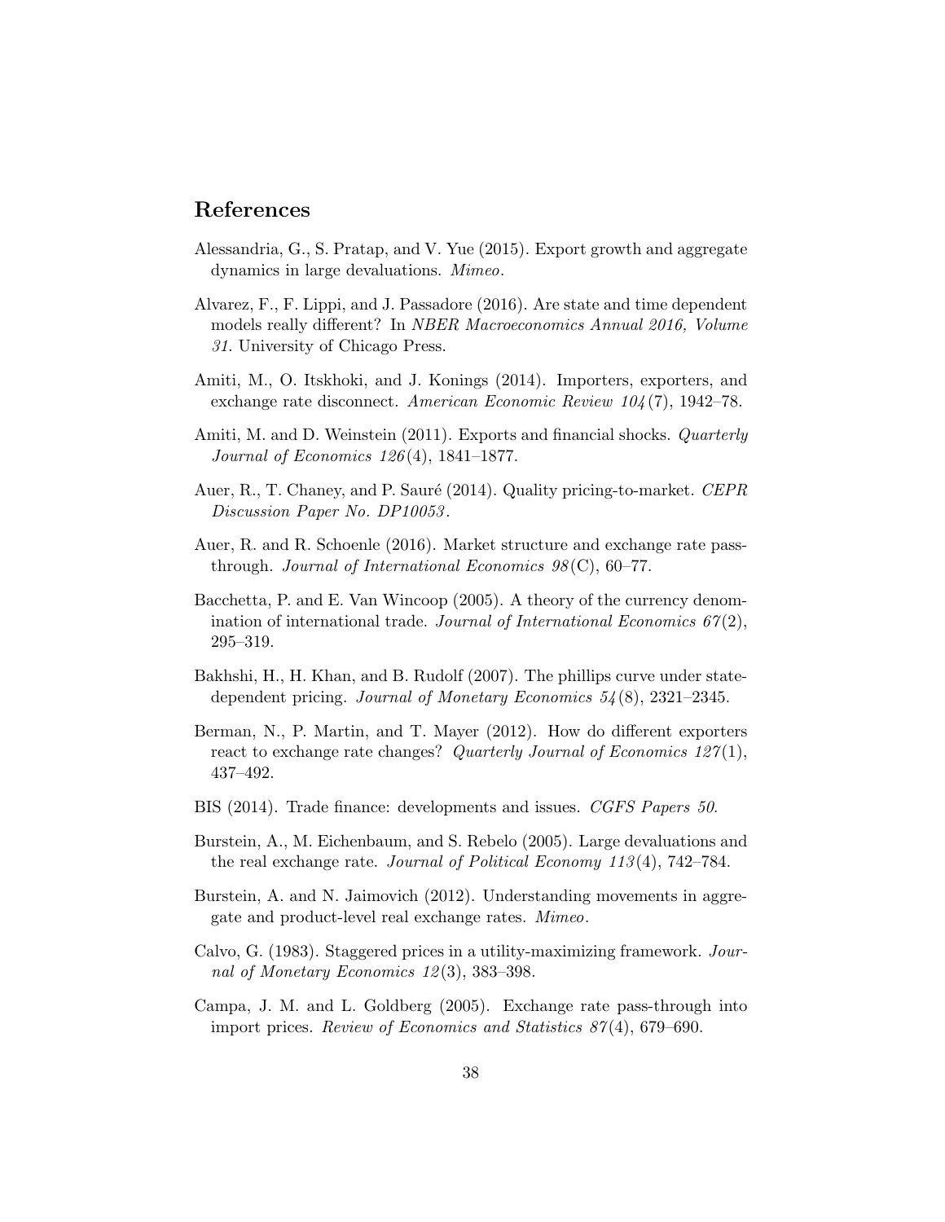# References

Alessandria, G., S. Pratap, and V. Yue (2015). Export growth and aggregate dynamics in large devaluations. *Mimeo*.

Alvarez, F., F. Lippi, and J. Passadore (2016). Are state and time dependent models really different? In *NBER Macroeconomics Annual 2016, Volume 31*. University of Chicago Press.

Amiti, M., O. Itskhoki, and J. Konings (2014). Importers, exporters, and exchange rate disconnect. *American Economic Review 104*(7), 1942–78.

Amiti, M. and D. Weinstein (2011). Exports and financial shocks. *Quarterly Journal of Economics 126*(4), 1841–1877.

Auer, R., T. Chaney, and P. Sauré (2014). Quality pricing-to-market. *CEPR Discussion Paper No. DP10053*.

Auer, R. and R. Schoenle (2016). Market structure and exchange rate pass-through. *Journal of International Economics 98*(C), 60–77.

Bacchetta, P. and E. Van Wincoop (2005). A theory of the currency denomination of international trade. *Journal of International Economics 67*(2), 295–319.

Bakhshi, H., H. Khan, and B. Rudolf (2007). The phillips curve under state-dependent pricing. *Journal of Monetary Economics 54*(8), 2321–2345.

Berman, N., P. Martin, and T. Mayer (2012). How do different exporters react to exchange rate changes? *Quarterly Journal of Economics 127*(1), 437–492.

BIS (2014). Trade finance: developments and issues. *CGFS Papers 50*.

Burstein, A., M. Eichenbaum, and S. Rebelo (2005). Large devaluations and the real exchange rate. *Journal of Political Economy 113*(4), 742–784.

Burstein, A. and N. Jaimovich (2012). Understanding movements in aggregate and product-level real exchange rates. *Mimeo*.

Calvo, G. (1983). Staggered prices in a utility-maximizing framework. *Journal of Monetary Economics 12*(3), 383–398.

Campa, J. M. and L. Goldberg (2005). Exchange rate pass-through into import prices. *Review of Economics and Statistics 87*(4), 679–690.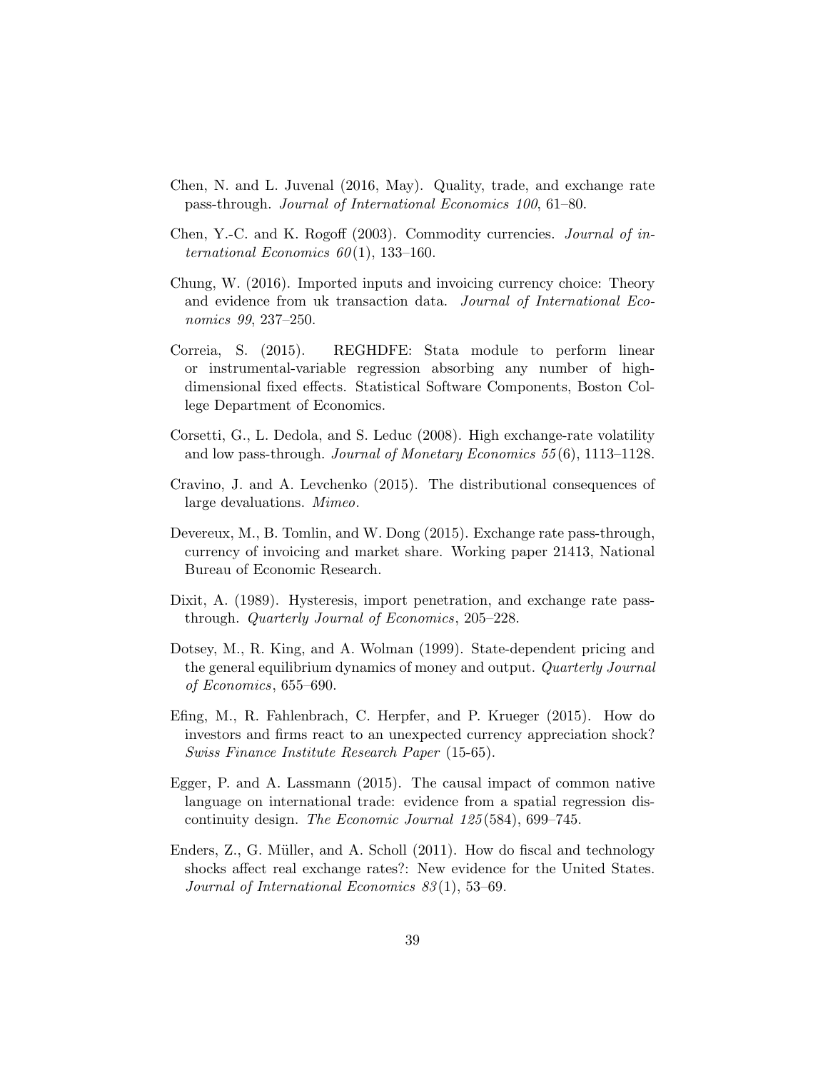Chen, N. and L. Juvenal (2016, May). Quality, trade, and exchange rate pass-through. *Journal of International Economics 100*, 61–80.

Chen, Y.-C. and K. Rogoff (2003). Commodity currencies. *Journal of international Economics 60*(1), 133–160.

Chung, W. (2016). Imported inputs and invoicing currency choice: Theory and evidence from uk transaction data. *Journal of International Economics 99*, 237–250.

Correia, S. (2015). REGHDFE: Stata module to perform linear or instrumental-variable regression absorbing any number of high-dimensional fixed effects. Statistical Software Components, Boston College Department of Economics.

Corsetti, G., L. Dedola, and S. Leduc (2008). High exchange-rate volatility and low pass-through. *Journal of Monetary Economics 55*(6), 1113–1128.

Cravino, J. and A. Levchenko (2015). The distributional consequences of large devaluations. *Mimeo*.

Devereux, M., B. Tomlin, and W. Dong (2015). Exchange rate pass-through, currency of invoicing and market share. Working paper 21413, National Bureau of Economic Research.

Dixit, A. (1989). Hysteresis, import penetration, and exchange rate pass-through. *Quarterly Journal of Economics*, 205–228.

Dotsey, M., R. King, and A. Wolman (1999). State-dependent pricing and the general equilibrium dynamics of money and output. *Quarterly Journal of Economics*, 655–690.

Efing, M., R. Fahlenbrach, C. Herpfer, and P. Krueger (2015). How do investors and firms react to an unexpected currency appreciation shock? *Swiss Finance Institute Research Paper* (15-65).

Egger, P. and A. Lassmann (2015). The causal impact of common native language on international trade: evidence from a spatial regression discontinuity design. *The Economic Journal 125*(584), 699–745.

Enders, Z., G. Müller, and A. Scholl (2011). How do fiscal and technology shocks affect real exchange rates?: New evidence for the United States. *Journal of International Economics 83*(1), 53–69.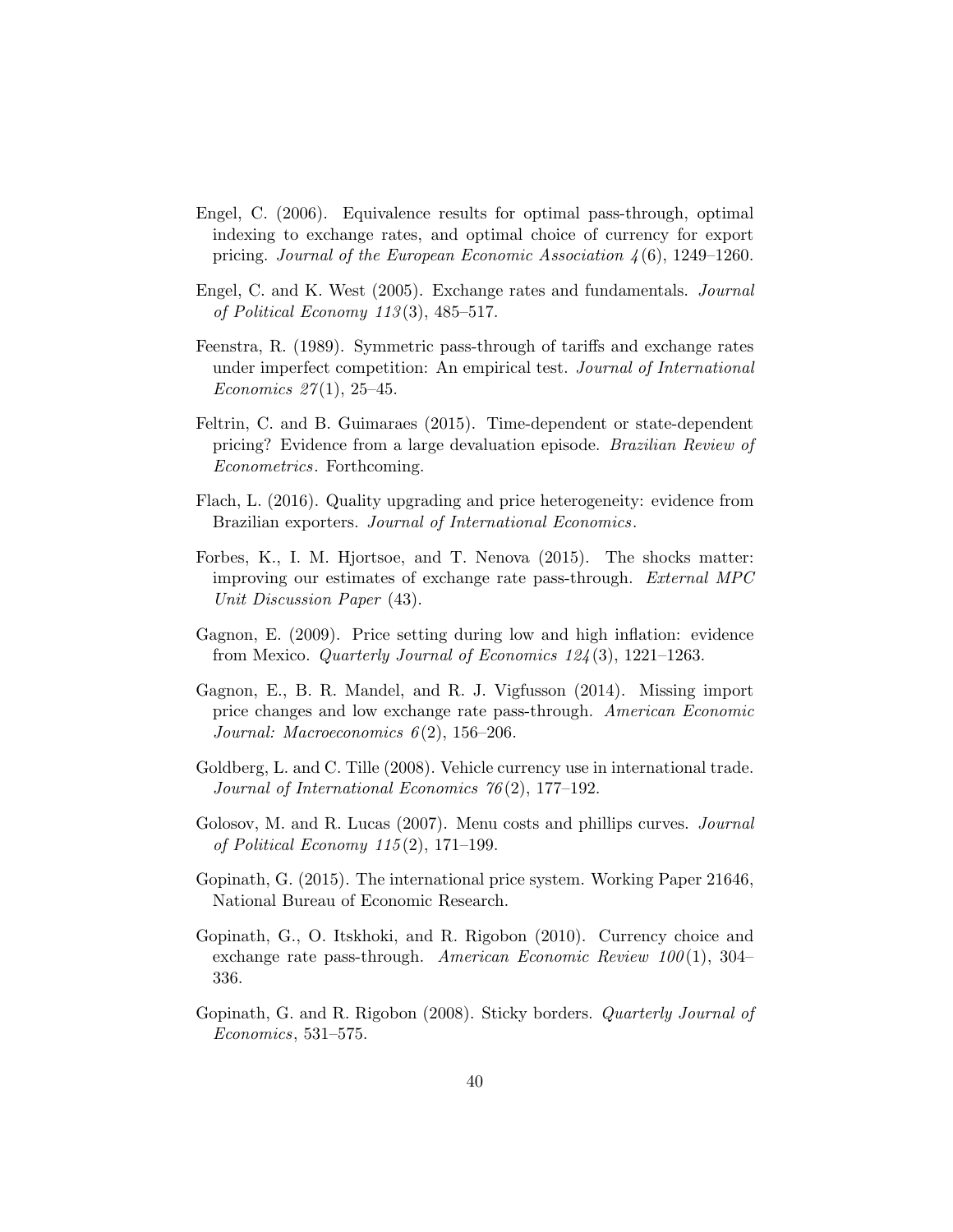Engel, C. (2006). Equivalence results for optimal pass-through, optimal indexing to exchange rates, and optimal choice of currency for export pricing. *Journal of the European Economic Association 4*(6), 1249–1260.

Engel, C. and K. West (2005). Exchange rates and fundamentals. *Journal of Political Economy 113*(3), 485–517.

Feenstra, R. (1989). Symmetric pass-through of tariffs and exchange rates under imperfect competition: An empirical test. *Journal of International Economics 27*(1), 25–45.

Feltrin, C. and B. Guimaraes (2015). Time-dependent or state-dependent pricing? Evidence from a large devaluation episode. *Brazilian Review of Econometrics*. Forthcoming.

Flach, L. (2016). Quality upgrading and price heterogeneity: evidence from Brazilian exporters. *Journal of International Economics*.

Forbes, K., I. M. Hjortsoe, and T. Nenova (2015). The shocks matter: improving our estimates of exchange rate pass-through. *External MPC Unit Discussion Paper* (43).

Gagnon, E. (2009). Price setting during low and high inflation: evidence from Mexico. *Quarterly Journal of Economics 124*(3), 1221–1263.

Gagnon, E., B. R. Mandel, and R. J. Vigfusson (2014). Missing import price changes and low exchange rate pass-through. *American Economic Journal: Macroeconomics 6*(2), 156–206.

Goldberg, L. and C. Tille (2008). Vehicle currency use in international trade. *Journal of International Economics 76*(2), 177–192.

Golosov, M. and R. Lucas (2007). Menu costs and phillips curves. *Journal of Political Economy 115*(2), 171–199.

Gopinath, G. (2015). The international price system. Working Paper 21646, National Bureau of Economic Research.

Gopinath, G., O. Itskhoki, and R. Rigobon (2010). Currency choice and exchange rate pass-through. *American Economic Review 100*(1), 304–336.

Gopinath, G. and R. Rigobon (2008). Sticky borders. *Quarterly Journal of Economics*, 531–575.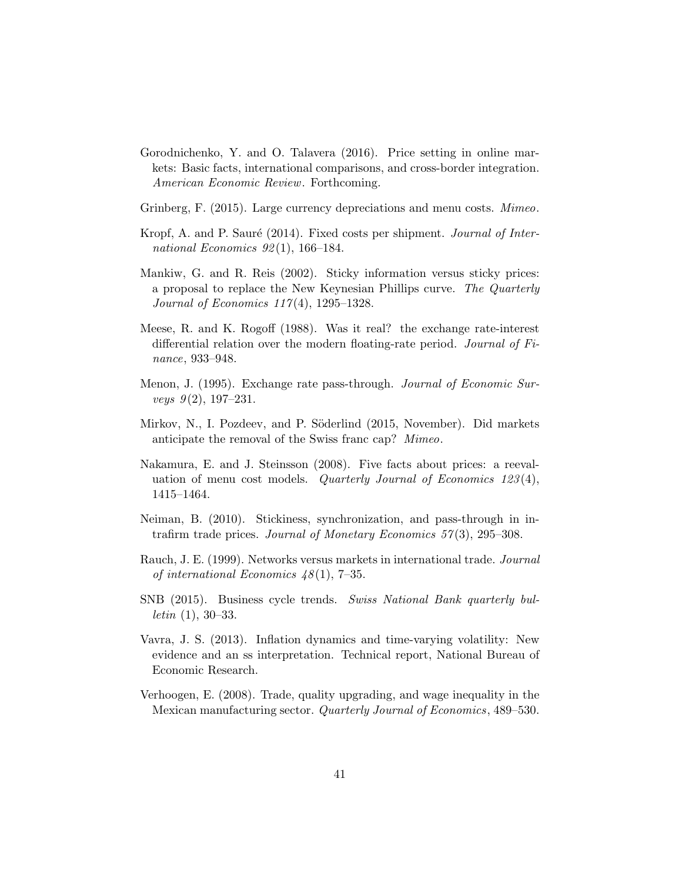Gorodnichenko, Y. and O. Talavera (2016). Price setting in online markets: Basic facts, international comparisons, and cross-border integration. *American Economic Review*. Forthcoming.

Grinberg, F. (2015). Large currency depreciations and menu costs. *Mimeo*.

Kropf, A. and P. Sauré (2014). Fixed costs per shipment. *Journal of International Economics 92*(1), 166–184.

Mankiw, G. and R. Reis (2002). Sticky information versus sticky prices: a proposal to replace the New Keynesian Phillips curve. *The Quarterly Journal of Economics 117*(4), 1295–1328.

Meese, R. and K. Rogoff (1988). Was it real? the exchange rate-interest differential relation over the modern floating-rate period. *Journal of Finance*, 933–948.

Menon, J. (1995). Exchange rate pass-through. *Journal of Economic Surveys 9*(2), 197–231.

Mirkov, N., I. Pozdeev, and P. Söderlind (2015, November). Did markets anticipate the removal of the Swiss franc cap? *Mimeo*.

Nakamura, E. and J. Steinsson (2008). Five facts about prices: a reevaluation of menu cost models. *Quarterly Journal of Economics 123*(4), 1415–1464.

Neiman, B. (2010). Stickiness, synchronization, and pass-through in intrafirm trade prices. *Journal of Monetary Economics 57*(3), 295–308.

Rauch, J. E. (1999). Networks versus markets in international trade. *Journal of international Economics 48*(1), 7–35.

SNB (2015). Business cycle trends. *Swiss National Bank quarterly bulletin* (1), 30–33.

Vavra, J. S. (2013). Inflation dynamics and time-varying volatility: New evidence and an ss interpretation. Technical report, National Bureau of Economic Research.

Verhoogen, E. (2008). Trade, quality upgrading, and wage inequality in the Mexican manufacturing sector. *Quarterly Journal of Economics*, 489–530.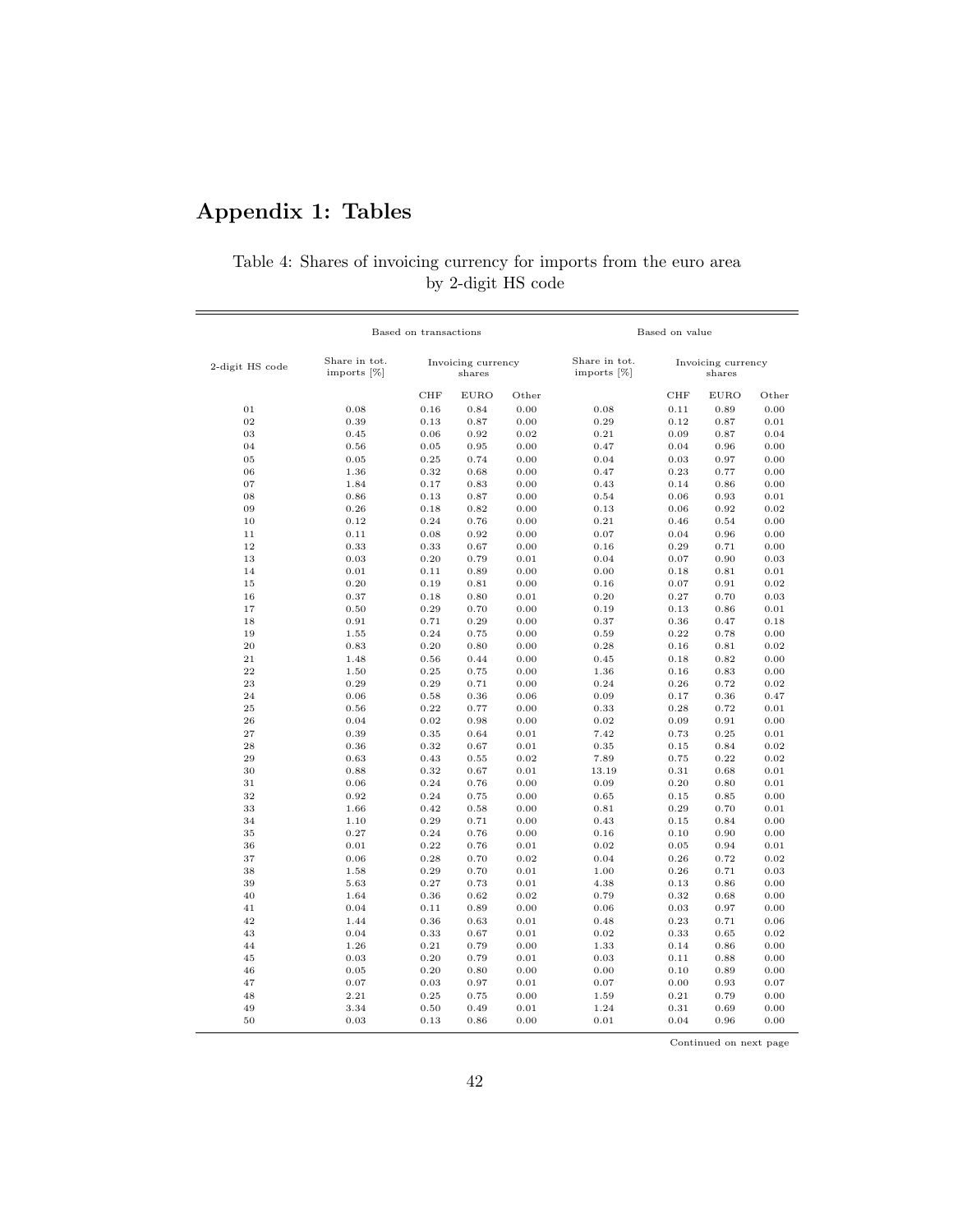# Appendix 1: Tables

Table 4: Shares of invoicing currency for imports from the euro area by 2-digit HS code

| | Based on transactions | | | | Based on value | | | |
|---|---|---|---|---|---|---|---|---|
| 2-digit HS code | Share in tot. imports [%] | Invoicing currency shares | | | Share in tot. imports [%] | Invoicing currency shares | | |
| | | CHF | EURO | Other | | CHF | EURO | Other |
| 01 | 0.08 | 0.16 | 0.84 | 0.00 | 0.08 | 0.11 | 0.89 | 0.00 |
| 02 | 0.39 | 0.13 | 0.87 | 0.00 | 0.29 | 0.12 | 0.87 | 0.01 |
| 03 | 0.45 | 0.06 | 0.92 | 0.02 | 0.21 | 0.09 | 0.87 | 0.04 |
| 04 | 0.56 | 0.05 | 0.95 | 0.00 | 0.47 | 0.04 | 0.96 | 0.00 |
| 05 | 0.05 | 0.25 | 0.74 | 0.00 | 0.04 | 0.03 | 0.97 | 0.00 |
| 06 | 1.36 | 0.32 | 0.68 | 0.00 | 0.47 | 0.23 | 0.77 | 0.00 |
| 07 | 1.84 | 0.17 | 0.83 | 0.00 | 0.43 | 0.14 | 0.86 | 0.00 |
| 08 | 0.86 | 0.13 | 0.87 | 0.00 | 0.54 | 0.06 | 0.93 | 0.01 |
| 09 | 0.26 | 0.18 | 0.82 | 0.00 | 0.13 | 0.06 | 0.92 | 0.02 |
| 10 | 0.12 | 0.24 | 0.76 | 0.00 | 0.21 | 0.46 | 0.54 | 0.00 |
| 11 | 0.11 | 0.08 | 0.92 | 0.00 | 0.07 | 0.04 | 0.96 | 0.00 |
| 12 | 0.33 | 0.33 | 0.67 | 0.00 | 0.16 | 0.29 | 0.71 | 0.00 |
| 13 | 0.03 | 0.20 | 0.79 | 0.01 | 0.04 | 0.07 | 0.90 | 0.03 |
| 14 | 0.01 | 0.11 | 0.89 | 0.00 | 0.00 | 0.18 | 0.81 | 0.01 |
| 15 | 0.20 | 0.19 | 0.81 | 0.00 | 0.16 | 0.07 | 0.91 | 0.02 |
| 16 | 0.37 | 0.18 | 0.80 | 0.01 | 0.20 | 0.27 | 0.70 | 0.03 |
| 17 | 0.50 | 0.29 | 0.70 | 0.00 | 0.19 | 0.13 | 0.86 | 0.01 |
| 18 | 0.91 | 0.71 | 0.29 | 0.00 | 0.37 | 0.36 | 0.47 | 0.18 |
| 19 | 1.55 | 0.24 | 0.75 | 0.00 | 0.59 | 0.22 | 0.78 | 0.00 |
| 20 | 0.83 | 0.20 | 0.80 | 0.00 | 0.28 | 0.16 | 0.81 | 0.02 |
| 21 | 1.48 | 0.56 | 0.44 | 0.00 | 0.45 | 0.18 | 0.82 | 0.00 |
| 22 | 1.50 | 0.25 | 0.75 | 0.00 | 1.36 | 0.16 | 0.83 | 0.00 |
| 23 | 0.29 | 0.29 | 0.71 | 0.00 | 0.24 | 0.26 | 0.72 | 0.02 |
| 24 | 0.06 | 0.58 | 0.36 | 0.06 | 0.09 | 0.17 | 0.36 | 0.47 |
| 25 | 0.56 | 0.22 | 0.77 | 0.00 | 0.33 | 0.28 | 0.72 | 0.01 |
| 26 | 0.04 | 0.02 | 0.98 | 0.00 | 0.02 | 0.09 | 0.91 | 0.00 |
| 27 | 0.39 | 0.35 | 0.64 | 0.01 | 7.42 | 0.73 | 0.25 | 0.01 |
| 28 | 0.36 | 0.32 | 0.67 | 0.01 | 0.35 | 0.15 | 0.84 | 0.02 |
| 29 | 0.63 | 0.43 | 0.55 | 0.02 | 7.89 | 0.75 | 0.22 | 0.02 |
| 30 | 0.88 | 0.32 | 0.67 | 0.01 | 13.19 | 0.31 | 0.68 | 0.01 |
| 31 | 0.06 | 0.24 | 0.76 | 0.00 | 0.09 | 0.20 | 0.80 | 0.01 |
| 32 | 0.92 | 0.24 | 0.75 | 0.00 | 0.65 | 0.15 | 0.85 | 0.00 |
| 33 | 1.66 | 0.42 | 0.58 | 0.00 | 0.81 | 0.29 | 0.70 | 0.01 |
| 34 | 1.10 | 0.29 | 0.71 | 0.00 | 0.43 | 0.15 | 0.84 | 0.00 |
| 35 | 0.27 | 0.24 | 0.76 | 0.00 | 0.16 | 0.10 | 0.90 | 0.00 |
| 36 | 0.01 | 0.22 | 0.76 | 0.01 | 0.02 | 0.05 | 0.94 | 0.01 |
| 37 | 0.06 | 0.28 | 0.70 | 0.02 | 0.04 | 0.26 | 0.72 | 0.02 |
| 38 | 1.58 | 0.29 | 0.70 | 0.01 | 1.00 | 0.26 | 0.71 | 0.03 |
| 39 | 5.63 | 0.27 | 0.73 | 0.01 | 4.38 | 0.13 | 0.86 | 0.00 |
| 40 | 1.64 | 0.36 | 0.62 | 0.02 | 0.79 | 0.32 | 0.68 | 0.00 |
| 41 | 0.04 | 0.11 | 0.89 | 0.00 | 0.06 | 0.03 | 0.97 | 0.00 |
| 42 | 1.44 | 0.36 | 0.63 | 0.01 | 0.48 | 0.23 | 0.71 | 0.06 |
| 43 | 0.04 | 0.33 | 0.67 | 0.01 | 0.02 | 0.33 | 0.65 | 0.02 |
| 44 | 1.26 | 0.21 | 0.79 | 0.00 | 1.33 | 0.14 | 0.86 | 0.00 |
| 45 | 0.03 | 0.20 | 0.79 | 0.01 | 0.03 | 0.11 | 0.88 | 0.00 |
| 46 | 0.05 | 0.20 | 0.80 | 0.00 | 0.00 | 0.10 | 0.89 | 0.00 |
| 47 | 0.07 | 0.03 | 0.97 | 0.01 | 0.07 | 0.00 | 0.93 | 0.07 |
| 48 | 2.21 | 0.25 | 0.75 | 0.00 | 1.59 | 0.21 | 0.79 | 0.00 |
| 49 | 3.34 | 0.50 | 0.49 | 0.01 | 1.24 | 0.31 | 0.69 | 0.00 |
| 50 | 0.03 | 0.13 | 0.86 | 0.00 | 0.01 | 0.04 | 0.96 | 0.00 |

Continued on next page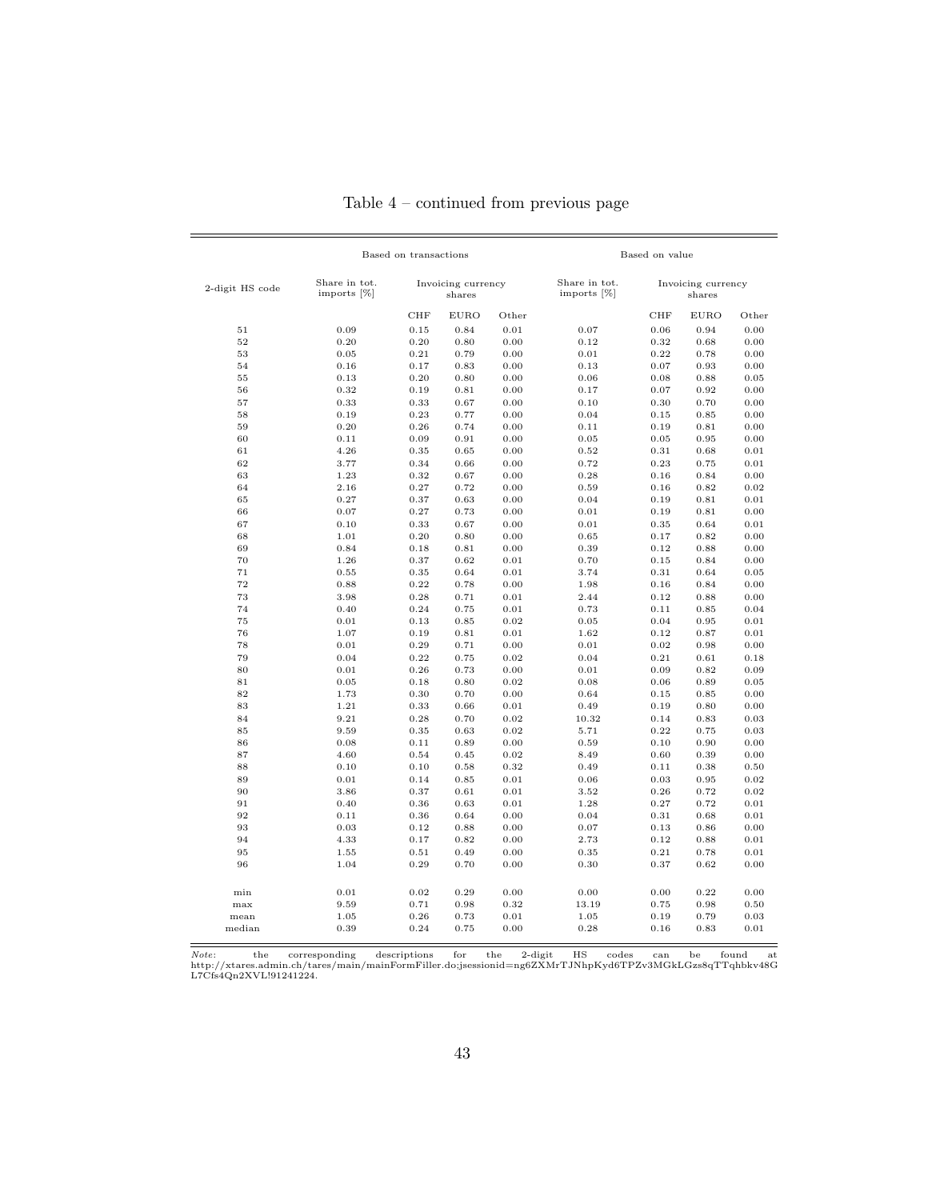Table 4 – continued from previous page

| | Based on transactions | | | | Based on value | | | |
|---|---|---|---|---|---|---|---|---|
| 2-digit HS code | Share in tot. imports [%] | Invoicing currency shares | | | Share in tot. imports [%] | Invoicing currency shares | | |
| | | CHF | EURO | Other | | CHF | EURO | Other |
| 51 | 0.09 | 0.15 | 0.84 | 0.01 | 0.07 | 0.06 | 0.94 | 0.00 |
| 52 | 0.20 | 0.20 | 0.80 | 0.00 | 0.12 | 0.32 | 0.68 | 0.00 |
| 53 | 0.05 | 0.21 | 0.79 | 0.00 | 0.01 | 0.22 | 0.78 | 0.00 |
| 54 | 0.16 | 0.17 | 0.83 | 0.00 | 0.13 | 0.07 | 0.93 | 0.00 |
| 55 | 0.13 | 0.20 | 0.80 | 0.00 | 0.06 | 0.08 | 0.88 | 0.05 |
| 56 | 0.32 | 0.19 | 0.81 | 0.00 | 0.17 | 0.07 | 0.92 | 0.00 |
| 57 | 0.33 | 0.33 | 0.67 | 0.00 | 0.10 | 0.30 | 0.70 | 0.00 |
| 58 | 0.19 | 0.23 | 0.77 | 0.00 | 0.04 | 0.15 | 0.85 | 0.00 |
| 59 | 0.20 | 0.26 | 0.74 | 0.00 | 0.11 | 0.19 | 0.81 | 0.00 |
| 60 | 0.11 | 0.09 | 0.91 | 0.00 | 0.05 | 0.05 | 0.95 | 0.00 |
| 61 | 4.26 | 0.35 | 0.65 | 0.00 | 0.52 | 0.31 | 0.68 | 0.01 |
| 62 | 3.77 | 0.34 | 0.66 | 0.00 | 0.72 | 0.23 | 0.75 | 0.01 |
| 63 | 1.23 | 0.32 | 0.67 | 0.00 | 0.28 | 0.16 | 0.84 | 0.00 |
| 64 | 2.16 | 0.27 | 0.72 | 0.00 | 0.59 | 0.16 | 0.82 | 0.02 |
| 65 | 0.27 | 0.37 | 0.63 | 0.00 | 0.04 | 0.19 | 0.81 | 0.01 |
| 66 | 0.07 | 0.27 | 0.73 | 0.00 | 0.01 | 0.19 | 0.81 | 0.00 |
| 67 | 0.10 | 0.33 | 0.67 | 0.00 | 0.01 | 0.35 | 0.64 | 0.01 |
| 68 | 1.01 | 0.20 | 0.80 | 0.00 | 0.65 | 0.17 | 0.82 | 0.00 |
| 69 | 0.84 | 0.18 | 0.81 | 0.00 | 0.39 | 0.12 | 0.88 | 0.00 |
| 70 | 1.26 | 0.37 | 0.62 | 0.01 | 0.70 | 0.15 | 0.84 | 0.00 |
| 71 | 0.55 | 0.35 | 0.64 | 0.01 | 3.74 | 0.31 | 0.64 | 0.05 |
| 72 | 0.88 | 0.22 | 0.78 | 0.00 | 1.98 | 0.16 | 0.84 | 0.00 |
| 73 | 3.98 | 0.28 | 0.71 | 0.01 | 2.44 | 0.12 | 0.88 | 0.00 |
| 74 | 0.40 | 0.24 | 0.75 | 0.01 | 0.73 | 0.11 | 0.85 | 0.04 |
| 75 | 0.01 | 0.13 | 0.85 | 0.02 | 0.05 | 0.04 | 0.95 | 0.01 |
| 76 | 1.07 | 0.19 | 0.81 | 0.01 | 1.62 | 0.12 | 0.87 | 0.01 |
| 78 | 0.01 | 0.29 | 0.71 | 0.00 | 0.01 | 0.02 | 0.98 | 0.00 |
| 79 | 0.04 | 0.22 | 0.75 | 0.02 | 0.04 | 0.21 | 0.61 | 0.18 |
| 80 | 0.01 | 0.26 | 0.73 | 0.00 | 0.01 | 0.09 | 0.82 | 0.09 |
| 81 | 0.05 | 0.18 | 0.80 | 0.02 | 0.08 | 0.06 | 0.89 | 0.05 |
| 82 | 1.73 | 0.30 | 0.70 | 0.00 | 0.64 | 0.15 | 0.85 | 0.00 |
| 83 | 1.21 | 0.33 | 0.66 | 0.01 | 0.49 | 0.19 | 0.80 | 0.00 |
| 84 | 9.21 | 0.28 | 0.70 | 0.02 | 10.32 | 0.14 | 0.83 | 0.03 |
| 85 | 9.59 | 0.35 | 0.63 | 0.02 | 5.71 | 0.22 | 0.75 | 0.03 |
| 86 | 0.08 | 0.11 | 0.89 | 0.00 | 0.59 | 0.10 | 0.90 | 0.00 |
| 87 | 4.60 | 0.54 | 0.45 | 0.02 | 8.49 | 0.60 | 0.39 | 0.00 |
| 88 | 0.10 | 0.10 | 0.58 | 0.32 | 0.49 | 0.11 | 0.38 | 0.50 |
| 89 | 0.01 | 0.14 | 0.85 | 0.01 | 0.06 | 0.03 | 0.95 | 0.02 |
| 90 | 3.86 | 0.37 | 0.61 | 0.01 | 3.52 | 0.26 | 0.72 | 0.02 |
| 91 | 0.40 | 0.36 | 0.63 | 0.01 | 1.28 | 0.27 | 0.72 | 0.01 |
| 92 | 0.11 | 0.36 | 0.64 | 0.00 | 0.04 | 0.31 | 0.68 | 0.01 |
| 93 | 0.03 | 0.12 | 0.88 | 0.00 | 0.07 | 0.13 | 0.86 | 0.00 |
| 94 | 4.33 | 0.17 | 0.82 | 0.00 | 2.73 | 0.12 | 0.88 | 0.01 |
| 95 | 1.55 | 0.51 | 0.49 | 0.00 | 0.35 | 0.21 | 0.78 | 0.01 |
| 96 | 1.04 | 0.29 | 0.70 | 0.00 | 0.30 | 0.37 | 0.62 | 0.00 |
| min | 0.01 | 0.02 | 0.29 | 0.00 | 0.00 | 0.00 | 0.22 | 0.00 |
| max | 9.59 | 0.71 | 0.98 | 0.32 | 13.19 | 0.75 | 0.98 | 0.50 |
| mean | 1.05 | 0.26 | 0.73 | 0.01 | 1.05 | 0.19 | 0.79 | 0.03 |
| median | 0.39 | 0.24 | 0.75 | 0.00 | 0.28 | 0.16 | 0.83 | 0.01 |

*Note*: the corresponding descriptions for the 2-digit HS codes can be found at http://xtares.admin.ch/tares/main/mainFormFiller.do;jsessionid=ng6ZXMrTJNhpKyd6TPZv3MGkLGzs8qTTqhbkv48GL7Cfs4Qn2XVL!91241224.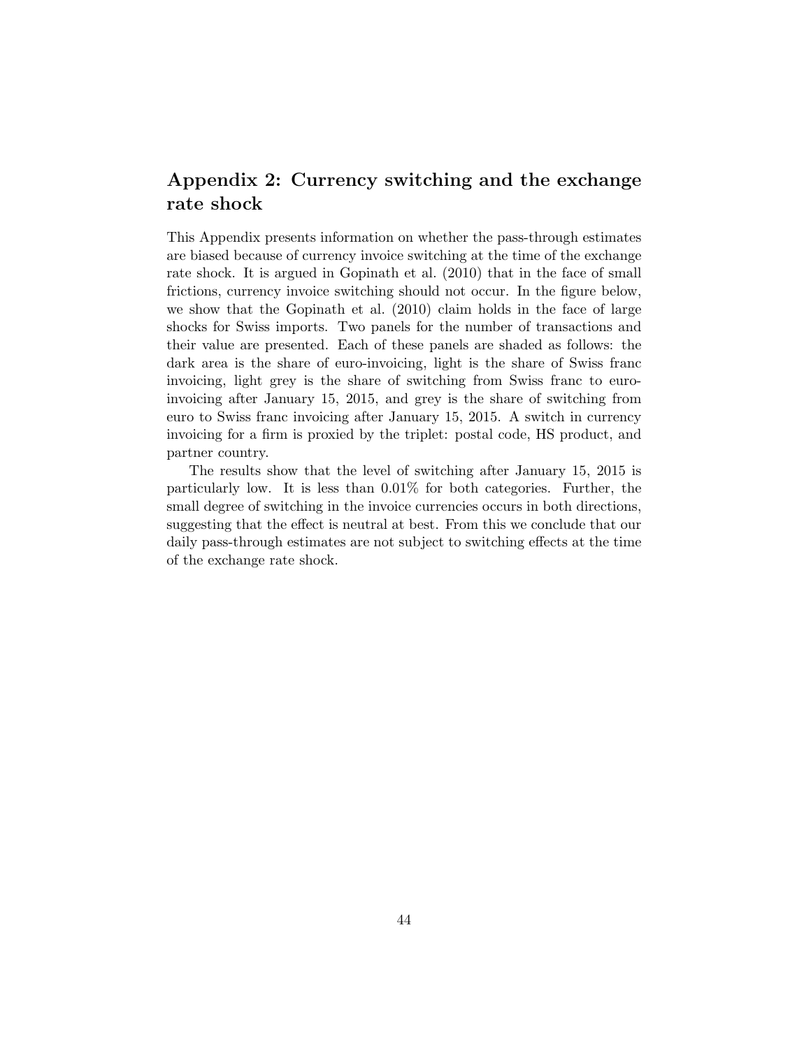## Appendix 2: Currency switching and the exchange rate shock

This Appendix presents information on whether the pass-through estimates are biased because of currency invoice switching at the time of the exchange rate shock. It is argued in Gopinath et al. (2010) that in the face of small frictions, currency invoice switching should not occur. In the figure below, we show that the Gopinath et al. (2010) claim holds in the face of large shocks for Swiss imports. Two panels for the number of transactions and their value are presented. Each of these panels are shaded as follows: the dark area is the share of euro-invoicing, light is the share of Swiss franc invoicing, light grey is the share of switching from Swiss franc to euro-invoicing after January 15, 2015, and grey is the share of switching from euro to Swiss franc invoicing after January 15, 2015. A switch in currency invoicing for a firm is proxied by the triplet: postal code, HS product, and partner country.

The results show that the level of switching after January 15, 2015 is particularly low. It is less than 0.01% for both categories. Further, the small degree of switching in the invoice currencies occurs in both directions, suggesting that the effect is neutral at best. From this we conclude that our daily pass-through estimates are not subject to switching effects at the time of the exchange rate shock.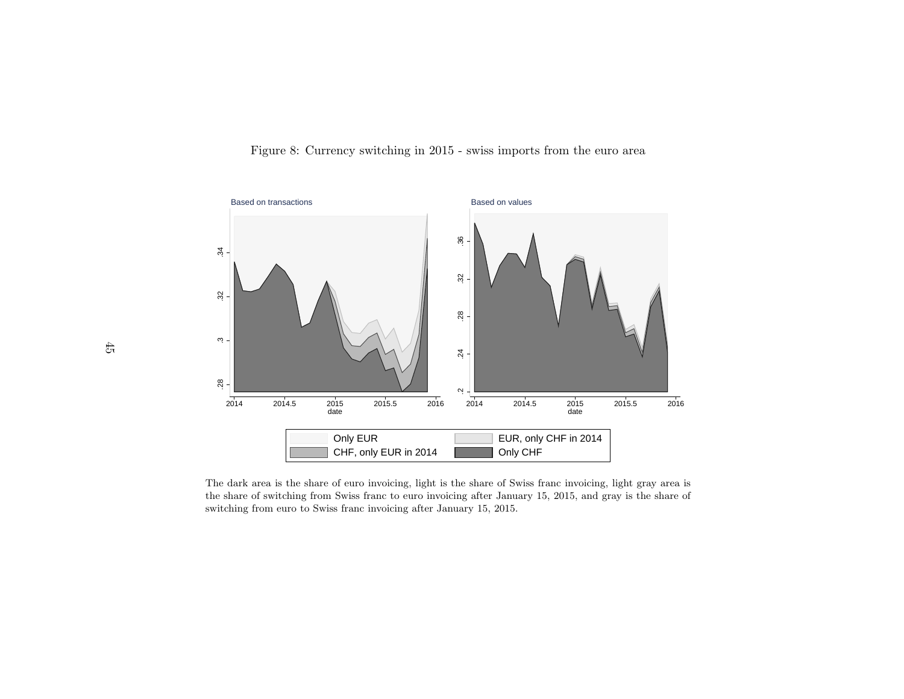Figure 8: Currency switching in 2015 - swiss imports from the euro area

The dark area is the share of euro invoicing, light is the share of Swiss franc invoicing, light gray area is the share of switching from Swiss franc to euro invoicing after January 15, 2015, and gray is the share of switching from euro to Swiss franc invoicing after January 15, 2015.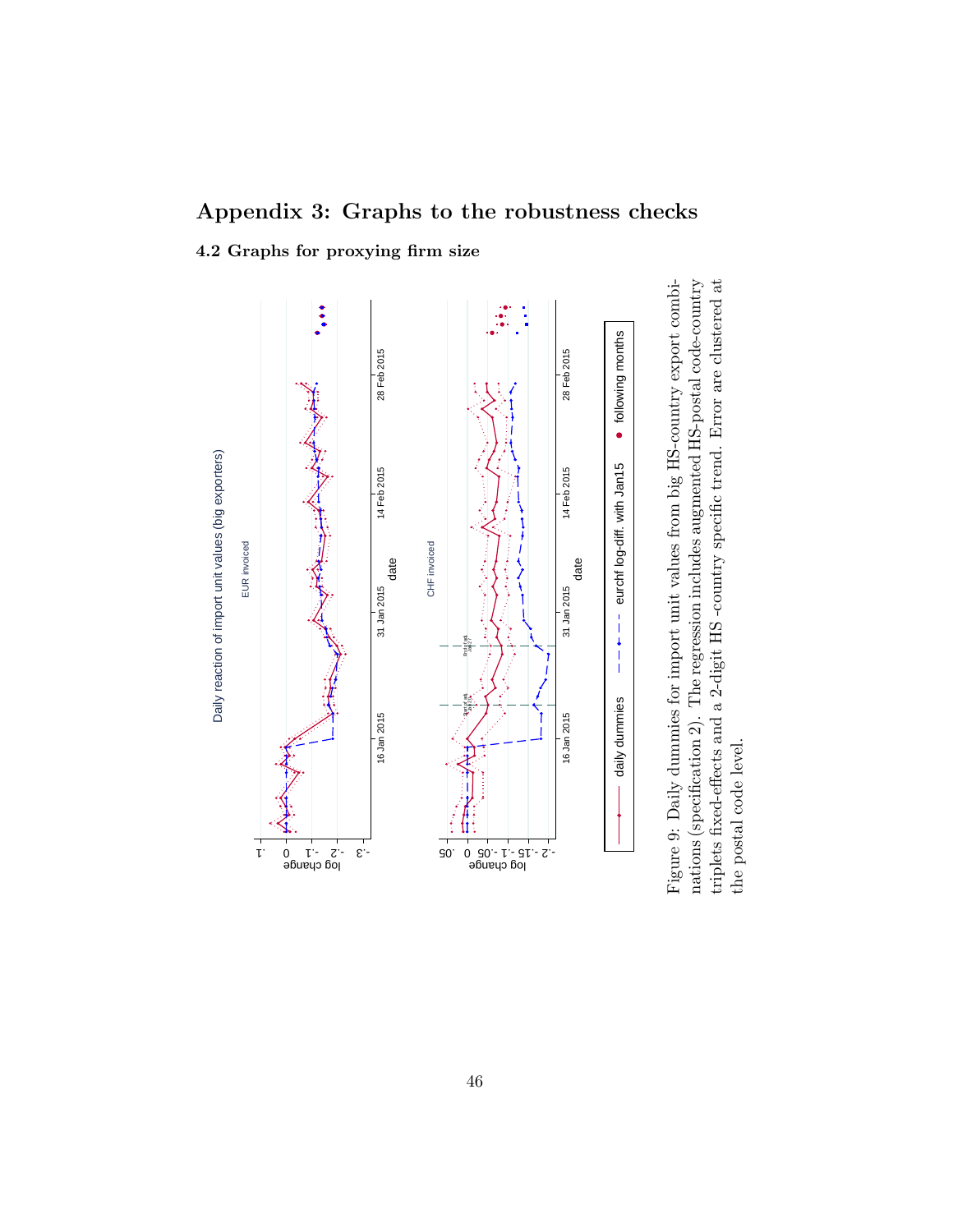# Appendix 3: Graphs to the robustness checks

## 4.2 Graphs for proxying firm size

Figure 9: Daily dummies for import unit values from big HS-country export combinations (specification 2). The regression includes augmented HS-postal code-country triplets fixed-effects and a 2-digit HS -country specific trend. Error are clustered at the postal code level.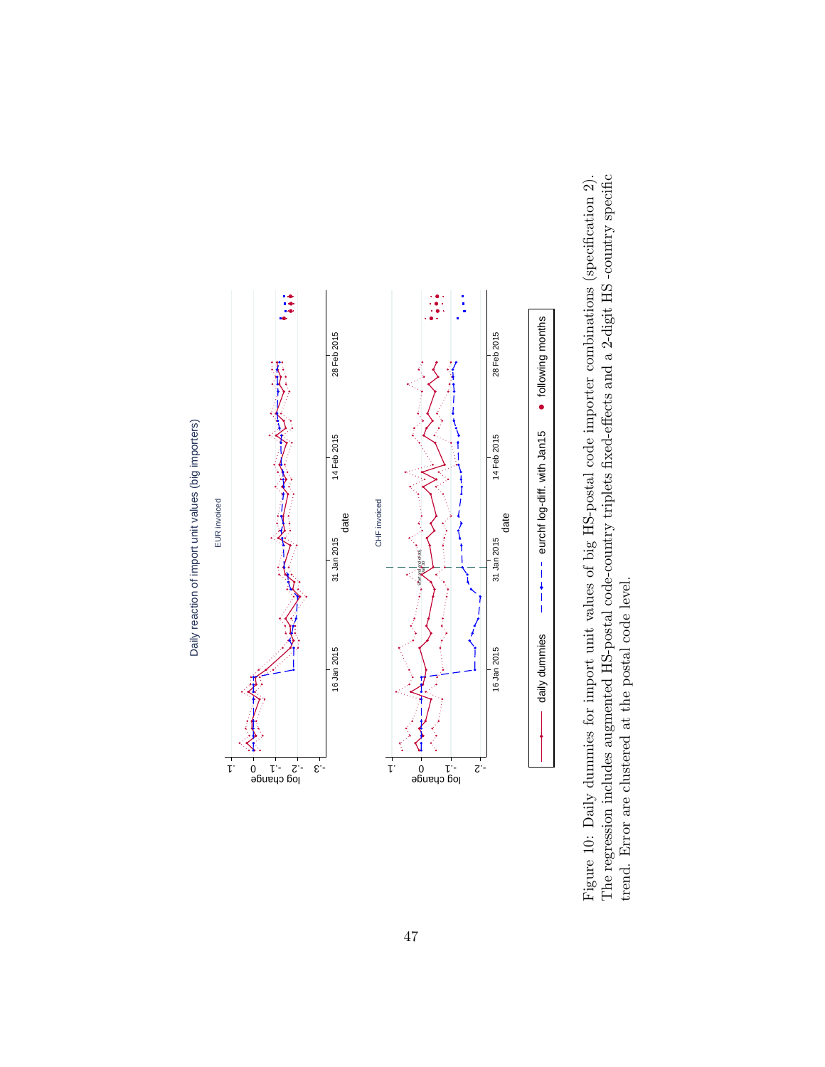Figure 10: Daily dummies for import unit values of big HS-postal code importer combinations (specification 2). The regression includes augmented HS-postal code-country triplets fixed-effects and a 2-digit HS -country specific trend. Error are clustered at the postal code level.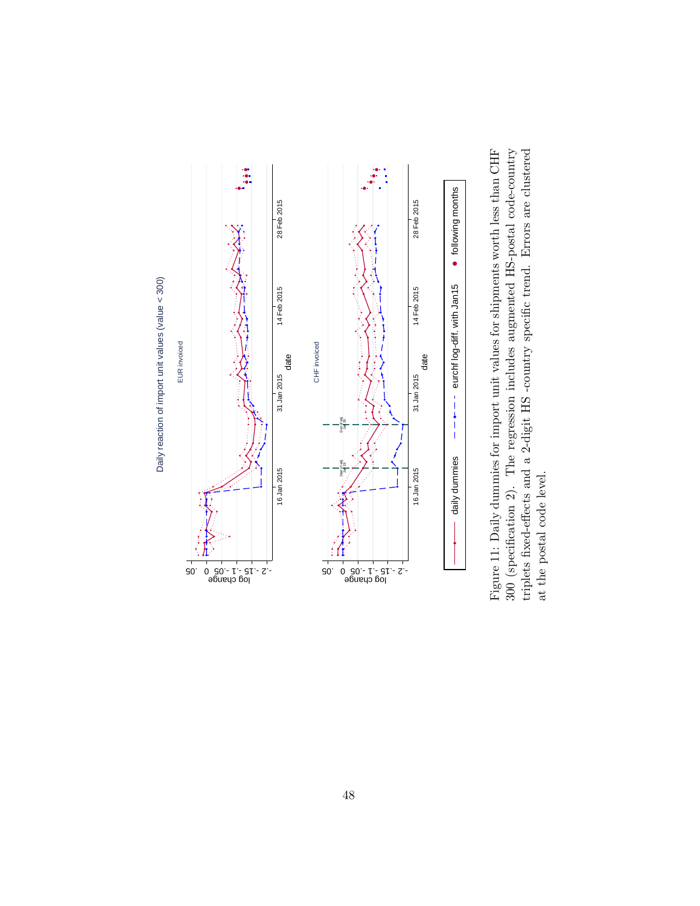Figure 11: Daily dummies for import unit values for shipments worth less than CHF 300 (specification 2). The regression includes augmented HS-postal code-country triplets fixed-effects and a 2-digit HS -country specific trend. Errors are clustered at the postal code level.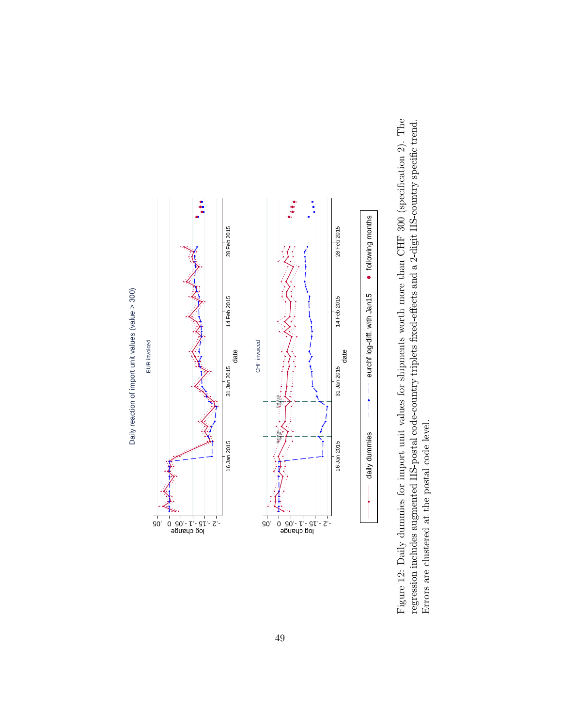Figure 12: Daily dummies for import unit values for shipments worth more than CHF 300 (specification 2). The regression includes augmented HS-postal code-country triplets fixed-effects and a 2-digit HS-country specific trend. Errors are clustered at the postal code level.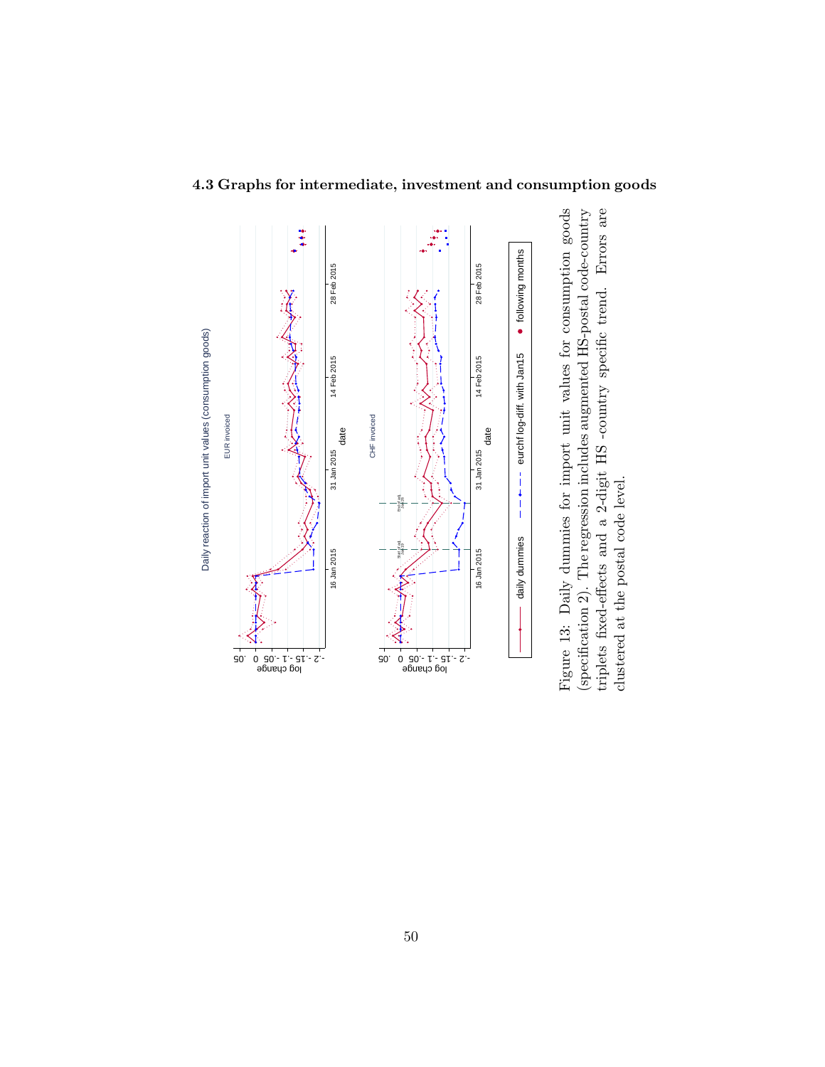### 4.3 Graphs for intermediate, investment and consumption goods

Figure 13: Daily dummies for import unit values for consumption goods (specification 2). The regression includes augmented HS-postal code-country triplets fixed-effects and a 2-digit HS -country specific trend. Errors are clustered at the postal code level.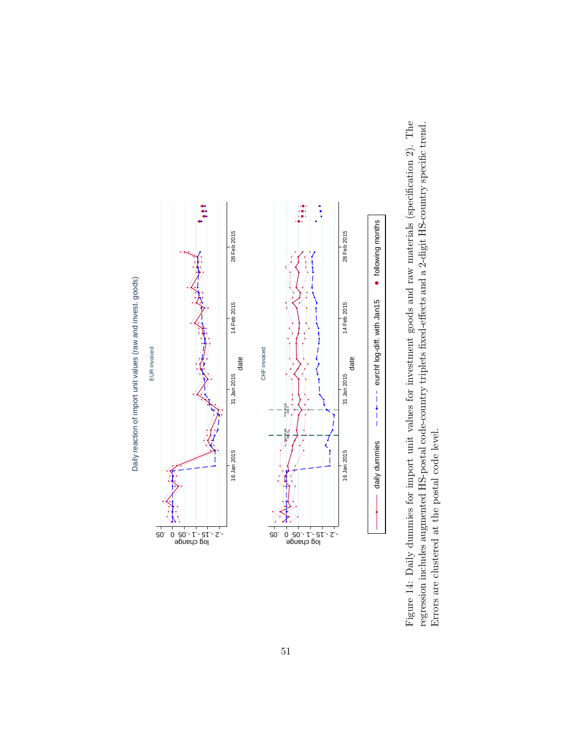Figure 14: Daily dummies for import unit values for investment goods and raw materials (specification 2). The regression includes augmented HS-postal code-country triplets fixed-effects and a 2-digit HS-country specific trend. Errors are clustered at the postal code level.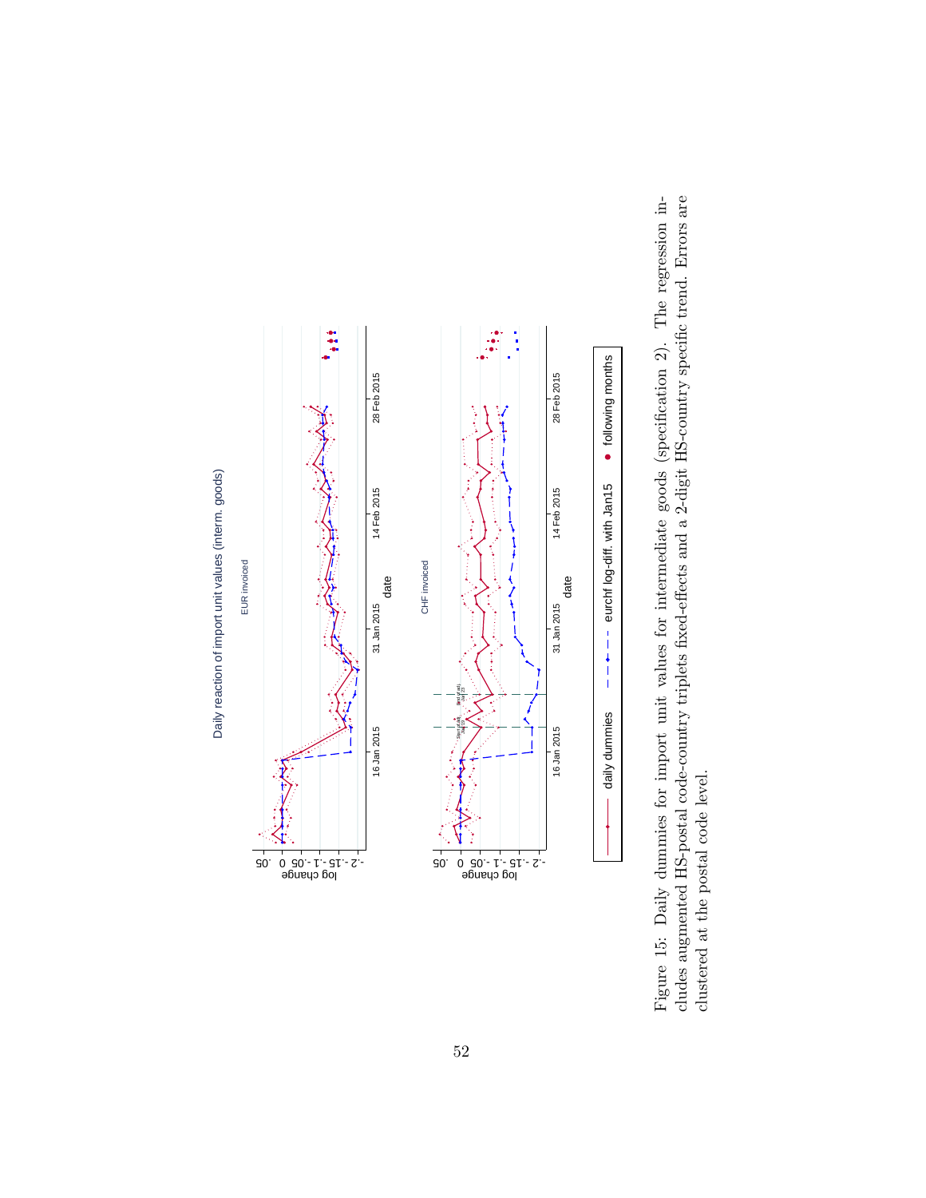Figure 15: Daily dummies for import unit values for intermediate goods (specification 2). The regression includes augmented HS-postal code-country triplets fixed-effects and a 2-digit HS-country specific trend. Errors are clustered at the postal code level.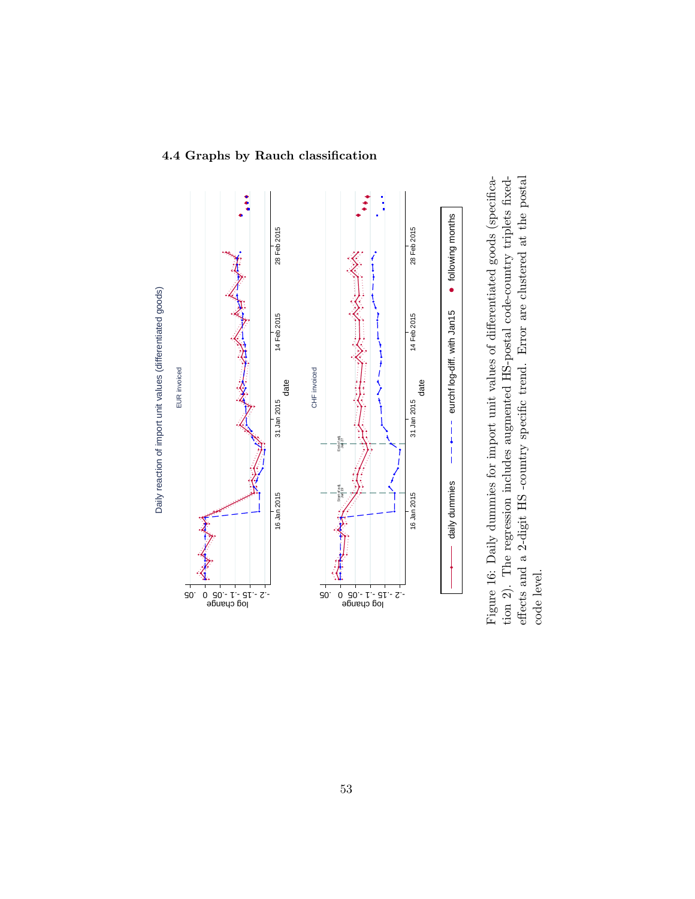### 4.4 Graphs by Rauch classification

Figure 16: Daily dummies for import unit values of differentiated goods (specification 2). The regression includes augmented HS-postal code-country triplets fixed-effects and a 2-digit HS -country specific trend. Error are clustered at the postal code level.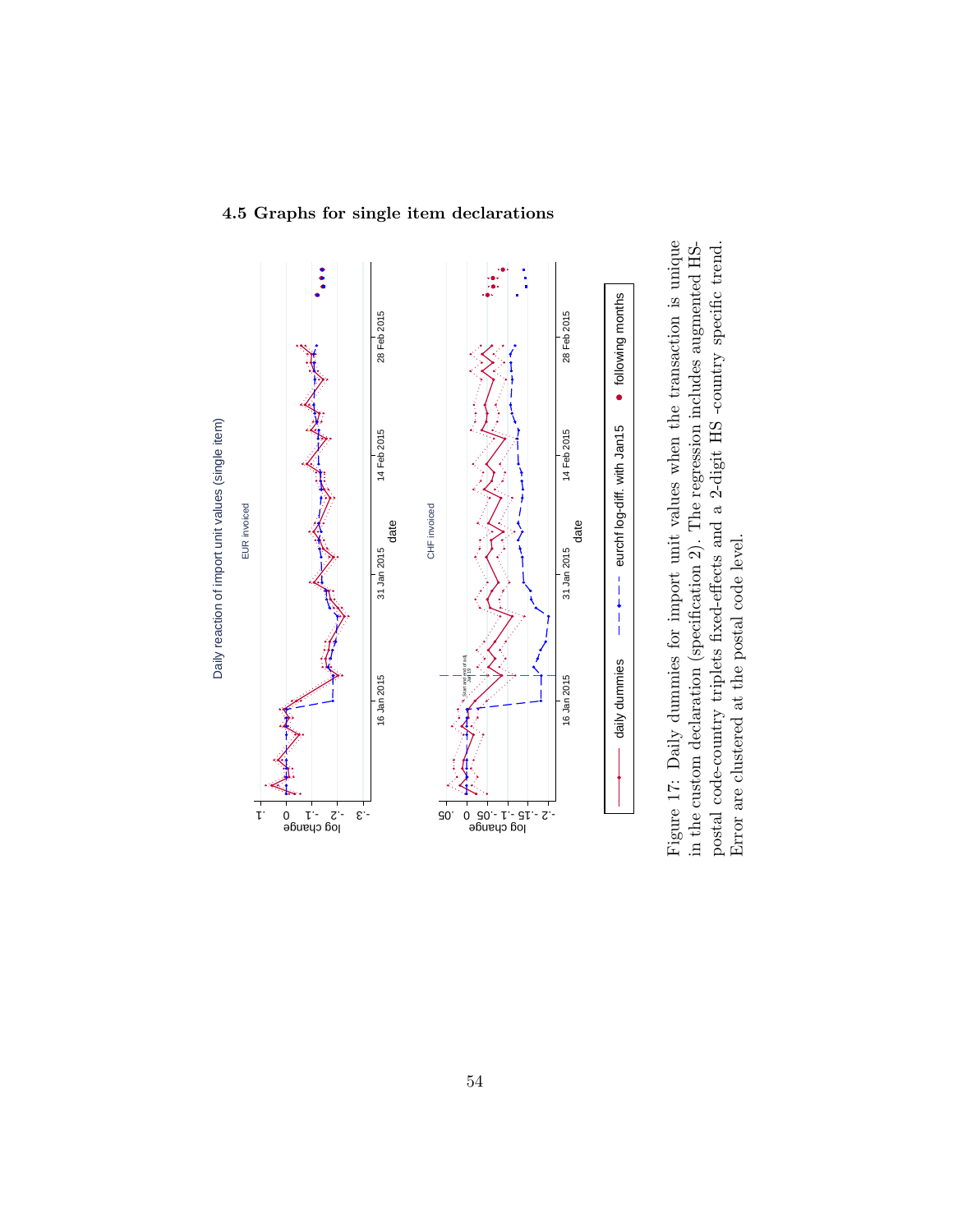### 4.5 Graphs for single item declarations

Figure 17: Daily dummies for import unit values when the transaction is unique in the custom declaration (specification 2). The regression includes augmented HS-postal code-country triplets fixed-effects and a 2-digit HS -country specific trend. Error are clustered at the postal code level.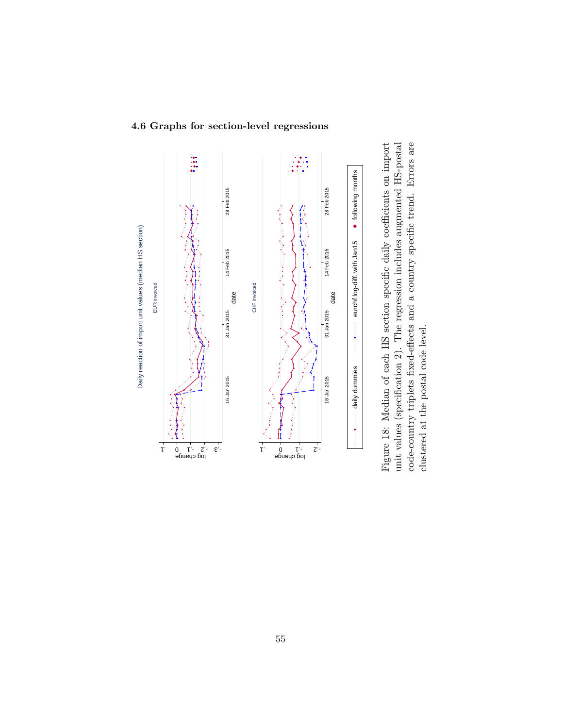### 4.6 Graphs for section-level regressions

Figure 18: Median of each HS section specific daily coefficients on import unit values (specification 2). The regression includes augmented HS-postal code-country triplets fixed-effects and a country specific trend. Errors are clustered at the postal code level.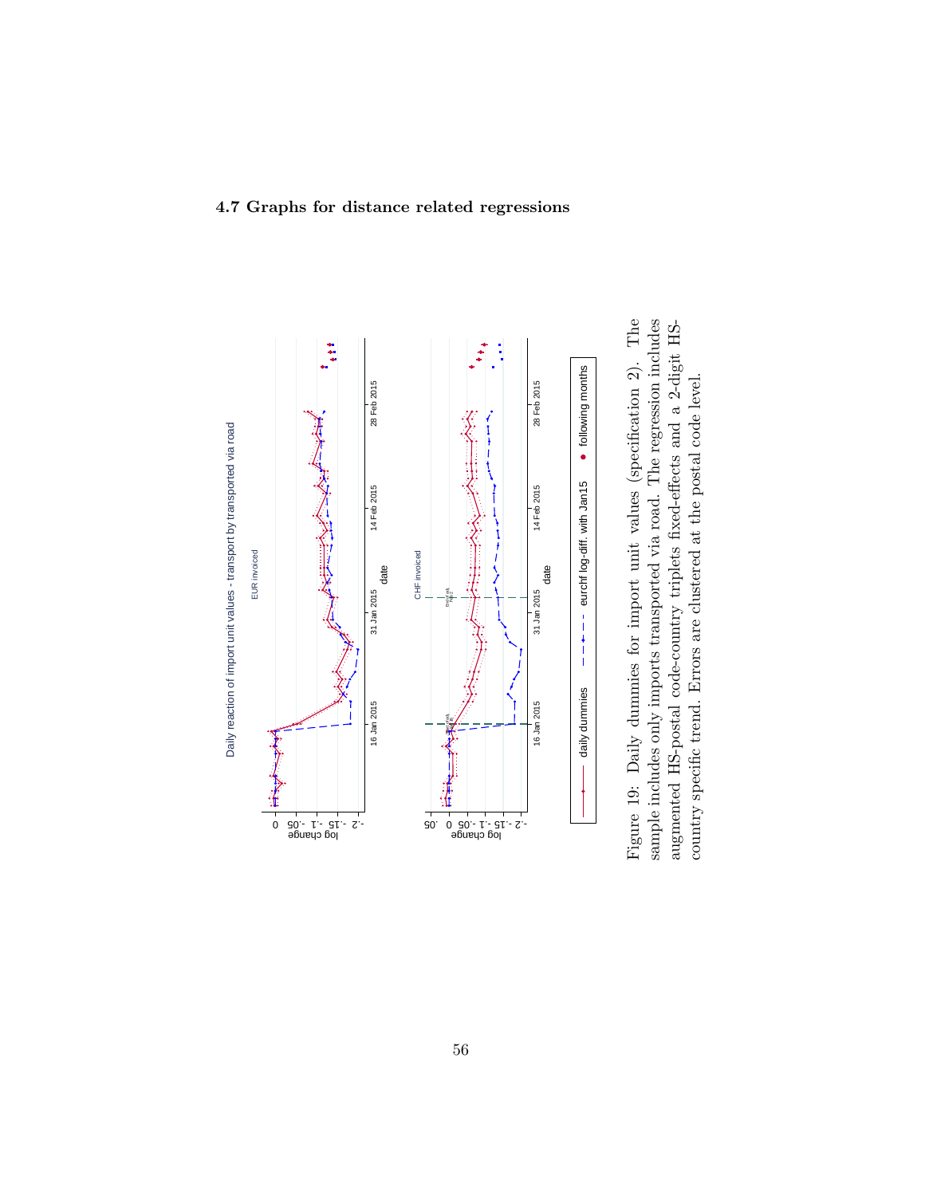### 4.7 Graphs for distance related regressions

Figure 19: Daily dummies for import unit values (specification 2). The sample includes only imports transported via road. The regression includes augmented HS-postal code-country triplets fixed-effects and a 2-digit HS-country specific trend. Errors are clustered at the postal code level.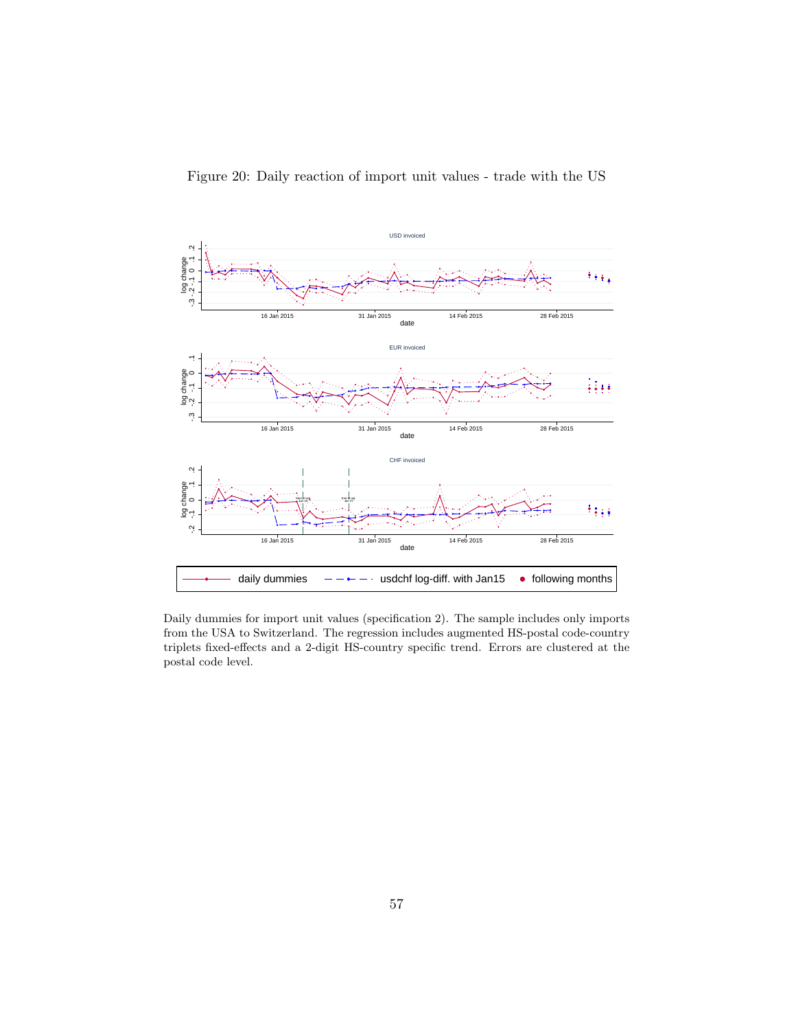Figure 20: Daily reaction of import unit values - trade with the US

Daily dummies for import unit values (specification 2). The sample includes only imports from the USA to Switzerland. The regression includes augmented HS-postal code-country triplets fixed-effects and a 2-digit HS-country specific trend. Errors are clustered at the postal code level.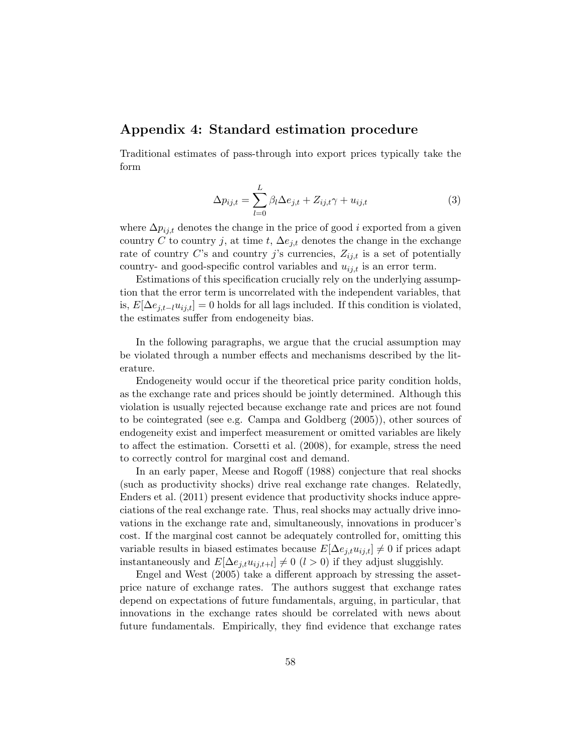## Appendix 4: Standard estimation procedure

Traditional estimates of pass-through into export prices typically take the form

$$\Delta p_{ij,t} = \sum_{l=0}^{L} \beta_l \Delta e_{j,t} + Z_{ij,t}\gamma + u_{ij,t} \tag{3}$$

where $\Delta p_{ij,t}$ denotes the change in the price of good $i$ exported from a given country $C$ to country $j$, at time $t$, $\Delta e_{j,t}$ denotes the change in the exchange rate of country $C$'s and country $j$'s currencies, $Z_{ij,t}$ is a set of potentially country- and good-specific control variables and $u_{ij,t}$ is an error term.

Estimations of this specification crucially rely on the underlying assumption that the error term is uncorrelated with the independent variables, that is, $E[\Delta e_{j,t-l} u_{ij,t}] = 0$ holds for all lags included. If this condition is violated, the estimates suffer from endogeneity bias.

In the following paragraphs, we argue that the crucial assumption may be violated through a number effects and mechanisms described by the literature.

Endogeneity would occur if the theoretical price parity condition holds, as the exchange rate and prices should be jointly determined. Although this violation is usually rejected because exchange rate and prices are not found to be cointegrated (see e.g. Campa and Goldberg (2005)), other sources of endogeneity exist and imperfect measurement or omitted variables are likely to affect the estimation. Corsetti et al. (2008), for example, stress the need to correctly control for marginal cost and demand.

In an early paper, Meese and Rogoff (1988) conjecture that real shocks (such as productivity shocks) drive real exchange rate changes. Relatedly, Enders et al. (2011) present evidence that productivity shocks induce appreciations of the real exchange rate. Thus, real shocks may actually drive innovations in the exchange rate and, simultaneously, innovations in producer's cost. If the marginal cost cannot be adequately controlled for, omitting this variable results in biased estimates because $E[\Delta e_{j,t} u_{ij,t}] \neq 0$ if prices adapt instantaneously and $E[\Delta e_{j,t} u_{ij,t+l}] \neq 0$ $(l > 0)$ if they adjust sluggishly.

Engel and West (2005) take a different approach by stressing the asset-price nature of exchange rates. The authors suggest that exchange rates depend on expectations of future fundamentals, arguing, in particular, that innovations in the exchange rates should be correlated with news about future fundamentals. Empirically, they find evidence that exchange rates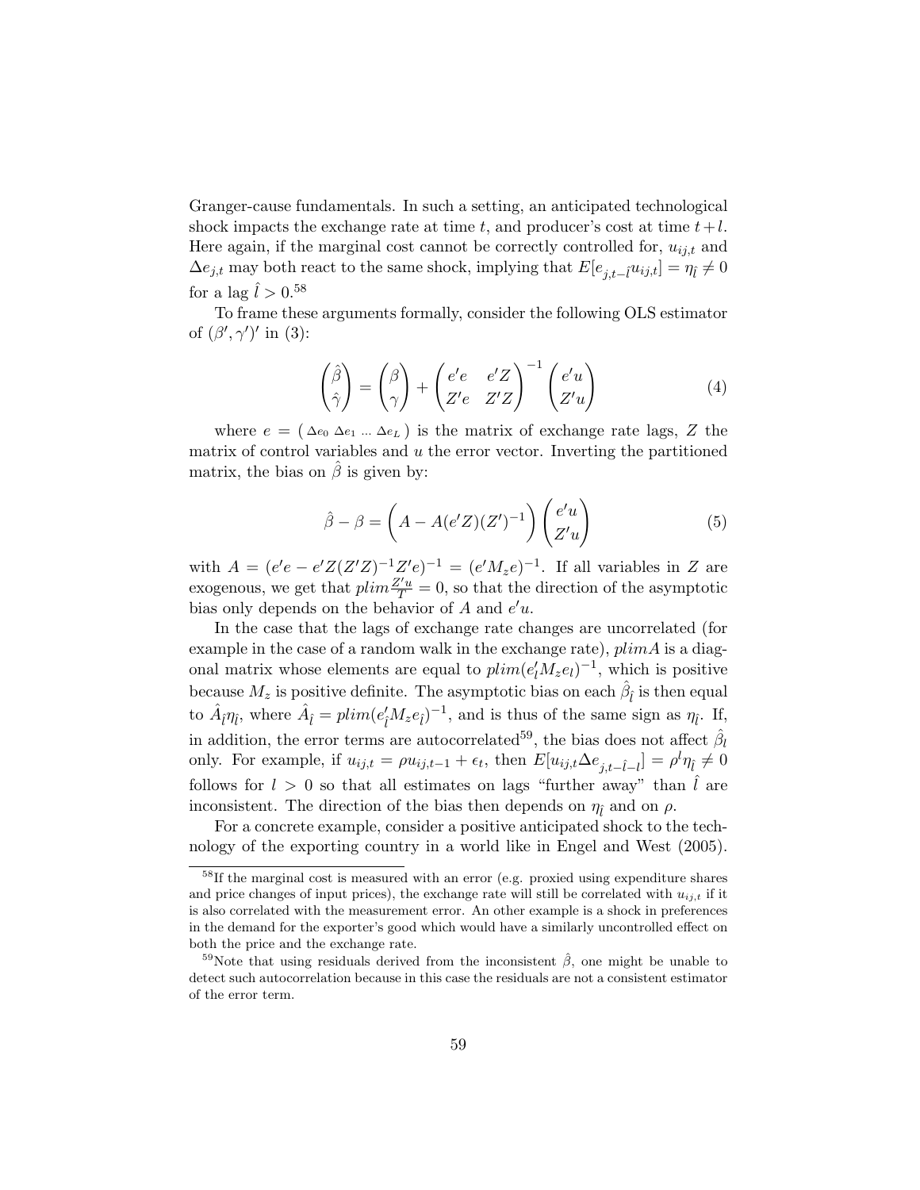Granger-cause fundamentals. In such a setting, an anticipated technological shock impacts the exchange rate at time $t$, and producer's cost at time $t+l$. Here again, if the marginal cost cannot be correctly controlled for, $u_{ij,t}$ and $\Delta e_{j,t}$ may both react to the same shock, implying that $E[e_{j,t-\hat{l}}u_{ij,t}] = \eta_{\hat{l}} \neq 0$ for a lag $\hat{l} > 0$.[58]

To frame these arguments formally, consider the following OLS estimator of $(\beta', \gamma')'$ in (3):

$$\begin{pmatrix} \hat{\beta} \\ \hat{\gamma} \end{pmatrix} = \begin{pmatrix} \beta \\ \gamma \end{pmatrix} + \begin{pmatrix} e'e & e'Z \\ Z'e & Z'Z \end{pmatrix}^{-1} \begin{pmatrix} e'u \\ Z'u \end{pmatrix} \tag{4}$$

where $e = (\, \Delta e_0 \ \Delta e_1 \ \ldots \ \Delta e_L \,)$ is the matrix of exchange rate lags, $Z$ the matrix of control variables and $u$ the error vector. Inverting the partitioned matrix, the bias on $\hat{\beta}$ is given by:

$$\hat{\beta} - \beta = \left( A - A(e'Z)(Z')^{-1} \right) \begin{pmatrix} e'u \\ Z'u \end{pmatrix} \tag{5}$$

with $A = (e'e - e'Z(Z'Z)^{-1}Z'e)^{-1} = (e'M_z e)^{-1}$. If all variables in $Z$ are exogenous, we get that $plim \frac{Z'u}{T} = 0$, so that the direction of the asymptotic bias only depends on the behavior of $A$ and $e'u$.

In the case that the lags of exchange rate changes are uncorrelated (for example in the case of a random walk in the exchange rate), $plim A$ is a diagonal matrix whose elements are equal to $plim(e_l' M_z e_l)^{-1}$, which is positive because $M_z$ is positive definite. The asymptotic bias on each $\hat{\beta}_{\hat{l}}$ is then equal to $\hat{A}_{\hat{l}}\eta_{\hat{l}}$, where $\hat{A}_{\hat{l}} = plim(e_{\hat{l}}' M_z e_{\hat{l}})^{-1}$, and is thus of the same sign as $\eta_{\hat{l}}$. If, in addition, the error terms are autocorrelated[59], the bias does not affect $\hat{\beta}_{\hat{l}}$ only. For example, if $u_{ij,t} = \rho u_{ij,t-1} + \epsilon_t$, then $E[u_{ij,t}\Delta e_{j,t-\hat{l}-l}] = \rho^l \eta_{\hat{l}} \neq 0$ follows for $l > 0$ so that all estimates on lags "further away" than $\hat{l}$ are inconsistent. The direction of the bias then depends on $\eta_{\hat{l}}$ and on $\rho$.

For a concrete example, consider a positive anticipated shock to the technology of the exporting country in a world like in Engel and West (2005).

---

[58] If the marginal cost is measured with an error (e.g. proxied using expenditure shares and price changes of input prices), the exchange rate will still be correlated with $u_{ij,t}$ if it is also correlated with the measurement error. An other example is a shock in preferences in the demand for the exporter's good which would have a similarly uncontrolled effect on both the price and the exchange rate.

[59] Note that using residuals derived from the inconsistent $\hat{\beta}$, one might be unable to detect such autocorrelation because in this case the residuals are not a consistent estimator of the error term.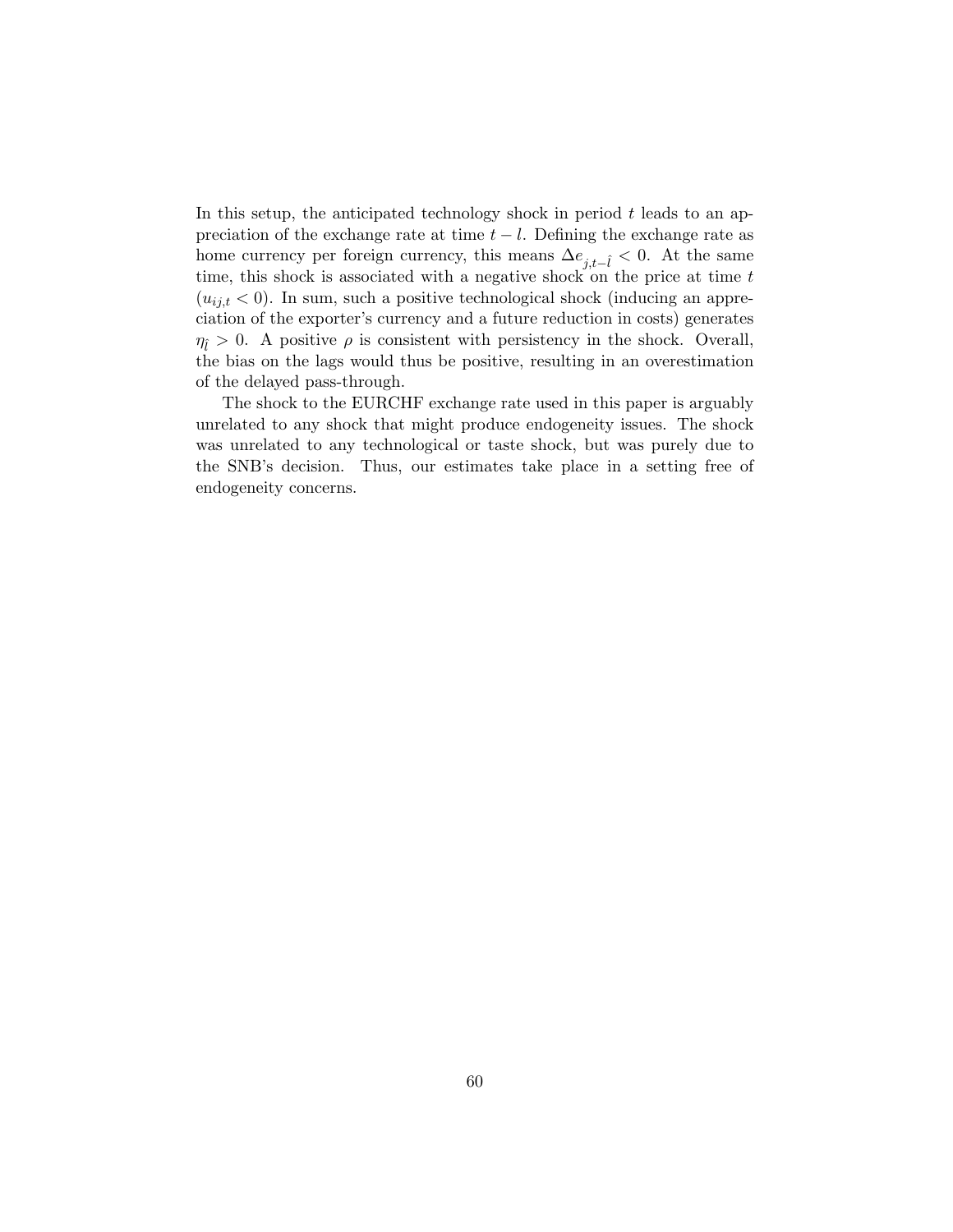In this setup, the anticipated technology shock in period $t$ leads to an appreciation of the exchange rate at time $t - l$. Defining the exchange rate as home currency per foreign currency, this means $\Delta e_{j,t-\hat{l}} < 0$. At the same time, this shock is associated with a negative shock on the price at time $t$ ($u_{ij,t} < 0$). In sum, such a positive technological shock (inducing an appreciation of the exporter's currency and a future reduction in costs) generates $\eta_{\hat{l}} > 0$. A positive $\rho$ is consistent with persistency in the shock. Overall, the bias on the lags would thus be positive, resulting in an overestimation of the delayed pass-through.

The shock to the EURCHF exchange rate used in this paper is arguably unrelated to any shock that might produce endogeneity issues. The shock was unrelated to any technological or taste shock, but was purely due to the SNB's decision. Thus, our estimates take place in a setting free of endogeneity concerns.